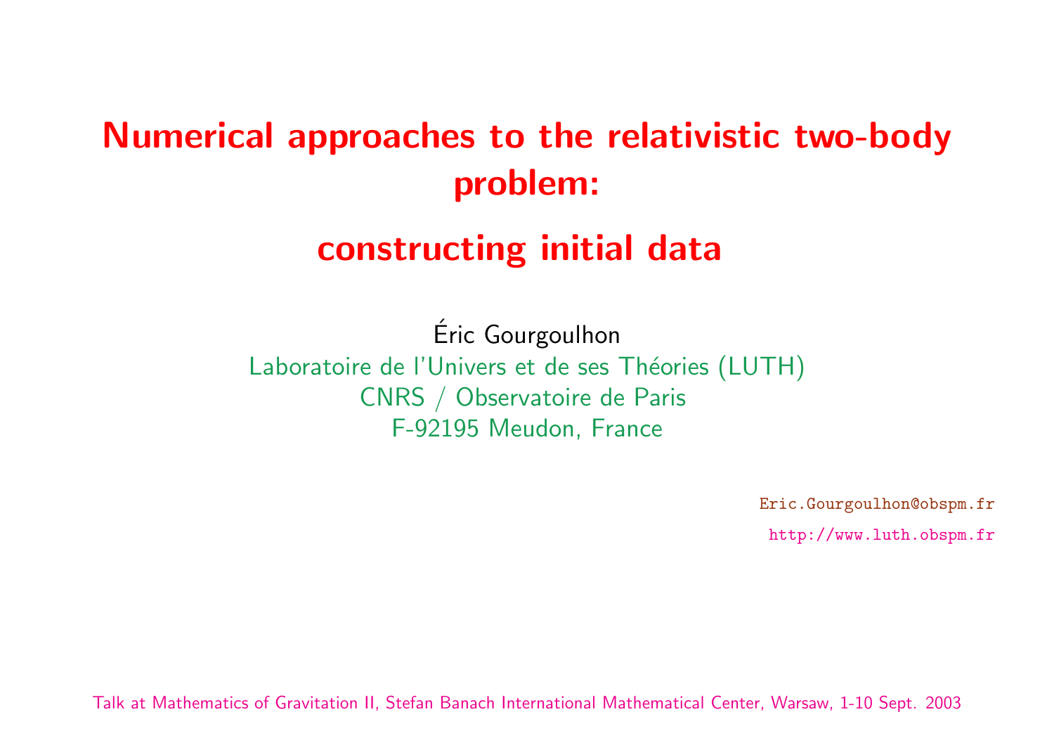# Numerical approaches to the relativistic two-body problem:

## constructing initial data

Éric Gourgoulhon

Laboratoire de l'Univers et de ses Théories (LUTH)
CNRS / Observatoire de Paris
F-92195 Meudon, France

Eric.Gourgoulhon@obspm.fr

http://www.luth.obspm.fr

Talk at Mathematics of Gravitation II, Stefan Banach International Mathematical Center, Warsaw, 1-10 Sept. 2003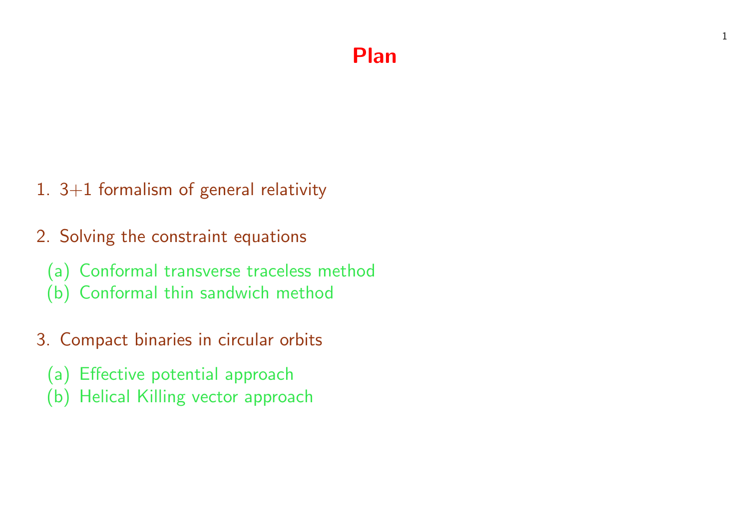# Plan

1. 3+1 formalism of general relativity

2. Solving the constraint equations

   (a) Conformal transverse traceless method
   (b) Conformal thin sandwich method

3. Compact binaries in circular orbits

   (a) Effective potential approach
   (b) Helical Killing vector approach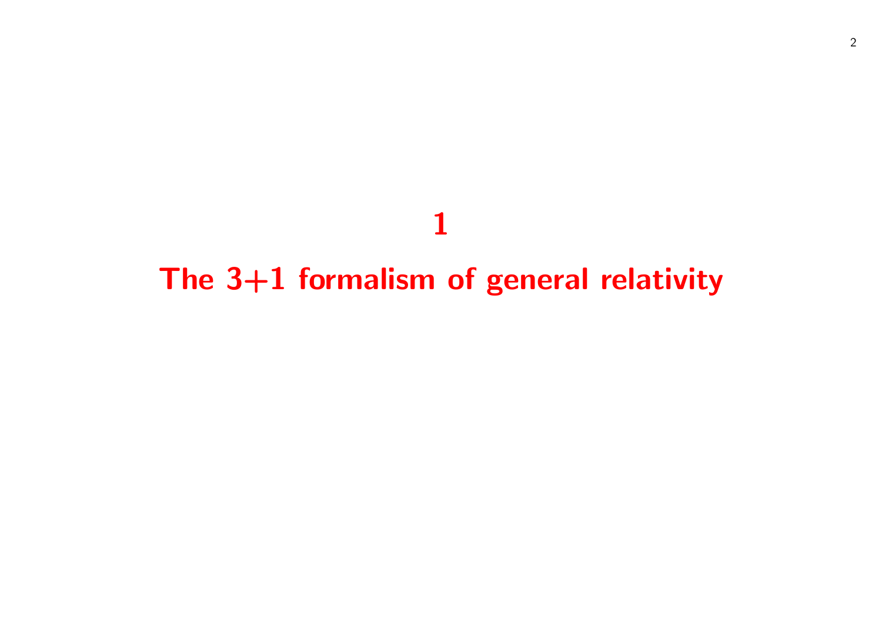# 1

# The 3+1 formalism of general relativity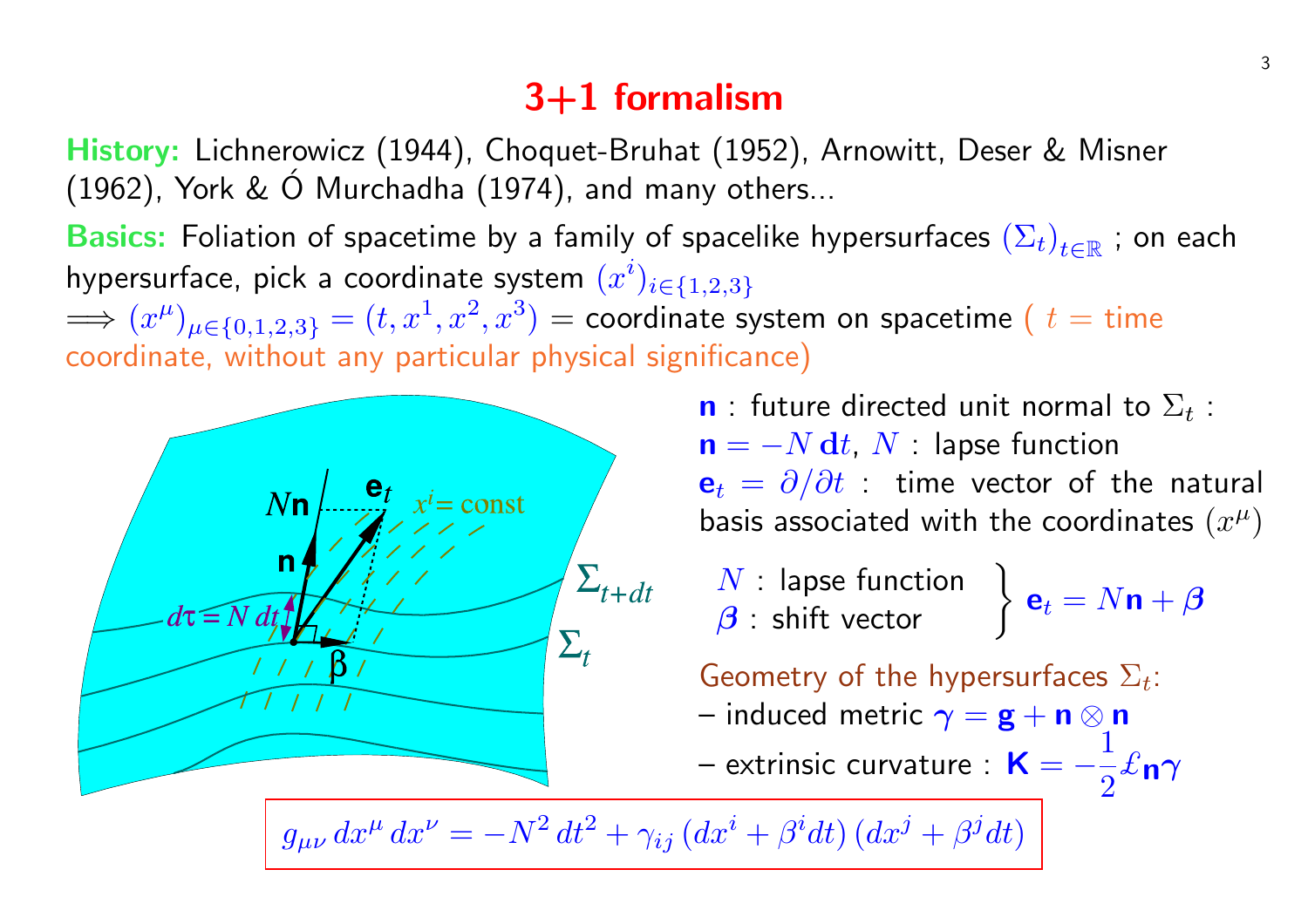# 3+1 formalism

**History:** Lichnerowicz (1944), Choquet-Bruhat (1952), Arnowitt, Deser & Misner (1962), York & Ó Murchadha (1974), and many others...

**Basics:** Foliation of spacetime by a family of spacelike hypersurfaces $(\Sigma_t)_{t\in\mathbb{R}}$ ; on each hypersurface, pick a coordinate system $(x^i)_{i\in\{1,2,3\}}$

$\Longrightarrow (x^\mu)_{\mu\in\{0,1,2,3\}} = (t, x^1, x^2, x^3)$ = coordinate system on spacetime ( $t$ = time coordinate, without any particular physical significance)

$N\mathbf{n}$

$\mathbf{e}_t$

$x^i = \text{const}$

$\mathbf{n}$

$d\tau = N\,dt$

$\beta$

$\Sigma_{t+dt}$

$\Sigma_t$

$\mathbf{n}$ : future directed unit normal to $\Sigma_t$ :
$\mathbf{n} = -N\,\mathbf{d}t$, $N$ : lapse function

$\mathbf{e}_t = \partial/\partial t$ : time vector of the natural basis associated with the coordinates $(x^\mu)$

$N$ : lapse function
$\boldsymbol{\beta}$ : shift vector

$\Big\}\ \mathbf{e}_t = N\mathbf{n} + \boldsymbol{\beta}$

Geometry of the hypersurfaces $\Sigma_t$:

- induced metric $\boldsymbol{\gamma} = \mathbf{g} + \mathbf{n}\otimes\mathbf{n}$
- extrinsic curvature : $\mathbf{K} = -\frac{1}{2}\pounds_{\mathbf{n}}\boldsymbol{\gamma}$

$$g_{\mu\nu}\,dx^\mu\,dx^\nu = -N^2\,dt^2 + \gamma_{ij}\,(dx^i + \beta^i dt)\,(dx^j + \beta^j dt)$$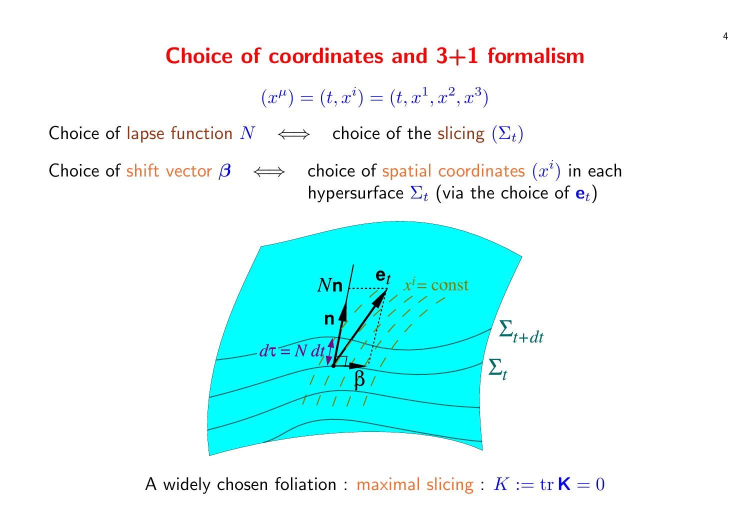# Choice of coordinates and 3+1 formalism

$$(x^\mu) = (t, x^i) = (t, x^1, x^2, x^3)$$

Choice of lapse function $N \iff$ choice of the slicing $(\Sigma_t)$

Choice of shift vector $\boldsymbol{\beta} \iff$ choice of spatial coordinates $(x^i)$ in each hypersurface $\Sigma_t$ (via the choice of $\mathbf{e}_t$)

$N\mathbf{n}$

$\mathbf{e}_t$

$x^i = \mathrm{const}$

$\mathbf{n}$

$\Sigma_{t+dt}$

$d\tau = N\,dt$

$\Sigma_t$

$\beta$

A widely chosen foliation : maximal slicing : $K := \mathrm{tr}\,\mathbf{K} = 0$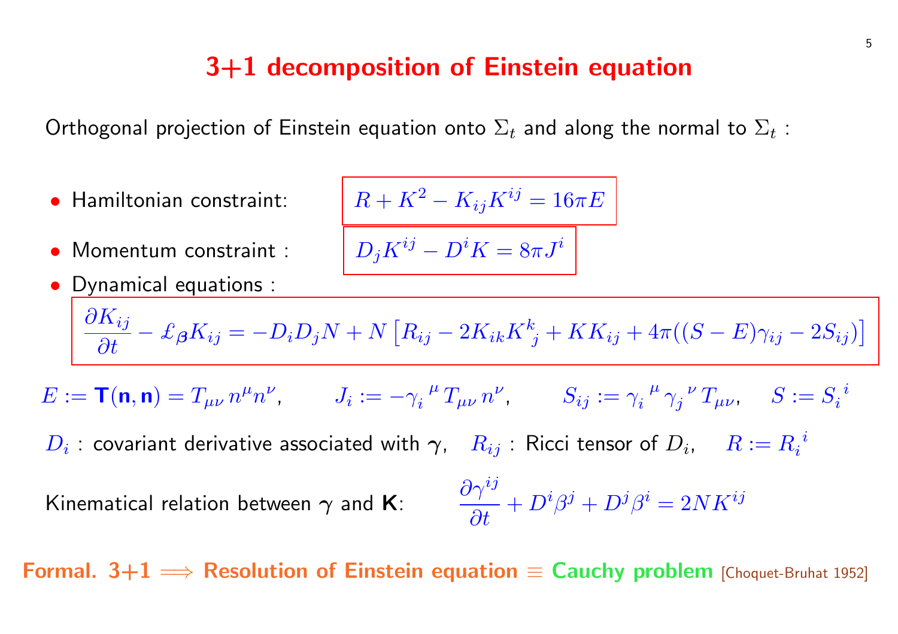# 3+1 decomposition of Einstein equation

Orthogonal projection of Einstein equation onto $\Sigma_t$ and along the normal to $\Sigma_t$ :

- Hamiltonian constraint: $$R + K^2 - K_{ij}K^{ij} = 16\pi E$$
- Momentum constraint : $$D_j K^{ij} - D^i K = 8\pi J^i$$
- Dynamical equations :

$$\frac{\partial K_{ij}}{\partial t} - \pounds_{\boldsymbol{\beta}} K_{ij} = -D_i D_j N + N \left[ R_{ij} - 2K_{ik}K^k{}_j + K K_{ij} + 4\pi((S-E)\gamma_{ij} - 2S_{ij}) \right]$$

$E := \mathbf{T}(\mathbf{n},\mathbf{n}) = T_{\mu\nu}\, n^\mu n^\nu$, $\quad J_i := -\gamma_i{}^\mu\, T_{\mu\nu}\, n^\nu$, $\quad S_{ij} := \gamma_i{}^\mu \gamma_j{}^\nu\, T_{\mu\nu}$, $\quad S := S_i{}^i$

$D_i$ : covariant derivative associated with $\boldsymbol{\gamma}$, $\quad R_{ij}$ : Ricci tensor of $D_i$, $\quad R := R_i{}^i$

Kinematical relation between $\boldsymbol{\gamma}$ and $\mathbf{K}$: $$\frac{\partial \gamma^{ij}}{\partial t} + D^i\beta^j + D^j\beta^i = 2NK^{ij}$$

**Formal. 3+1 $\Longrightarrow$ Resolution of Einstein equation $\equiv$ Cauchy problem** [Choquet-Bruhat 1952]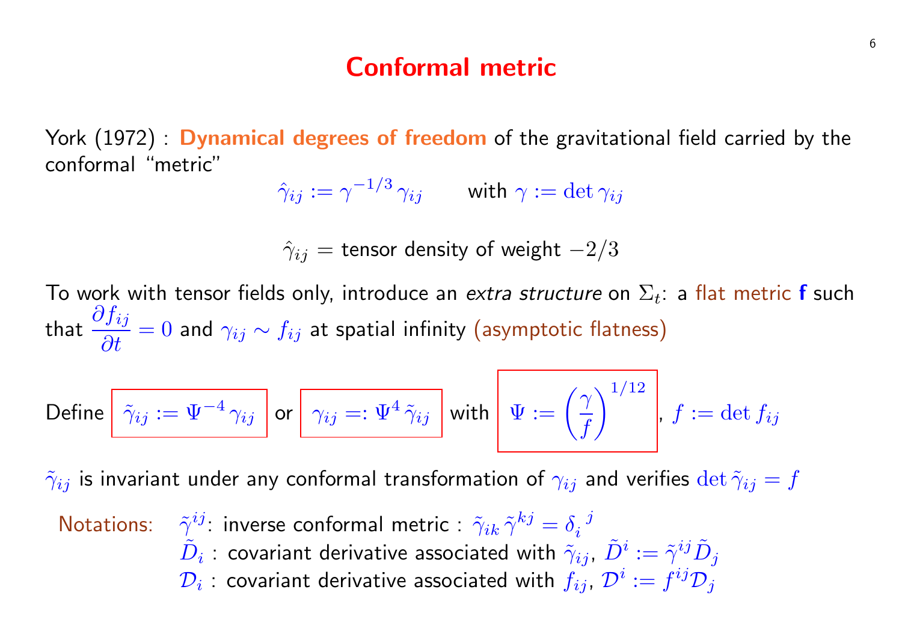# Conformal metric

York (1972) : **Dynamical degrees of freedom** of the gravitational field carried by the conformal "metric"

$$\hat{\gamma}_{ij} := \gamma^{-1/3} \gamma_{ij} \qquad \text{with } \gamma := \det \gamma_{ij}$$

$$\hat{\gamma}_{ij} = \text{tensor density of weight } -2/3$$

To work with tensor fields only, introduce an *extra structure* on $\Sigma_t$: a flat metric **f** such that $\dfrac{\partial f_{ij}}{\partial t} = 0$ and $\gamma_{ij} \sim f_{ij}$ at spatial infinity (asymptotic flatness)

Define $\boxed{\tilde{\gamma}_{ij} := \Psi^{-4} \gamma_{ij}}$ or $\boxed{\gamma_{ij} =: \Psi^4 \tilde{\gamma}_{ij}}$ with $\boxed{\Psi := \left(\dfrac{\gamma}{f}\right)^{1/12}}$, $f := \det f_{ij}$

$\tilde{\gamma}_{ij}$ is invariant under any conformal transformation of $\gamma_{ij}$ and verifies $\det \tilde{\gamma}_{ij} = f$

Notations:
- $\tilde{\gamma}^{ij}$: inverse conformal metric : $\tilde{\gamma}_{ik} \tilde{\gamma}^{kj} = \delta_i^{\ j}$
- $\tilde{D}_i$ : covariant derivative associated with $\tilde{\gamma}_{ij}$, $\tilde{D}^i := \tilde{\gamma}^{ij} \tilde{D}_j$
- $\mathcal{D}_i$ : covariant derivative associated with $f_{ij}$, $\mathcal{D}^i := f^{ij} \mathcal{D}_j$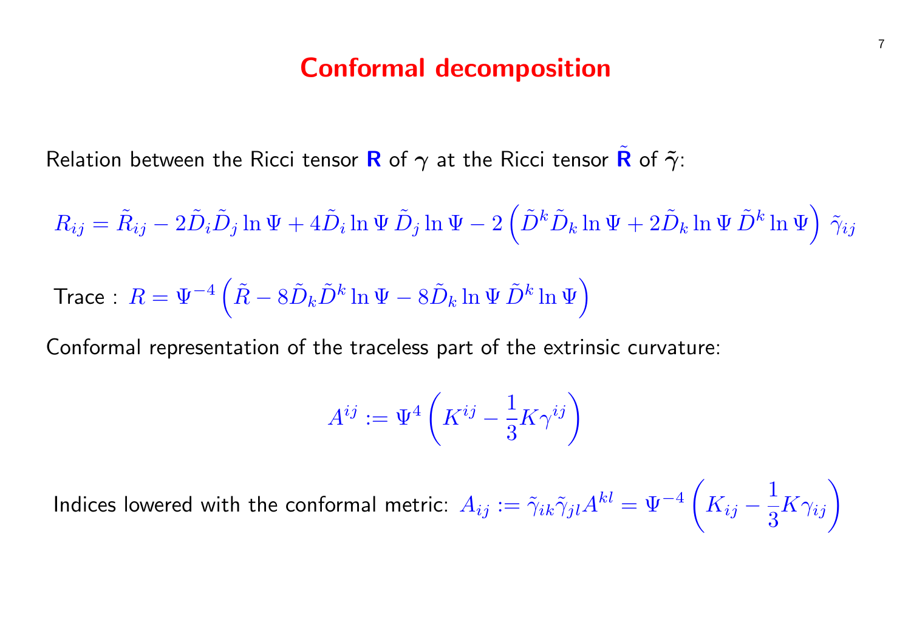# Conformal decomposition

Relation between the Ricci tensor $\mathbf{R}$ of $\gamma$ at the Ricci tensor $\tilde{\mathbf{R}}$ of $\tilde{\gamma}$:

$$R_{ij} = \tilde{R}_{ij} - 2\tilde{D}_i\tilde{D}_j \ln\Psi + 4\tilde{D}_i \ln\Psi \, \tilde{D}_j \ln\Psi - 2\left(\tilde{D}^k\tilde{D}_k \ln\Psi + 2\tilde{D}_k \ln\Psi \, \tilde{D}^k \ln\Psi\right) \tilde{\gamma}_{ij}$$

Trace : $R = \Psi^{-4}\left(\tilde{R} - 8\tilde{D}_k\tilde{D}^k \ln\Psi - 8\tilde{D}_k \ln\Psi \, \tilde{D}^k \ln\Psi\right)$

Conformal representation of the traceless part of the extrinsic curvature:

$$A^{ij} := \Psi^4\left(K^{ij} - \frac{1}{3}K\gamma^{ij}\right)$$

Indices lowered with the conformal metric: $A_{ij} := \tilde{\gamma}_{ik}\tilde{\gamma}_{jl}A^{kl} = \Psi^{-4}\left(K_{ij} - \frac{1}{3}K\gamma_{ij}\right)$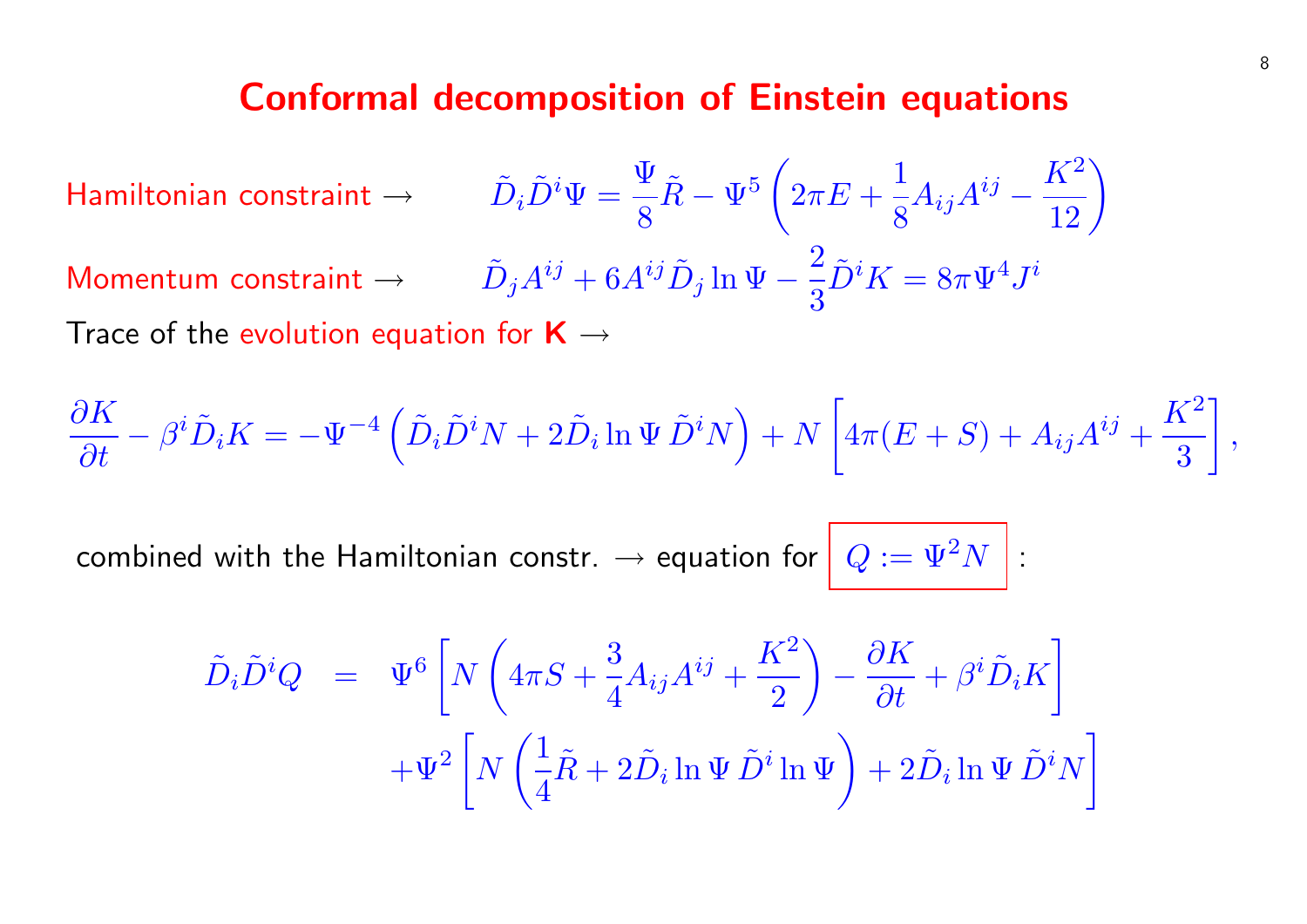# Conformal decomposition of Einstein equations

Hamiltonian constraint → $$\tilde{D}_i \tilde{D}^i \Psi = \frac{\Psi}{8}\tilde{R} - \Psi^5 \left( 2\pi E + \frac{1}{8} A_{ij} A^{ij} - \frac{K^2}{12} \right)$$

Momentum constraint → $$\tilde{D}_j A^{ij} + 6 A^{ij} \tilde{D}_j \ln \Psi - \frac{2}{3} \tilde{D}^i K = 8\pi \Psi^4 J^i$$

Trace of the evolution equation for **K** →

$$\frac{\partial K}{\partial t} - \beta^i \tilde{D}_i K = -\Psi^{-4} \left( \tilde{D}_i \tilde{D}^i N + 2 \tilde{D}_i \ln \Psi \, \tilde{D}^i N \right) + N \left[ 4\pi (E + S) + A_{ij} A^{ij} + \frac{K^2}{3} \right],$$

combined with the Hamiltonian constr. → equation for $Q := \Psi^2 N$ :

$$\begin{aligned} \tilde{D}_i \tilde{D}^i Q &= \Psi^6 \left[ N \left( 4\pi S + \frac{3}{4} A_{ij} A^{ij} + \frac{K^2}{2} \right) - \frac{\partial K}{\partial t} + \beta^i \tilde{D}_i K \right] \\ &\quad + \Psi^2 \left[ N \left( \frac{1}{4} \tilde{R} + 2 \tilde{D}_i \ln \Psi \, \tilde{D}^i \ln \Psi \right) + 2 \tilde{D}_i \ln \Psi \, \tilde{D}^i N \right] \end{aligned}$$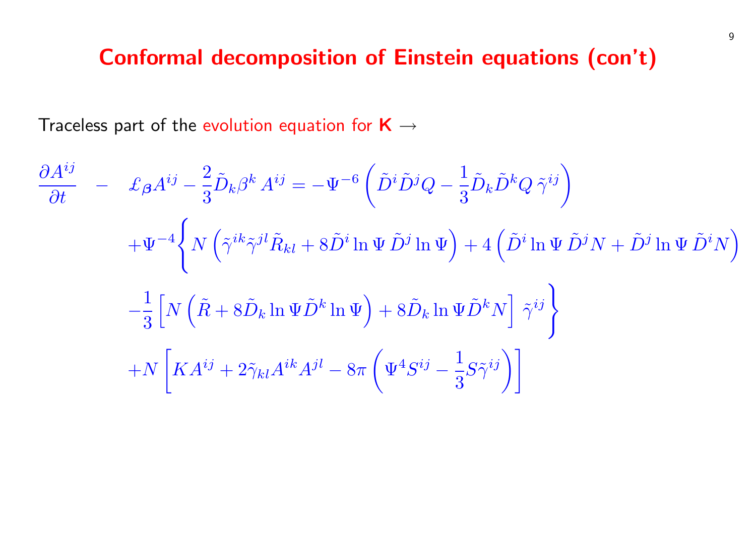# Conformal decomposition of Einstein equations (con't)

Traceless part of the evolution equation for **K** $\rightarrow$

$$
\begin{aligned}
\frac{\partial A^{ij}}{\partial t} \quad - \quad & \pounds_{\boldsymbol{\beta}} A^{ij} - \frac{2}{3}\tilde{D}_k \beta^k \, A^{ij} = -\Psi^{-6}\left(\tilde{D}^i \tilde{D}^j Q - \frac{1}{3}\tilde{D}_k \tilde{D}^k Q \, \tilde{\gamma}^{ij}\right) \\
& + \Psi^{-4}\Bigg\{ N\left(\tilde{\gamma}^{ik}\tilde{\gamma}^{jl}\tilde{R}_{kl} + 8\tilde{D}^i \ln\Psi \, \tilde{D}^j \ln\Psi\right) + 4\left(\tilde{D}^i \ln\Psi \, \tilde{D}^j N + \tilde{D}^j \ln\Psi \, \tilde{D}^i N\right) \\
& - \frac{1}{3}\left[N\left(\tilde{R} + 8\tilde{D}_k \ln\Psi \tilde{D}^k \ln\Psi\right) + 8\tilde{D}_k \ln\Psi \tilde{D}^k N\right] \, \tilde{\gamma}^{ij} \Bigg\} \\
& + N\left[K A^{ij} + 2\tilde{\gamma}_{kl} A^{ik} A^{jl} - 8\pi\left(\Psi^4 S^{ij} - \frac{1}{3} S \tilde{\gamma}^{ij}\right)\right]
\end{aligned}
$$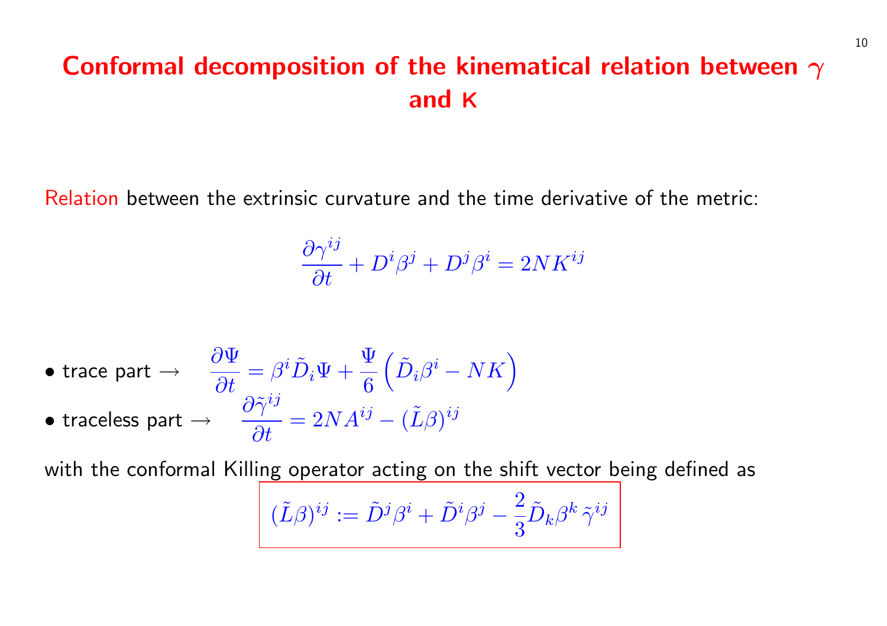# Conformal decomposition of the kinematical relation between $\gamma$ and K

Relation between the extrinsic curvature and the time derivative of the metric:

$$\frac{\partial \gamma^{ij}}{\partial t} + D^i \beta^j + D^j \beta^i = 2NK^{ij}$$

- trace part $\longrightarrow$ $\displaystyle \frac{\partial \Psi}{\partial t} = \beta^i \tilde{D}_i \Psi + \frac{\Psi}{6} \left( \tilde{D}_i \beta^i - NK \right)$
- traceless part $\longrightarrow$ $\displaystyle \frac{\partial \tilde{\gamma}^{ij}}{\partial t} = 2NA^{ij} - (\tilde{L}\beta)^{ij}$

with the conformal Killing operator acting on the shift vector being defined as

$$(\tilde{L}\beta)^{ij} := \tilde{D}^j \beta^i + \tilde{D}^i \beta^j - \frac{2}{3} \tilde{D}_k \beta^k \, \tilde{\gamma}^{ij}$$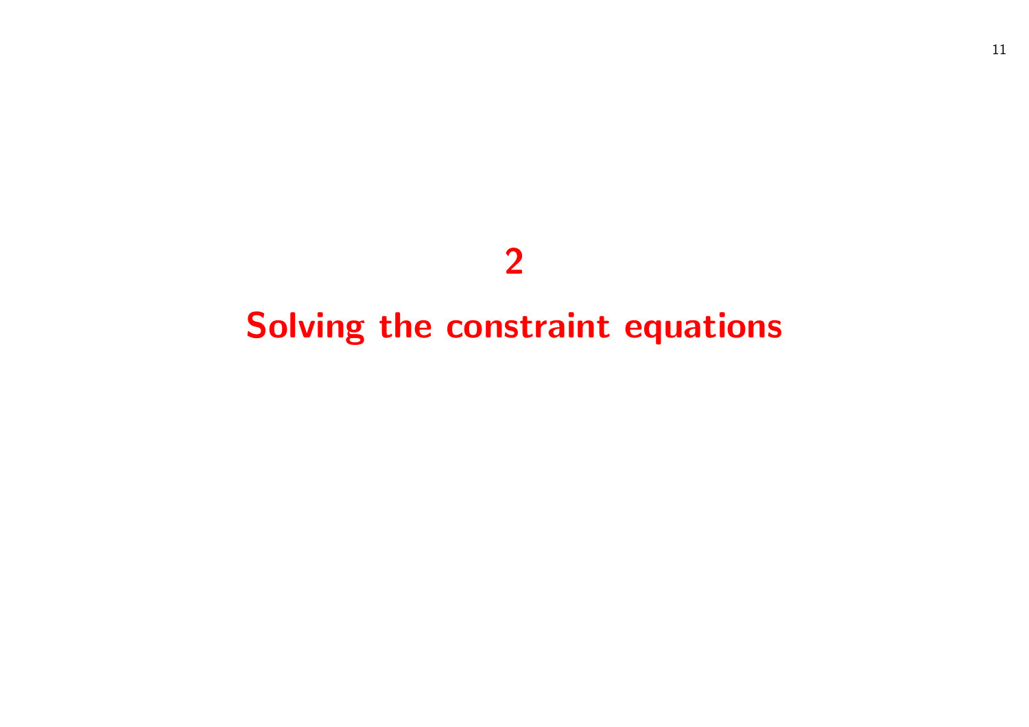# 2

# Solving the constraint equations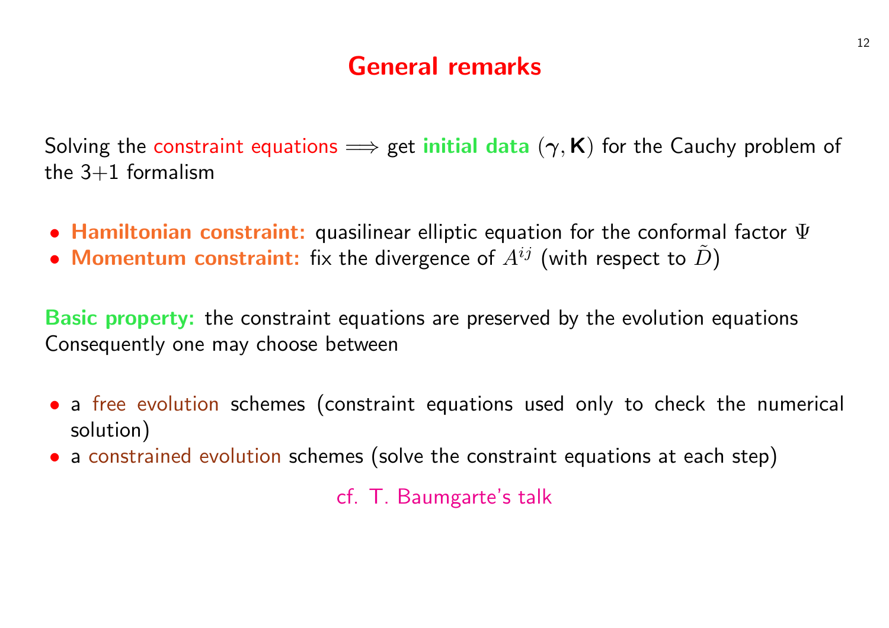# General remarks

Solving the constraint equations $\Longrightarrow$ get **initial data** $(\boldsymbol{\gamma}, \mathbf{K})$ for the Cauchy problem of the 3+1 formalism

- **Hamiltonian constraint:** quasilinear elliptic equation for the conformal factor $\Psi$
- **Momentum constraint:** fix the divergence of $A^{ij}$ (with respect to $\tilde{D}$)

**Basic property:** the constraint equations are preserved by the evolution equations
Consequently one may choose between

- a free evolution schemes (constraint equations used only to check the numerical solution)
- a constrained evolution schemes (solve the constraint equations at each step)

cf. T. Baumgarte's talk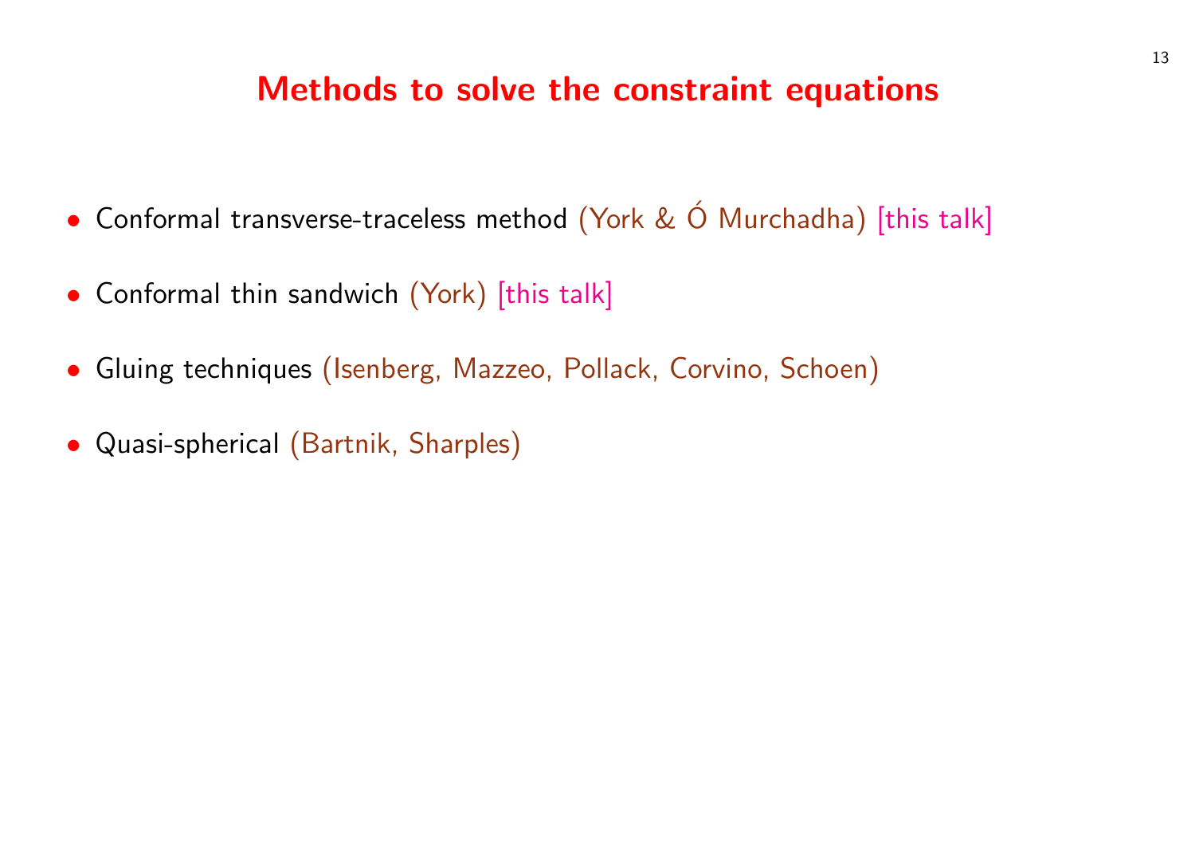# Methods to solve the constraint equations

- Conformal transverse-traceless method (York & Ó Murchadha) [this talk]
- Conformal thin sandwich (York) [this talk]
- Gluing techniques (Isenberg, Mazzeo, Pollack, Corvino, Schoen)
- Quasi-spherical (Bartnik, Sharples)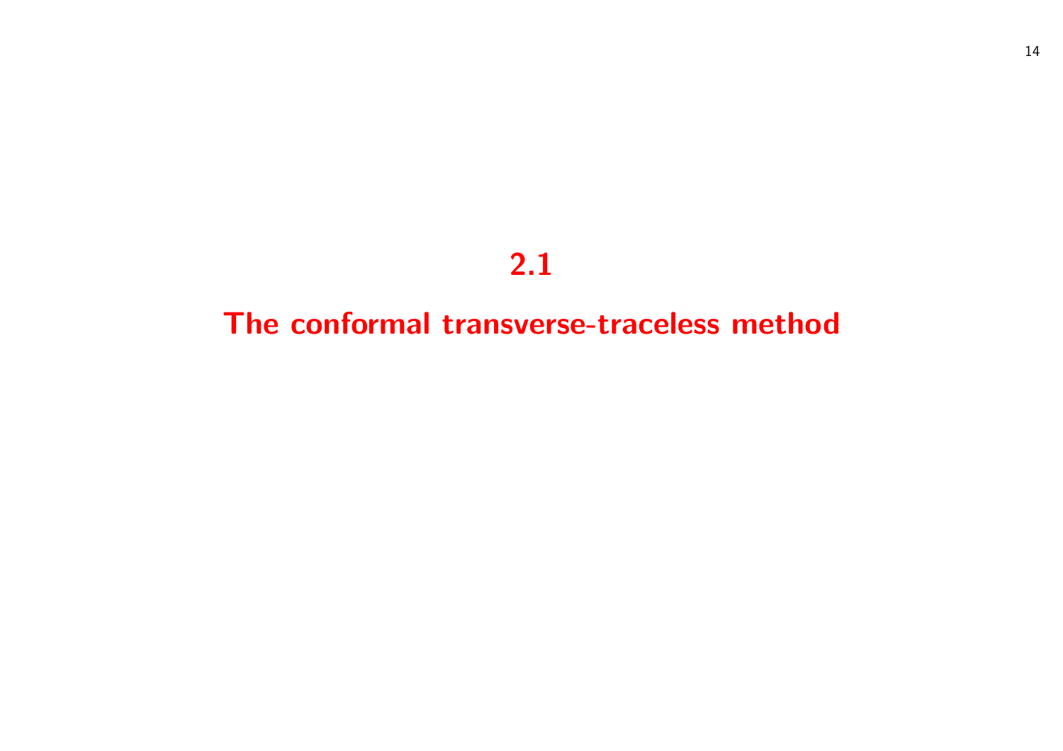# 2.1

# The conformal transverse-traceless method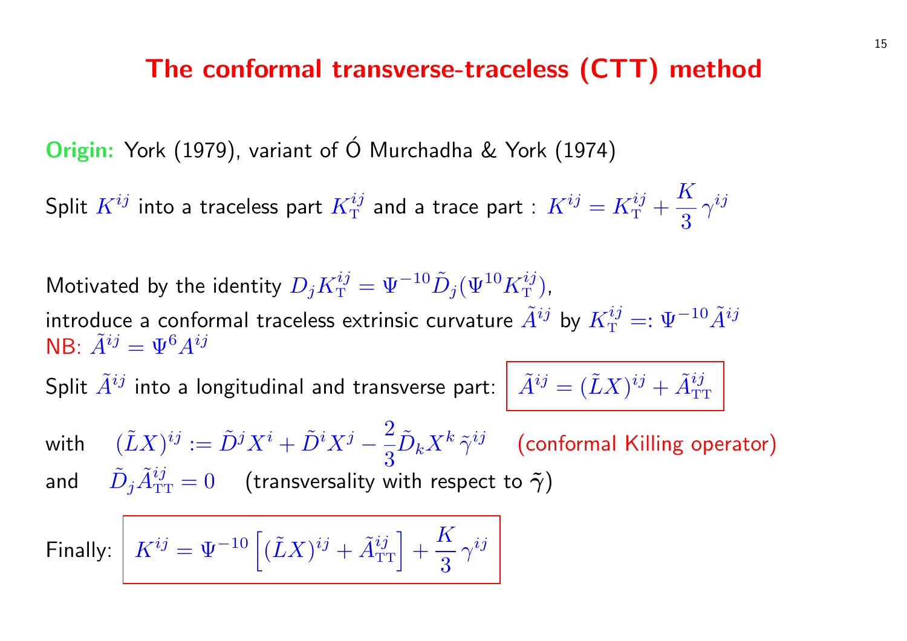# The conformal transverse-traceless (CTT) method

**Origin:** York (1979), variant of Ó Murchadha & York (1974)

Split $K^{ij}$ into a traceless part $K_{\rm T}^{ij}$ and a trace part : $K^{ij} = K_{\rm T}^{ij} + \frac{K}{3}\gamma^{ij}$

Motivated by the identity $D_j K_{\rm T}^{ij} = \Psi^{-10}\tilde{D}_j(\Psi^{10}K_{\rm T}^{ij})$,
introduce a conformal traceless extrinsic curvature $\tilde{A}^{ij}$ by $K_{\rm T}^{ij} =: \Psi^{-10}\tilde{A}^{ij}$
NB: $\tilde{A}^{ij} = \Psi^6 A^{ij}$

Split $\tilde{A}^{ij}$ into a longitudinal and transverse part:

$$\tilde{A}^{ij} = (\tilde{L}X)^{ij} + \tilde{A}_{\rm TT}^{ij}$$

with $\quad (\tilde{L}X)^{ij} := \tilde{D}^j X^i + \tilde{D}^i X^j - \frac{2}{3}\tilde{D}_k X^k\,\tilde{\gamma}^{ij}$ (conformal Killing operator)

and $\quad \tilde{D}_j \tilde{A}_{\rm TT}^{ij} = 0$ (transversality with respect to $\tilde{\gamma}$)

Finally:

$$K^{ij} = \Psi^{-10}\left[(\tilde{L}X)^{ij} + \tilde{A}_{\rm TT}^{ij}\right] + \frac{K}{3}\gamma^{ij}$$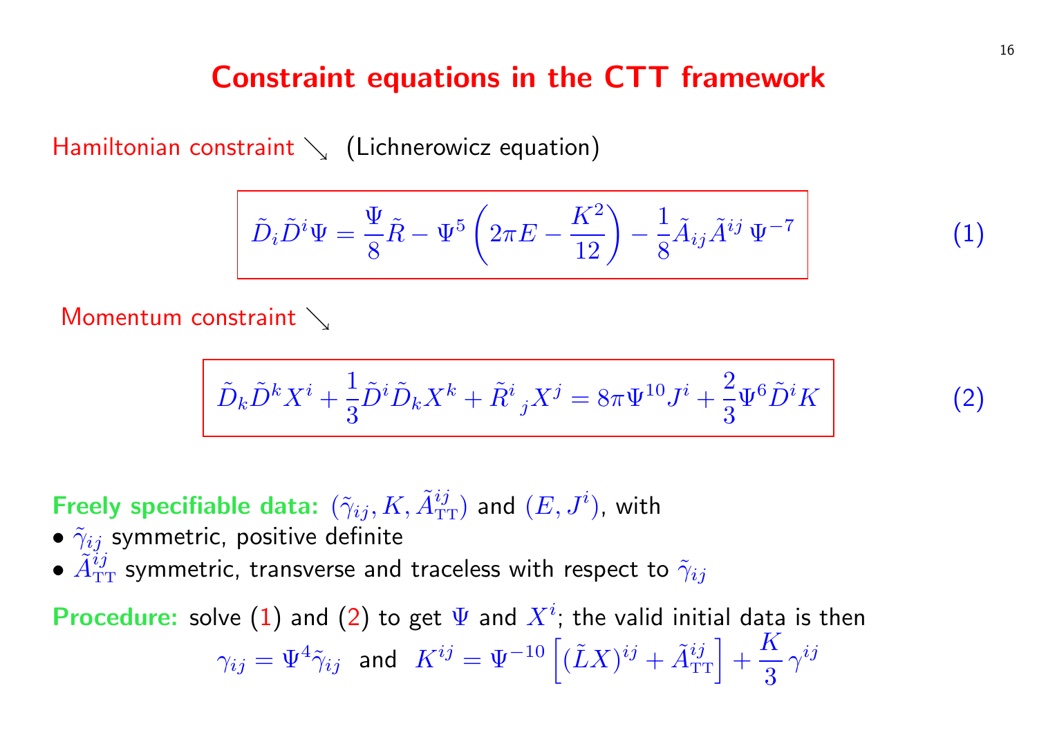# Constraint equations in the CTT framework

Hamiltonian constraint $\searrow$ (Lichnerowicz equation)

$$\tilde{D}_i \tilde{D}^i \Psi = \frac{\Psi}{8} \tilde{R} - \Psi^5 \left( 2\pi E - \frac{K^2}{12} \right) - \frac{1}{8} \tilde{A}_{ij} \tilde{A}^{ij} \, \Psi^{-7} \tag{1}$$

Momentum constraint $\searrow$

$$\tilde{D}_k \tilde{D}^k X^i + \frac{1}{3} \tilde{D}^i \tilde{D}_k X^k + \tilde{R}^i{}_j X^j = 8\pi \Psi^{10} J^i + \frac{2}{3} \Psi^6 \tilde{D}^i K \tag{2}$$

**Freely specifiable data:** $(\tilde{\gamma}_{ij}, K, \tilde{A}^{ij}_{\rm TT})$ and $(E, J^i)$, with

- $\tilde{\gamma}_{ij}$ symmetric, positive definite
- $\tilde{A}^{ij}_{\rm TT}$ symmetric, transverse and traceless with respect to $\tilde{\gamma}_{ij}$

**Procedure:** solve (1) and (2) to get $\Psi$ and $X^i$; the valid initial data is then

$$\gamma_{ij} = \Psi^4 \tilde{\gamma}_{ij} \quad \text{and} \quad K^{ij} = \Psi^{-10} \left[ (\tilde{L}X)^{ij} + \tilde{A}^{ij}_{\rm TT} \right] + \frac{K}{3} \gamma^{ij}$$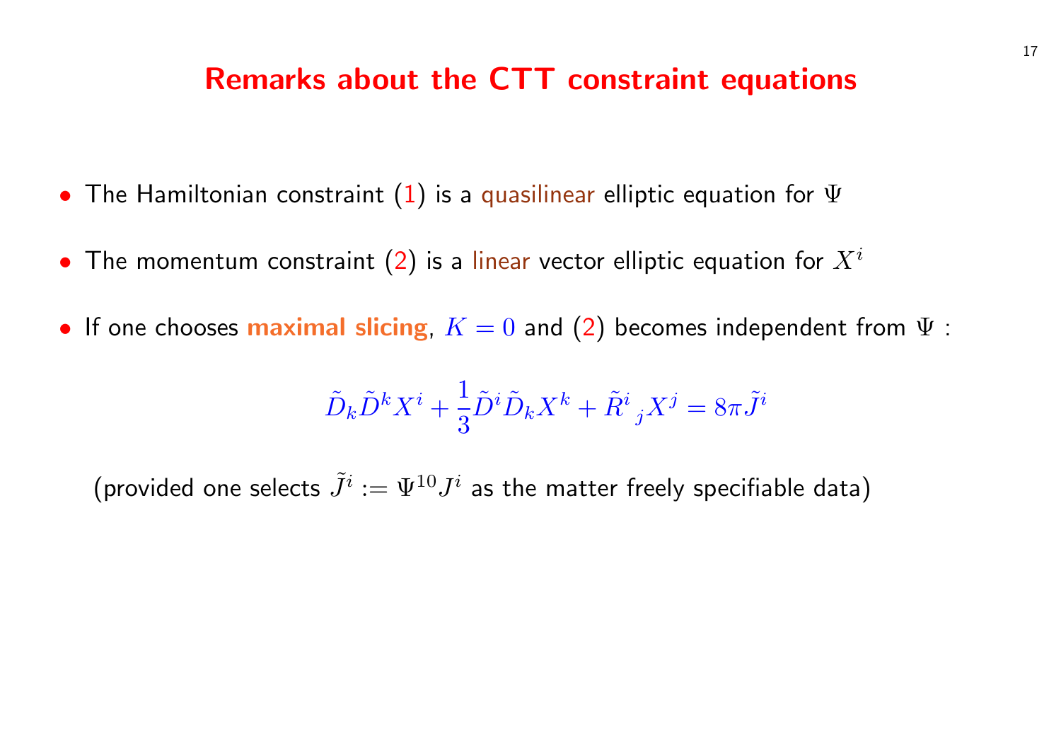# Remarks about the CTT constraint equations

- The Hamiltonian constraint (1) is a quasilinear elliptic equation for $\Psi$
- The momentum constraint (2) is a linear vector elliptic equation for $X^i$
- If one chooses **maximal slicing**, $K = 0$ and (2) becomes independent from $\Psi$ :

$$\tilde{D}_k \tilde{D}^k X^i + \frac{1}{3} \tilde{D}^i \tilde{D}_k X^k + \tilde{R}^i{}_j X^j = 8\pi \tilde{J}^i$$

(provided one selects $\tilde{J}^i := \Psi^{10} J^i$ as the matter freely specifiable data)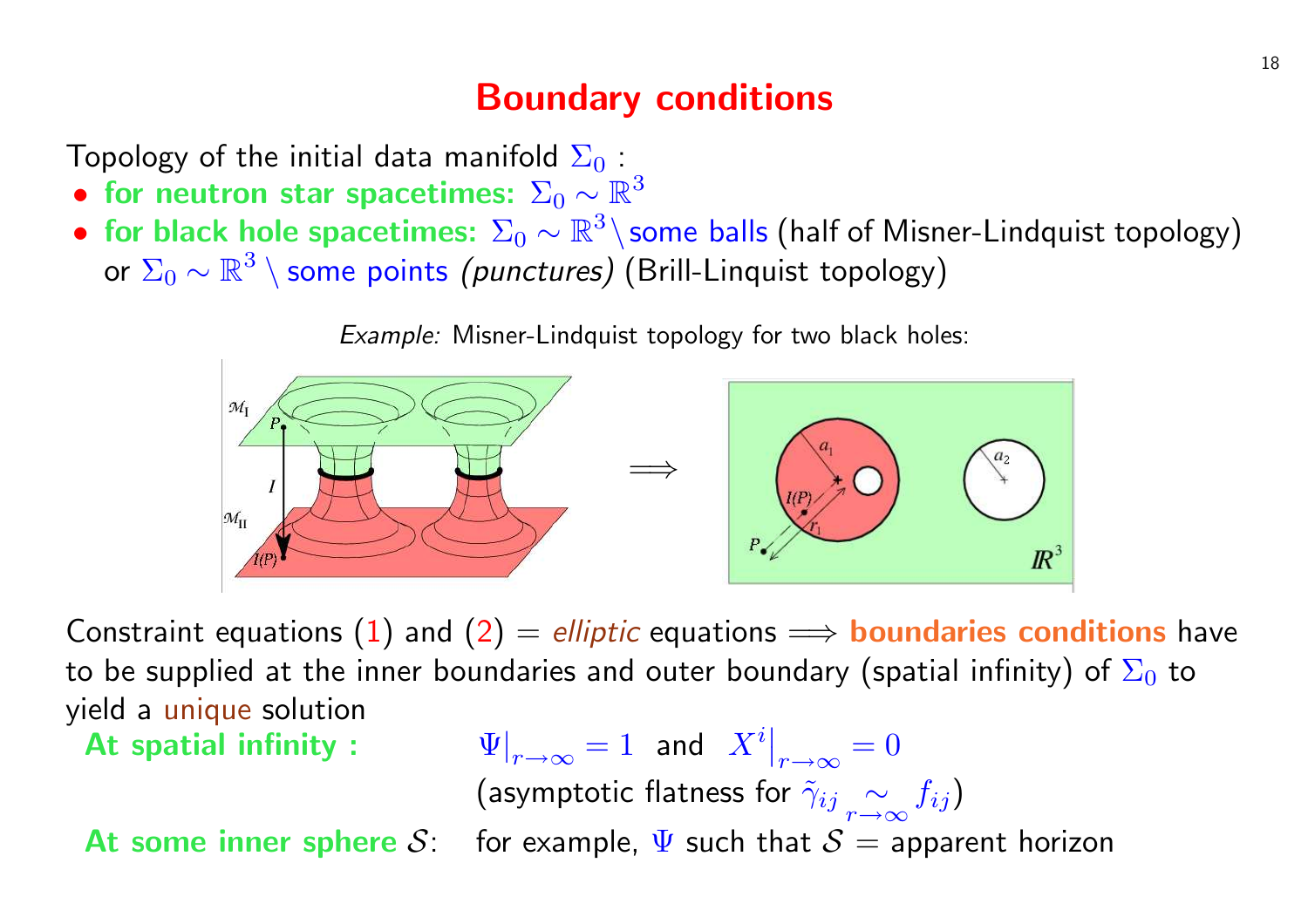# Boundary conditions

Topology of the initial data manifold $\Sigma_0$ :

- **for neutron star spacetimes:** $\Sigma_0 \sim \mathbb{R}^3$
- **for black hole spacetimes:** $\Sigma_0 \sim \mathbb{R}^3 \backslash$ some balls (half of Misner-Lindquist topology) or $\Sigma_0 \sim \mathbb{R}^3 \setminus$ some points *(punctures)* (Brill-Linquist topology)

*Example:* Misner-Lindquist topology for two black holes:

$\mathcal{M}_{\rm I}$

$P$

$I$

$\mathcal{M}_{\rm II}$

$I(P)$

$\Longrightarrow$

$a_1$

$I(P)$

$r_1$

$P$

$a_2$

$\mathbb{R}^3$

Constraint equations (1) and (2) = *elliptic* equations $\Longrightarrow$ **boundaries conditions** have to be supplied at the inner boundaries and outer boundary (spatial infinity) of $\Sigma_0$ to yield a unique solution

**At spatial infinity :** $\Psi|_{r\to\infty} = 1$ and $X^i\big|_{r\to\infty} = 0$ (asymptotic flatness for $\tilde{\gamma}_{ij} \underset{r\to\infty}{\sim} f_{ij}$)

**At some inner sphere $\mathcal{S}$:** for example, $\Psi$ such that $\mathcal{S}$ = apparent horizon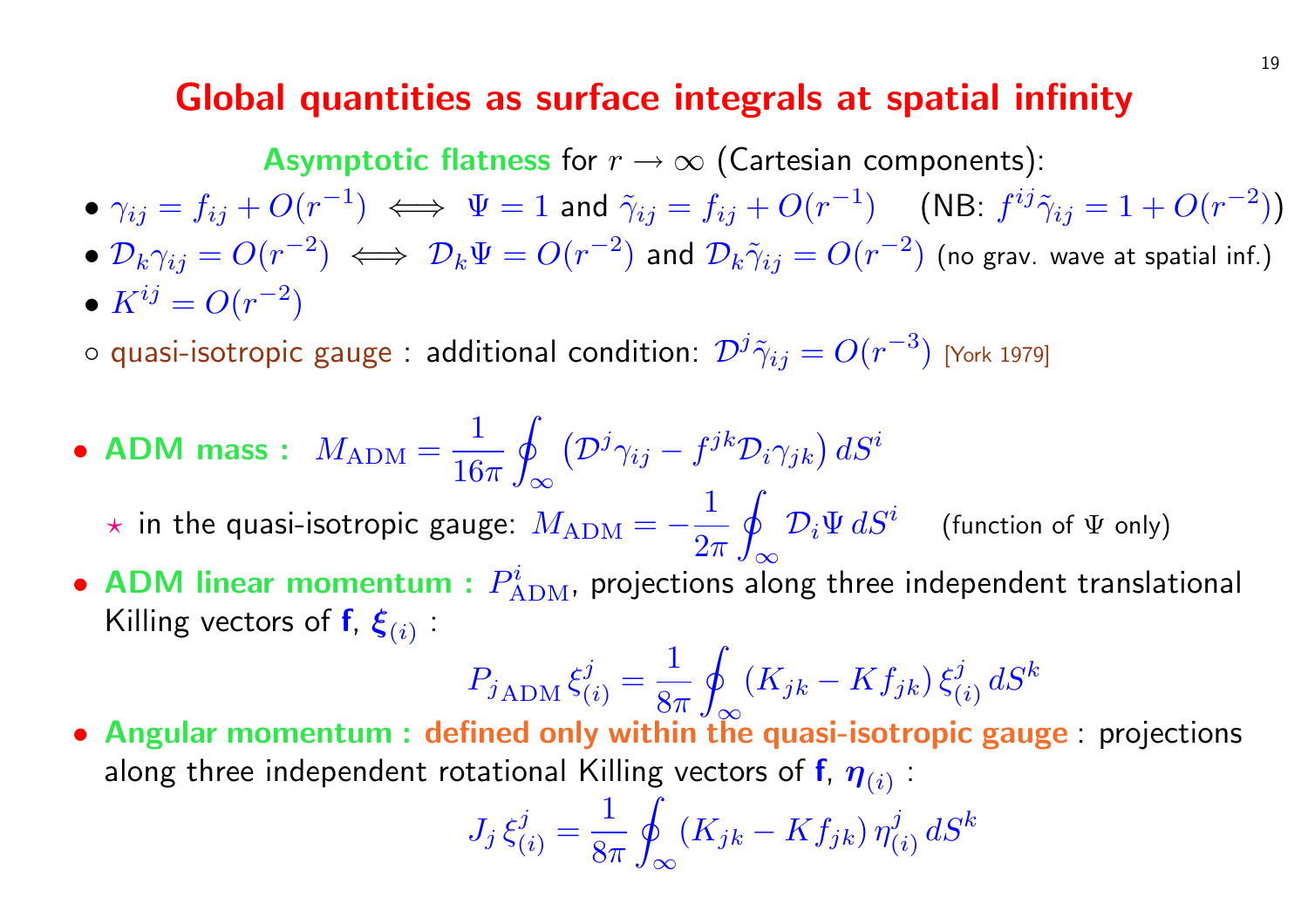# Global quantities as surface integrals at spatial infinity

**Asymptotic flatness** for $r \to \infty$ (Cartesian components):

- $\gamma_{ij} = f_{ij} + O(r^{-1}) \iff \Psi = 1$ and $\tilde{\gamma}_{ij} = f_{ij} + O(r^{-1})$ (NB: $f^{ij}\tilde{\gamma}_{ij} = 1 + O(r^{-2})$)
- $\mathcal{D}_k \gamma_{ij} = O(r^{-2}) \iff \mathcal{D}_k \Psi = O(r^{-2})$ and $\mathcal{D}_k \tilde{\gamma}_{ij} = O(r^{-2})$ (no grav. wave at spatial inf.)
- $K^{ij} = O(r^{-2})$

◦ quasi-isotropic gauge : additional condition: $\mathcal{D}^j \tilde{\gamma}_{ij} = O(r^{-3})$ [York 1979]

- **ADM mass :** $M_{\rm ADM} = \dfrac{1}{16\pi} \displaystyle\oint_\infty \left( \mathcal{D}^j \gamma_{ij} - f^{jk} \mathcal{D}_i \gamma_{jk} \right) dS^i$

  ⋆ in the quasi-isotropic gauge: $M_{\rm ADM} = -\dfrac{1}{2\pi} \displaystyle\oint_\infty \mathcal{D}_i \Psi \, dS^i$ (function of $\Psi$ only)

- **ADM linear momentum :** $P^i_{\rm ADM}$, projections along three independent translational Killing vectors of $\mathbf{f}$, $\boldsymbol{\xi}_{(i)}$ :

$$P_{j\,{\rm ADM}} \, \xi^j_{(i)} = \frac{1}{8\pi} \oint_\infty \left( K_{jk} - K f_{jk} \right) \xi^j_{(i)} \, dS^k$$

- **Angular momentum : defined only within the quasi-isotropic gauge** : projections along three independent rotational Killing vectors of $\mathbf{f}$, $\boldsymbol{\eta}_{(i)}$ :

$$J_j \, \xi^j_{(i)} = \frac{1}{8\pi} \oint_\infty \left( K_{jk} - K f_{jk} \right) \eta^j_{(i)} \, dS^k$$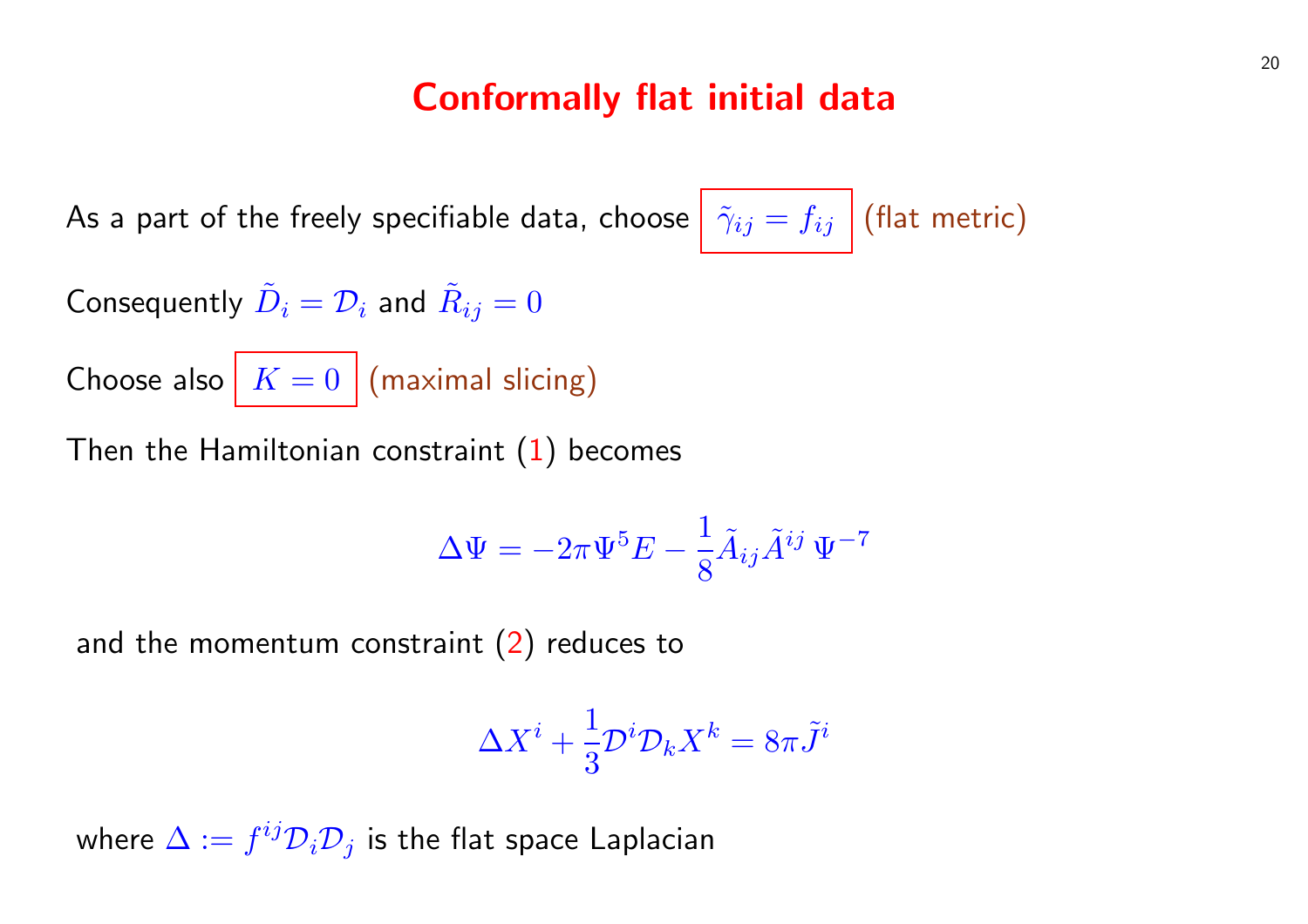# Conformally flat initial data

As a part of the freely specifiable data, choose $\boxed{\tilde{\gamma}_{ij} = f_{ij}}$ (flat metric)

Consequently $\tilde{D}_i = \mathcal{D}_i$ and $\tilde{R}_{ij} = 0$

Choose also $\boxed{K = 0}$ (maximal slicing)

Then the Hamiltonian constraint (1) becomes

$$\Delta\Psi = -2\pi\Psi^5 E - \frac{1}{8}\tilde{A}_{ij}\tilde{A}^{ij}\,\Psi^{-7}$$

and the momentum constraint (2) reduces to

$$\Delta X^i + \frac{1}{3}\mathcal{D}^i\mathcal{D}_k X^k = 8\pi\tilde{J}^i$$

where $\Delta := f^{ij}\mathcal{D}_i\mathcal{D}_j$ is the flat space Laplacian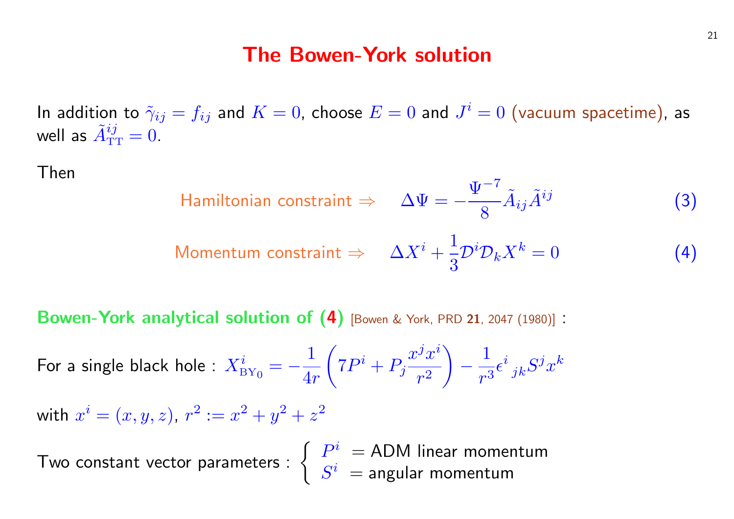# The Bowen-York solution

In addition to $\tilde{\gamma}_{ij} = f_{ij}$ and $K = 0$, choose $E = 0$ and $J^i = 0$ (vacuum spacetime), as well as $\tilde{A}^{ij}_{\rm TT} = 0$.

Then

$$\text{Hamiltonian constraint} \Rightarrow \quad \Delta\Psi = -\frac{\Psi^{-7}}{8}\tilde{A}_{ij}\tilde{A}^{ij} \tag{3}$$

$$\text{Momentum constraint} \Rightarrow \quad \Delta X^i + \frac{1}{3}\mathcal{D}^i\mathcal{D}_k X^k = 0 \tag{4}$$

**Bowen-York analytical solution of (4)** [Bowen & York, PRD **21**, 2047 (1980)] :

For a single black hole : $X^i_{\rm BY_0} = -\frac{1}{4r}\left(7P^i + P_j \frac{x^j x^i}{r^2}\right) - \frac{1}{r^3}\epsilon^i{}_{jk} S^j x^k$

with $x^i = (x, y, z)$, $r^2 := x^2 + y^2 + z^2$

Two constant vector parameters : $\begin{cases} P^i & = \text{ADM linear momentum} \\ S^i & = \text{angular momentum} \end{cases}$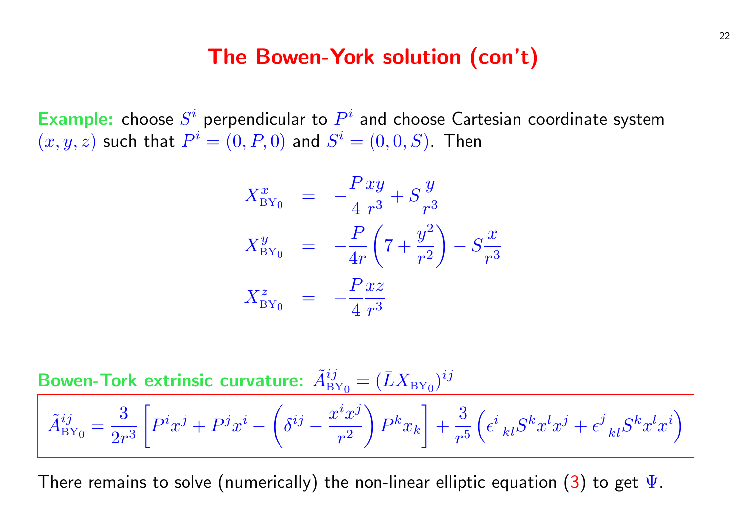# The Bowen-York solution (con't)

**Example:** choose $S^i$ perpendicular to $P^i$ and choose Cartesian coordinate system $(x, y, z)$ such that $P^i = (0, P, 0)$ and $S^i = (0, 0, S)$. Then

$$
\begin{aligned}
X^x_{\mathrm{BY}_0} &= -\frac{P}{4}\frac{xy}{r^3} + S\frac{y}{r^3} \\
X^y_{\mathrm{BY}_0} &= -\frac{P}{4r}\left(7 + \frac{y^2}{r^2}\right) - S\frac{x}{r^3} \\
X^z_{\mathrm{BY}_0} &= -\frac{P}{4}\frac{xz}{r^3}
\end{aligned}
$$

**Bowen-Tork extrinsic curvature:** $\tilde{A}^{ij}_{\mathrm{BY}_0} = (\bar{L}X_{\mathrm{BY}_0})^{ij}$

$$
\tilde{A}^{ij}_{\mathrm{BY}_0} = \frac{3}{2r^3}\left[P^i x^j + P^j x^i - \left(\delta^{ij} - \frac{x^i x^j}{r^2}\right) P^k x_k\right] + \frac{3}{r^5}\left(\epsilon^i_{\ kl} S^k x^l x^j + \epsilon^j_{\ kl} S^k x^l x^i\right)
$$

There remains to solve (numerically) the non-linear elliptic equation (3) to get $\Psi$.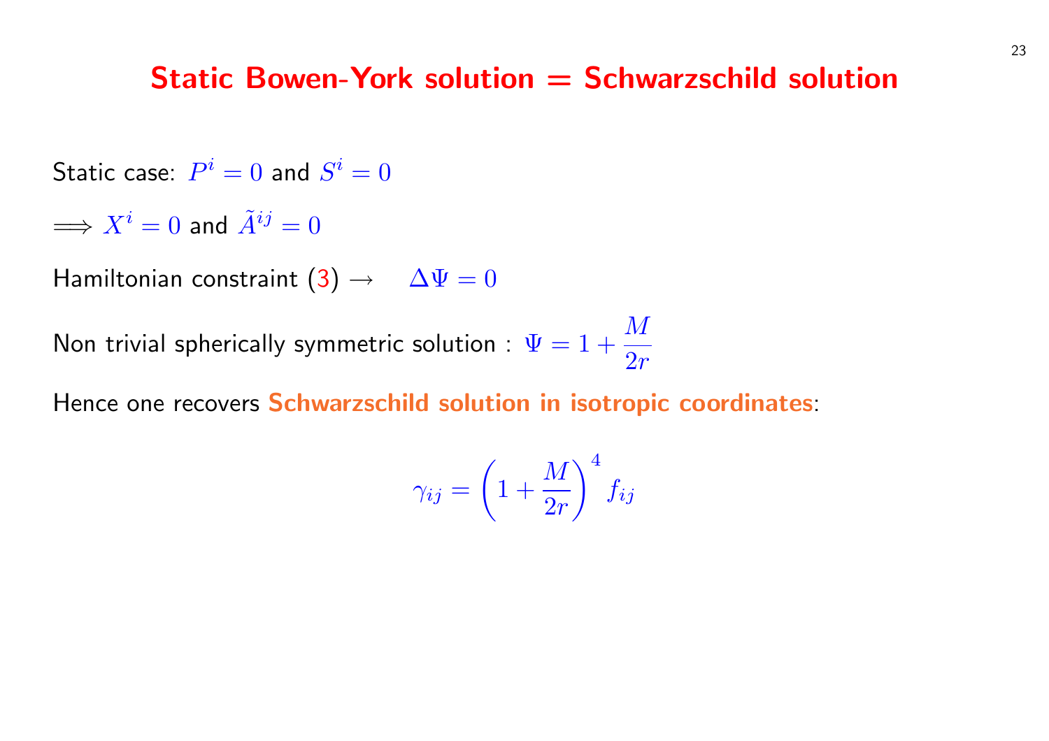# Static Bowen-York solution = Schwarzschild solution

Static case: $P^i = 0$ and $S^i = 0$

$\Longrightarrow X^i = 0$ and $\tilde{A}^{ij} = 0$

Hamiltonian constraint (3) $\rightarrow \quad \Delta\Psi = 0$

Non trivial spherically symmetric solution : $\Psi = 1 + \dfrac{M}{2r}$

Hence one recovers **Schwarzschild solution in isotropic coordinates**:

$$\gamma_{ij} = \left(1 + \frac{M}{2r}\right)^4 f_{ij}$$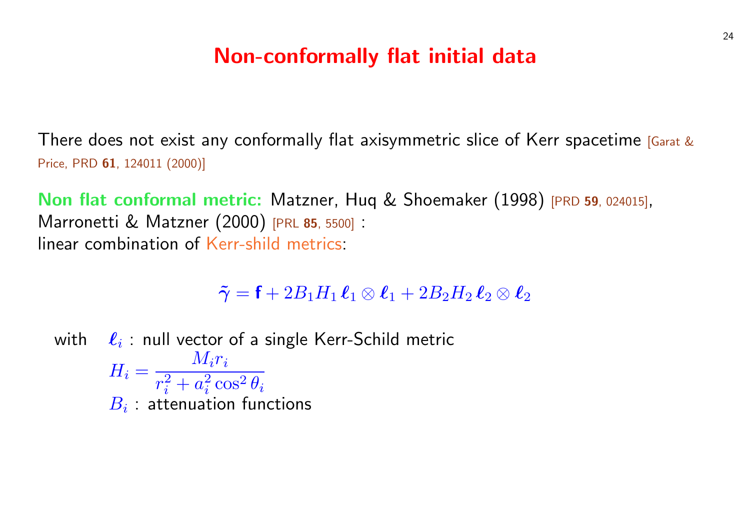# Non-conformally flat initial data

There does not exist any conformally flat axisymmetric slice of Kerr spacetime [Garat & Price, PRD **61**, 124011 (2000)]

**Non flat conformal metric:** Matzner, Huq & Shoemaker (1998) [PRD **59**, 024015], Marronetti & Matzner (2000) [PRL **85**, 5500] :
linear combination of Kerr-shild metrics:

$$\tilde{\boldsymbol{\gamma}} = \mathbf{f} + 2B_1 H_1 \boldsymbol{\ell}_1 \otimes \boldsymbol{\ell}_1 + 2B_2 H_2 \boldsymbol{\ell}_2 \otimes \boldsymbol{\ell}_2$$

with $\boldsymbol{\ell}_i$ : null vector of a single Kerr-Schild metric

$H_i = \dfrac{M_i r_i}{r_i^2 + a_i^2 \cos^2 \theta_i}$

$B_i$ : attenuation functions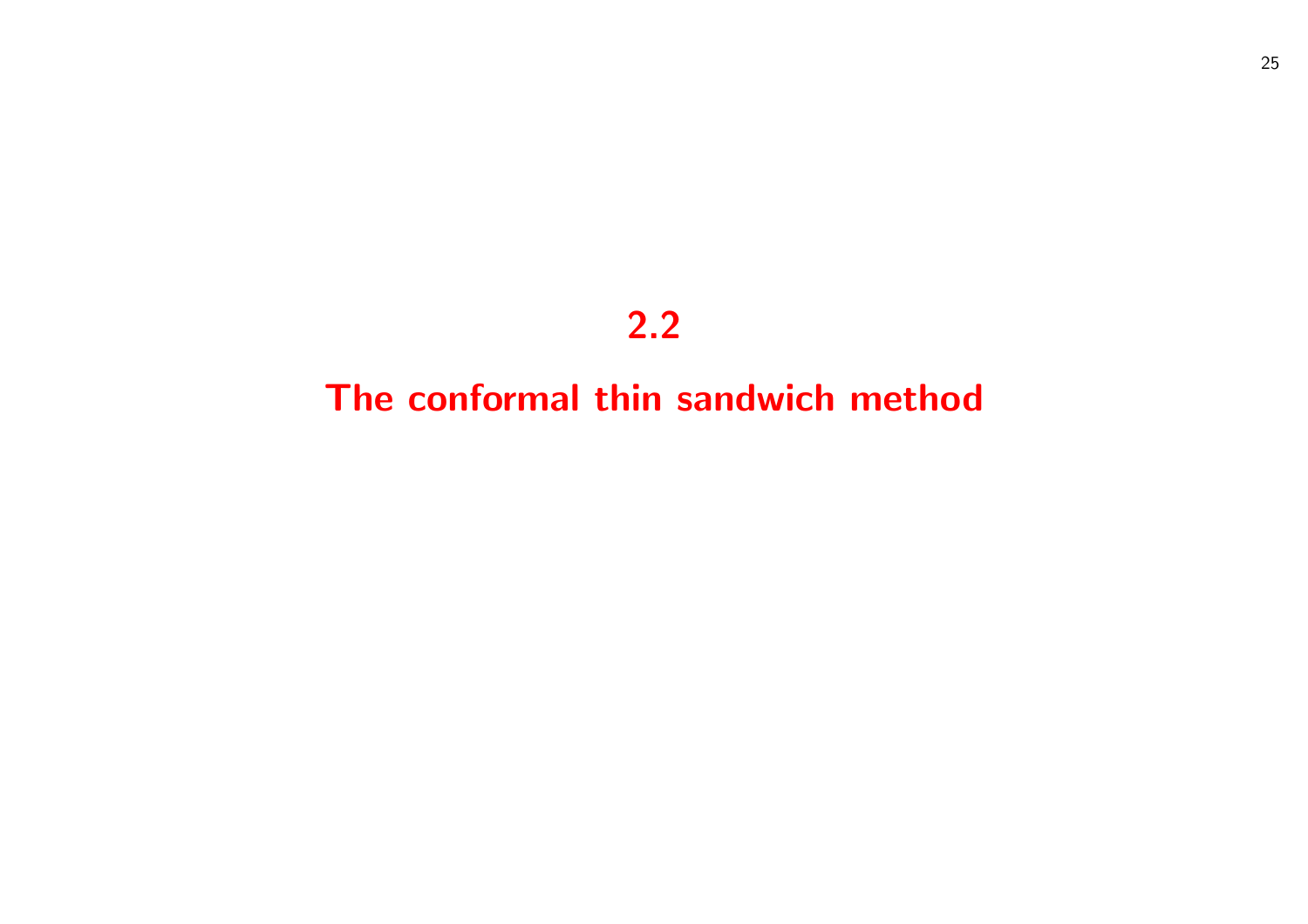## 2.2

## The conformal thin sandwich method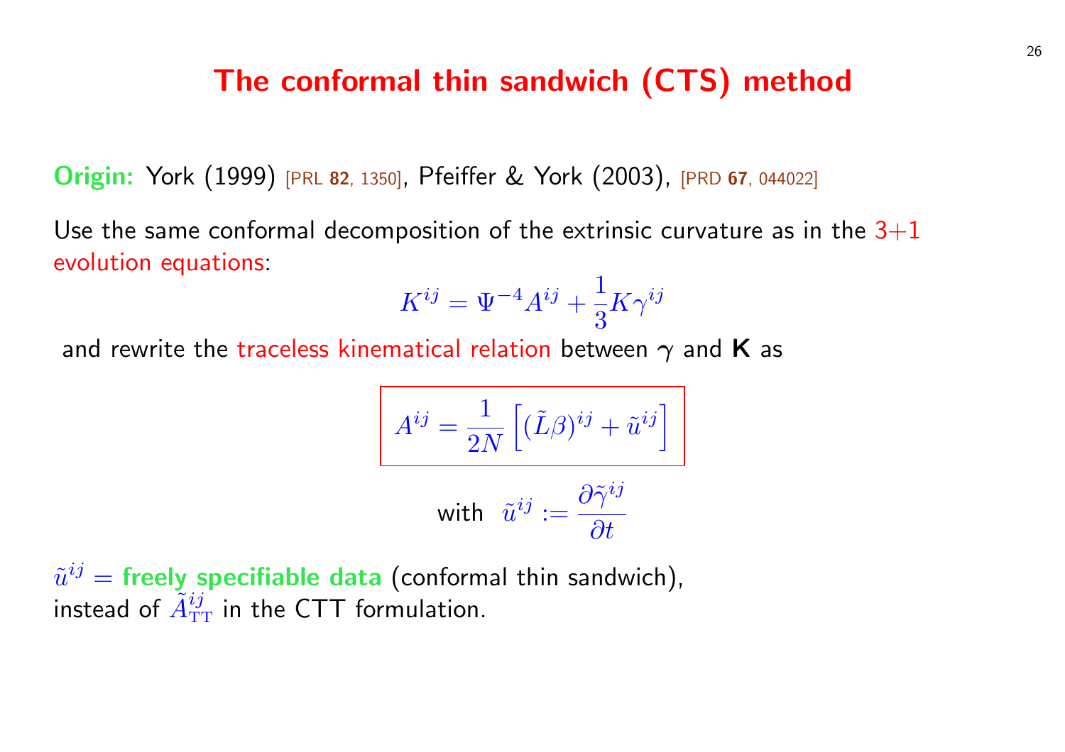# The conformal thin sandwich (CTS) method

**Origin:** York (1999) [PRL **82**, 1350], Pfeiffer & York (2003), [PRD **67**, 044022]

Use the same conformal decomposition of the extrinsic curvature as in the 3+1 evolution equations:

$$K^{ij} = \Psi^{-4} A^{ij} + \frac{1}{3} K \gamma^{ij}$$

and rewrite the traceless kinematical relation between $\boldsymbol{\gamma}$ and $\mathbf{K}$ as

$$\boxed{A^{ij} = \frac{1}{2N} \left[ (\tilde{L}\beta)^{ij} + \tilde{u}^{ij} \right]}$$

$$\text{with} \quad \tilde{u}^{ij} := \frac{\partial \tilde{\gamma}^{ij}}{\partial t}$$

$\tilde{u}^{ij}$ = **freely specifiable data** (conformal thin sandwich), instead of $\tilde{A}^{ij}_{\rm TT}$ in the CTT formulation.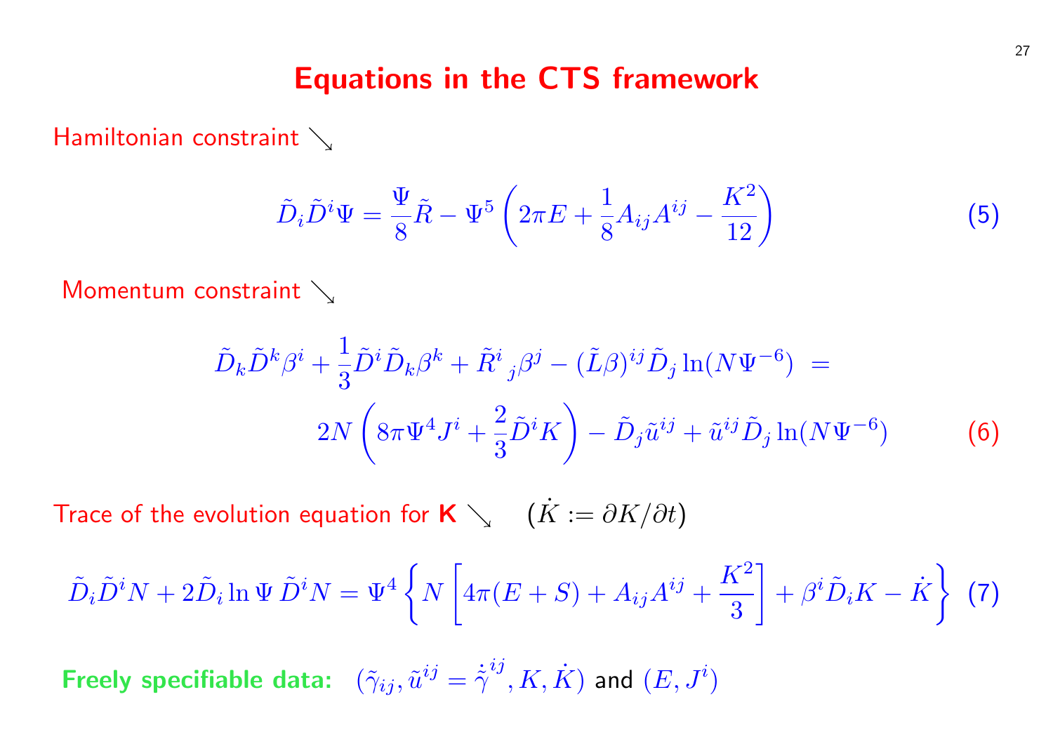# Equations in the CTS framework

Hamiltonian constraint $\searrow$

$$\tilde{D}_i \tilde{D}^i \Psi = \frac{\Psi}{8} \tilde{R} - \Psi^5 \left( 2\pi E + \frac{1}{8} A_{ij} A^{ij} - \frac{K^2}{12} \right) \qquad (5)$$

Momentum constraint $\searrow$

$$\tilde{D}_k \tilde{D}^k \beta^i + \frac{1}{3} \tilde{D}^i \tilde{D}_k \beta^k + \tilde{R}^i{}_j \beta^j - (\tilde{L}\beta)^{ij} \tilde{D}_j \ln(N\Psi^{-6}) = 2N \left( 8\pi \Psi^4 J^i + \frac{2}{3} \tilde{D}^i K \right) - \tilde{D}_j \tilde{u}^{ij} + \tilde{u}^{ij} \tilde{D}_j \ln(N\Psi^{-6}) \qquad (6)$$

Trace of the evolution equation for **K** $\searrow$ $\quad (\dot{K} := \partial K / \partial t)$

$$\tilde{D}_i \tilde{D}^i N + 2 \tilde{D}_i \ln \Psi \, \tilde{D}^i N = \Psi^4 \left\{ N \left[ 4\pi(E + S) + A_{ij} A^{ij} + \frac{K^2}{3} \right] + \beta^i \tilde{D}_i K - \dot{K} \right\} \qquad (7)$$

**Freely specifiable data:** $(\tilde{\gamma}_{ij}, \tilde{u}^{ij} = \dot{\tilde{\gamma}}^{ij}, K, \dot{K})$ and $(E, J^i)$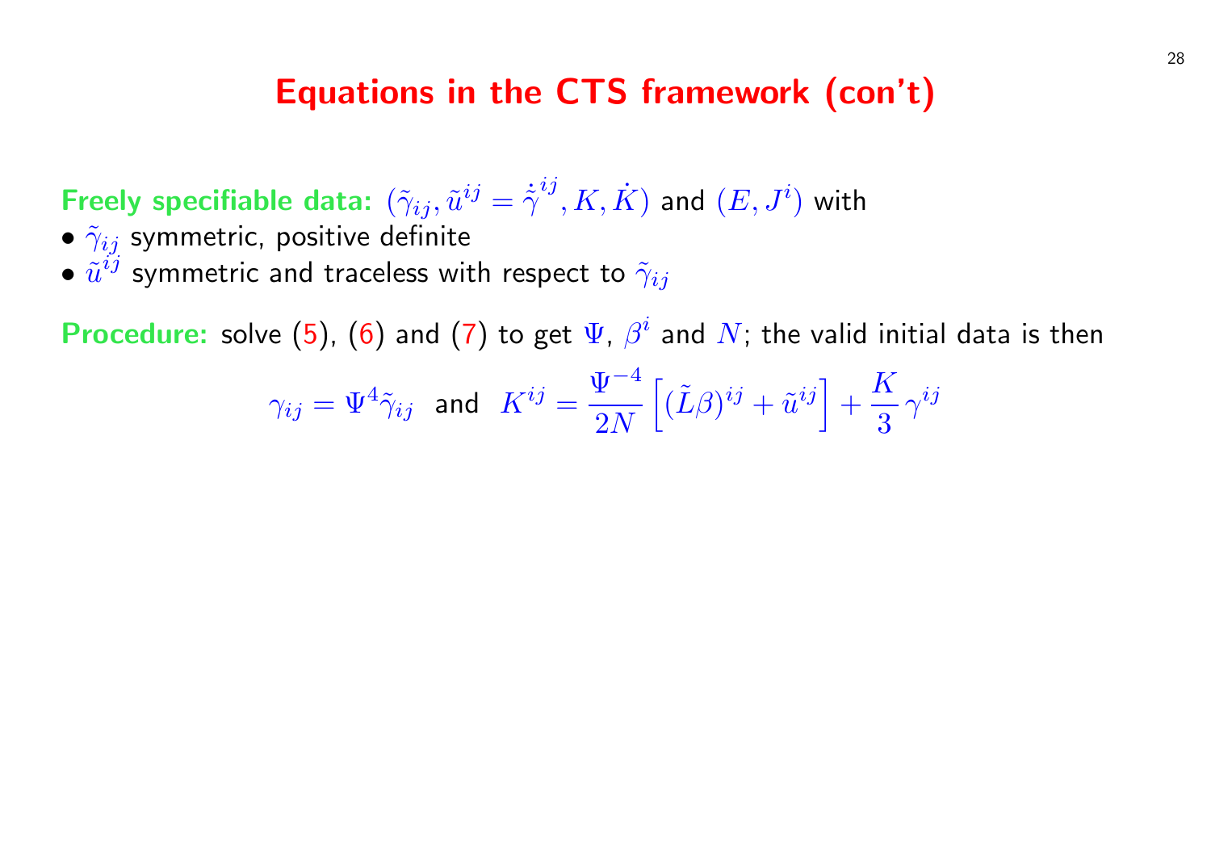# Equations in the CTS framework (con't)

**Freely specifiable data:** $(\tilde{\gamma}_{ij}, \tilde{u}^{ij} = \dot{\tilde{\gamma}}^{ij}, K, \dot{K})$ and $(E, J^i)$ with

- $\tilde{\gamma}_{ij}$ symmetric, positive definite
- $\tilde{u}^{ij}$ symmetric and traceless with respect to $\tilde{\gamma}_{ij}$

**Procedure:** solve (5), (6) and (7) to get $\Psi$, $\beta^i$ and $N$; the valid initial data is then

$$\gamma_{ij} = \Psi^4 \tilde{\gamma}_{ij} \quad \text{and} \quad K^{ij} = \frac{\Psi^{-4}}{2N} \left[ (\tilde{L}\beta)^{ij} + \tilde{u}^{ij} \right] + \frac{K}{3} \gamma^{ij}$$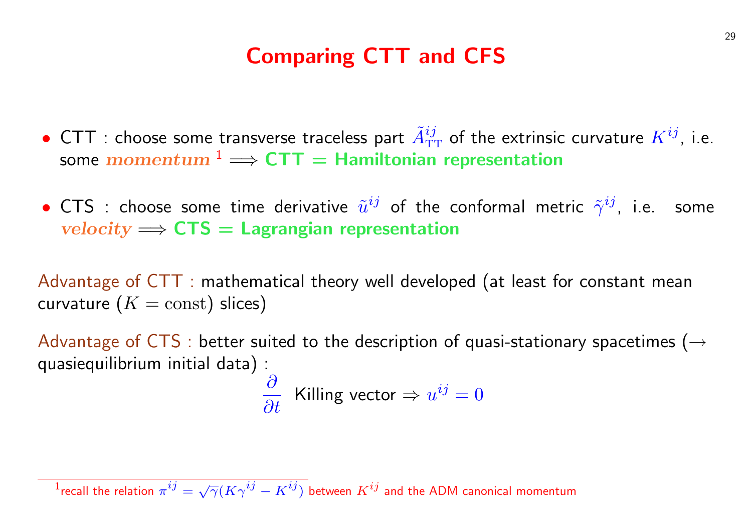# Comparing CTT and CFS

- CTT : choose some transverse traceless part $\tilde{A}^{ij}_{\rm TT}$ of the extrinsic curvature $K^{ij}$, i.e. some ***momentum*** [1] $\Longrightarrow$ **CTT = Hamiltonian representation**

- CTS : choose some time derivative $\tilde{u}^{ij}$ of the conformal metric $\tilde{\gamma}^{ij}$, i.e. some ***velocity*** $\Longrightarrow$ **CTS = Lagrangian representation**

Advantage of CTT : mathematical theory well developed (at least for constant mean curvature ($K = \text{const}$) slices)

Advantage of CTS : better suited to the description of quasi-stationary spacetimes ($\rightarrow$ quasiequilibrium initial data) :

$$\frac{\partial}{\partial t} \text{ Killing vector} \Rightarrow u^{ij} = 0$$

---

[1] recall the relation $\pi^{ij} = \sqrt{\gamma}(K\gamma^{ij} - K^{ij})$ between $K^{ij}$ and the ADM canonical momentum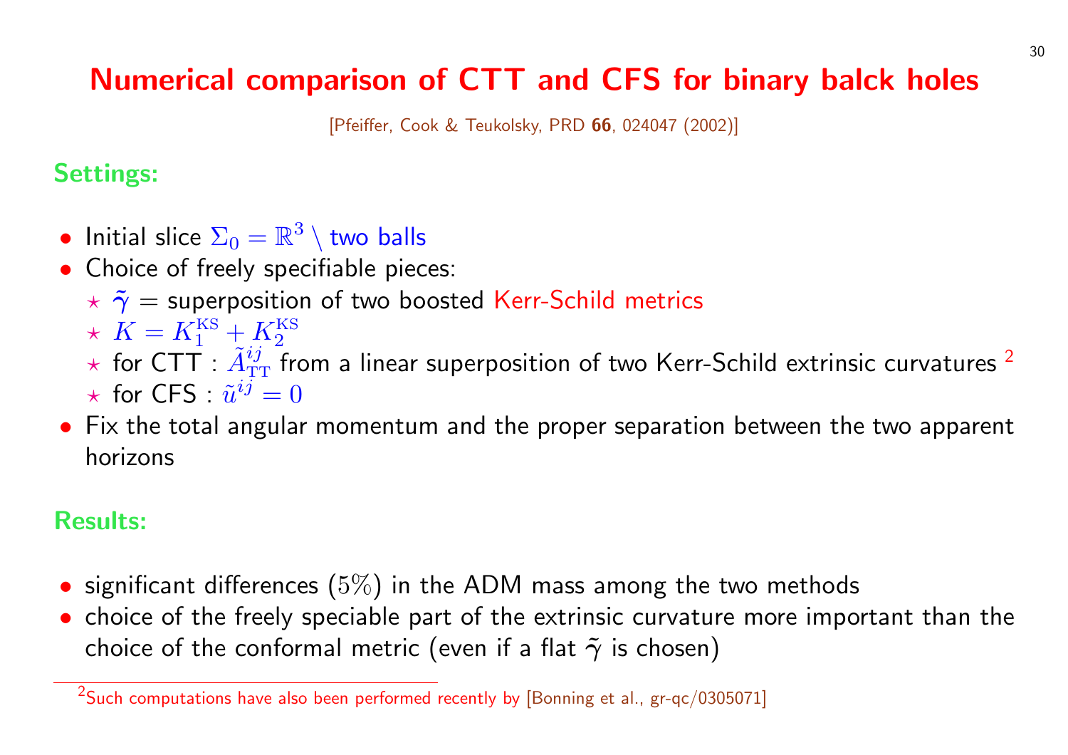# Numerical comparison of CTT and CFS for binary balck holes

[Pfeiffer, Cook & Teukolsky, PRD **66**, 024047 (2002)]

## Settings:

- Initial slice $\Sigma_0 = \mathbb{R}^3 \setminus$ two balls
- Choice of freely specifiable pieces:
  - $\tilde{\gamma} =$ superposition of two boosted Kerr-Schild metrics
  - $K = K_1^{\rm KS} + K_2^{\rm KS}$
  - for CTT : $\tilde{A}^{ij}_{\rm TT}$ from a linear superposition of two Kerr-Schild extrinsic curvatures [2]
  - for CFS : $\tilde{u}^{ij} = 0$
- Fix the total angular momentum and the proper separation between the two apparent horizons

## Results:

- significant differences ($5\%$) in the ADM mass among the two methods
- choice of the freely speciable part of the extrinsic curvature more important than the choice of the conformal metric (even if a flat $\tilde{\gamma}$ is chosen)

[2] Such computations have also been performed recently by [Bonning et al., gr-qc/0305071]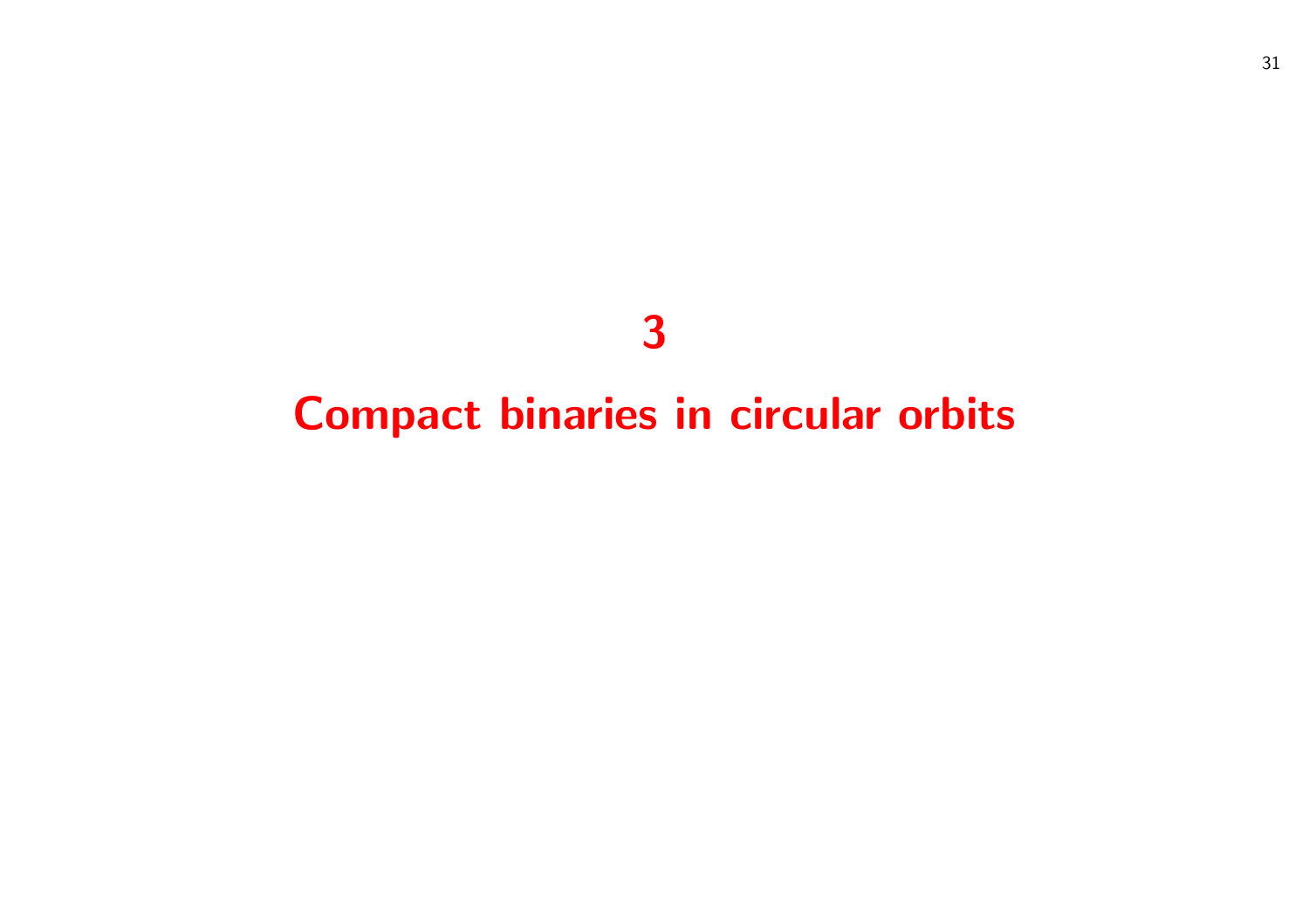# 3

# Compact binaries in circular orbits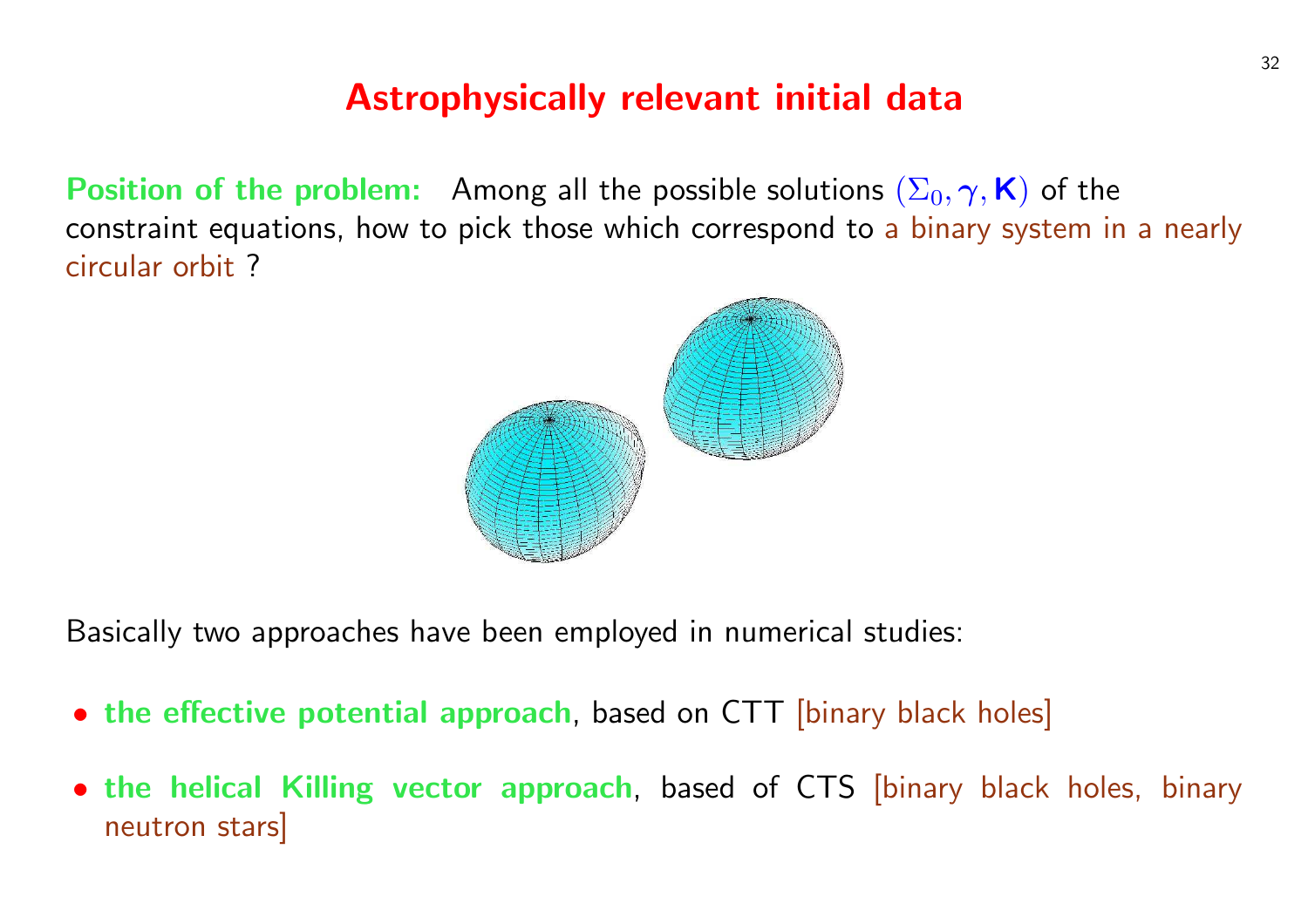# Astrophysically relevant initial data

**Position of the problem:** Among all the possible solutions $(\Sigma_0, \boldsymbol{\gamma}, \mathbf{K})$ of the constraint equations, how to pick those which correspond to a binary system in a nearly circular orbit ?

Basically two approaches have been employed in numerical studies:

- **the effective potential approach**, based on CTT [binary black holes]
- **the helical Killing vector approach**, based of CTS [binary black holes, binary neutron stars]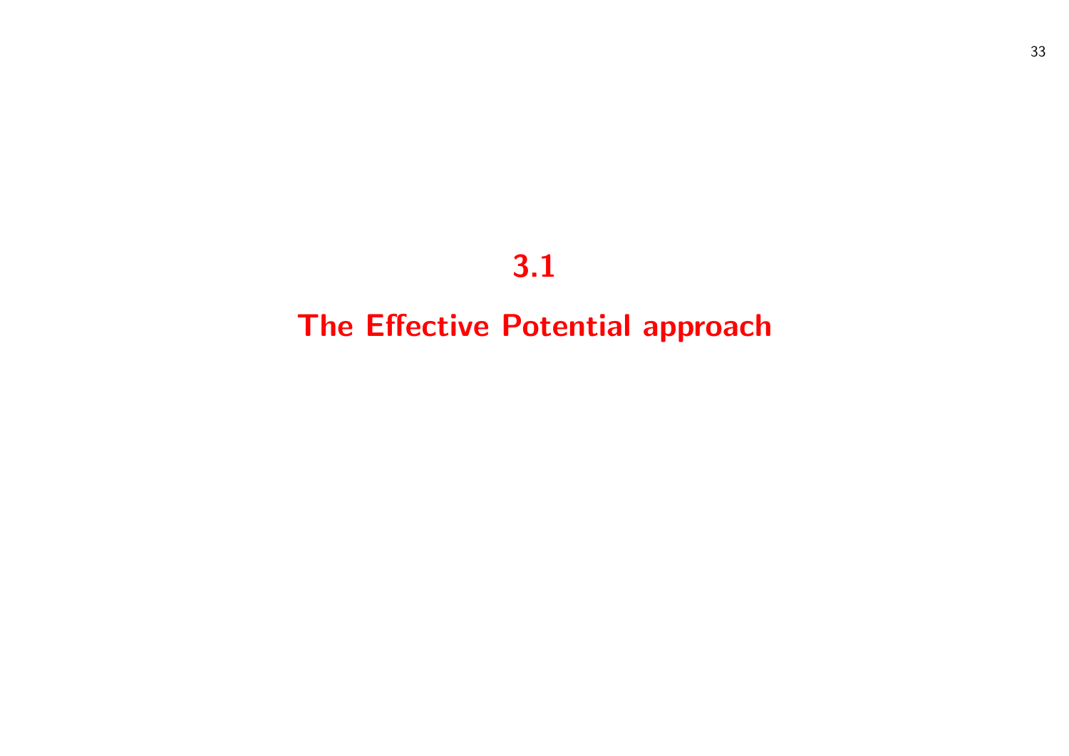## 3.1

## The Effective Potential approach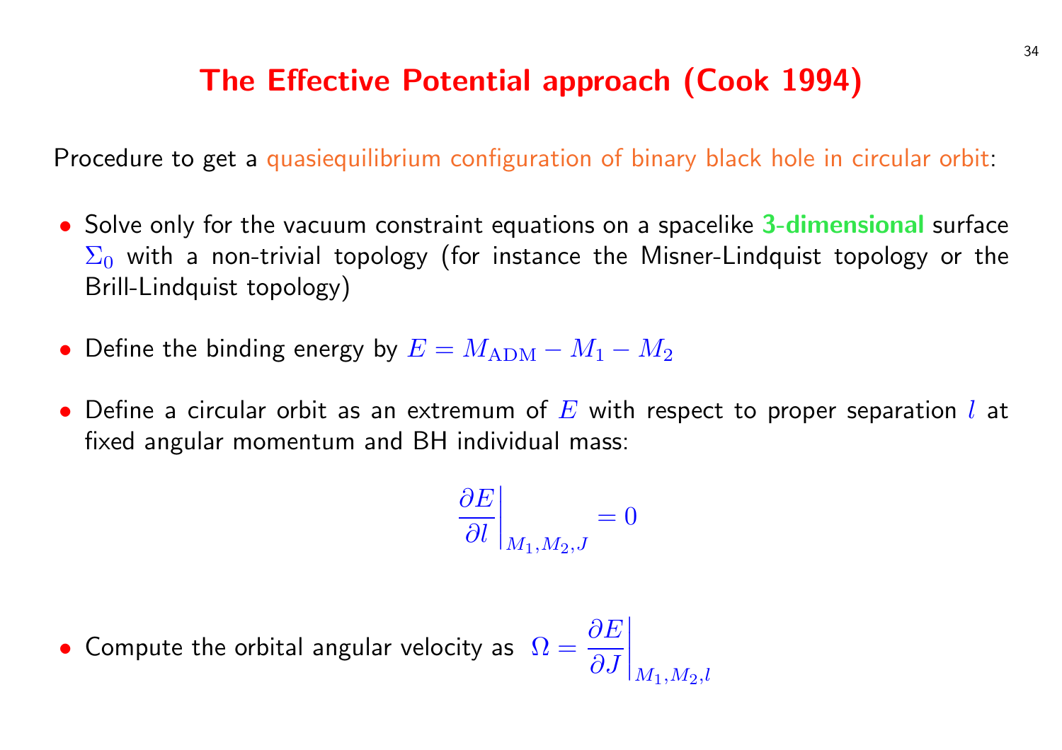# The Effective Potential approach (Cook 1994)

Procedure to get a quasiequilibrium configuration of binary black hole in circular orbit:

- Solve only for the vacuum constraint equations on a spacelike **3-dimensional** surface $\Sigma_0$ with a non-trivial topology (for instance the Misner-Lindquist topology or the Brill-Lindquist topology)

- Define the binding energy by $E = M_{\rm ADM} - M_1 - M_2$

- Define a circular orbit as an extremum of $E$ with respect to proper separation $l$ at fixed angular momentum and BH individual mass:

$$\left.\frac{\partial E}{\partial l}\right|_{M_1, M_2, J} = 0$$

- Compute the orbital angular velocity as $\Omega = \left.\dfrac{\partial E}{\partial J}\right|_{M_1, M_2, l}$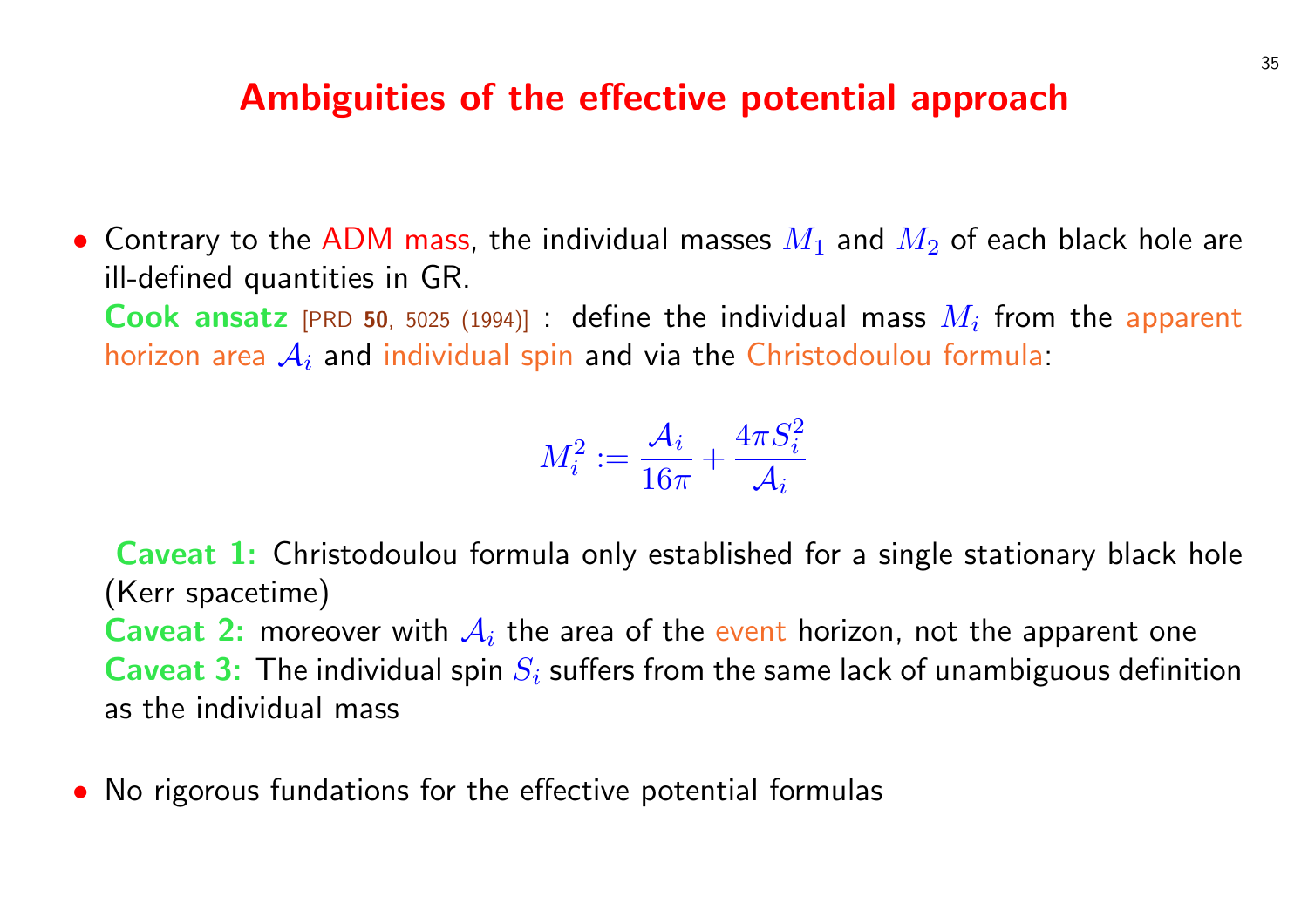# Ambiguities of the effective potential approach

- Contrary to the ADM mass, the individual masses $M_1$ and $M_2$ of each black hole are ill-defined quantities in GR.
  **Cook ansatz** [PRD **50**, 5025 (1994)] : define the individual mass $M_i$ from the apparent horizon area $\mathcal{A}_i$ and individual spin and via the Christodoulou formula:

$$M_i^2 := \frac{\mathcal{A}_i}{16\pi} + \frac{4\pi S_i^2}{\mathcal{A}_i}$$

  **Caveat 1:** Christodoulou formula only established for a single stationary black hole (Kerr spacetime)
  **Caveat 2:** moreover with $\mathcal{A}_i$ the area of the event horizon, not the apparent one
  **Caveat 3:** The individual spin $S_i$ suffers from the same lack of unambiguous definition as the individual mass

- No rigorous fundations for the effective potential formulas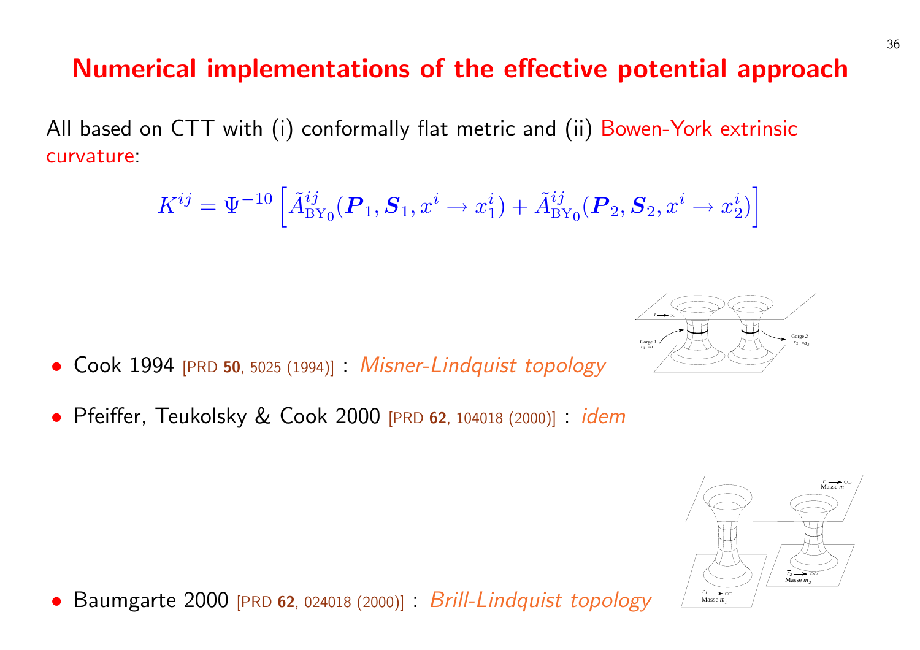# Numerical implementations of the effective potential approach

All based on CTT with (i) conformally flat metric and (ii) Bowen-York extrinsic curvature:

$$K^{ij} = \Psi^{-10} \left[ \tilde{A}^{ij}_{\mathrm{BY}_0}(\boldsymbol{P}_1, \boldsymbol{S}_1, x^i \to x^i_1) + \tilde{A}^{ij}_{\mathrm{BY}_0}(\boldsymbol{P}_2, \boldsymbol{S}_2, x^i \to x^i_2) \right]$$

- Cook 1994 [PRD **50**, 5025 (1994)] : *Misner-Lindquist topology*
- Pfeiffer, Teukolsky & Cook 2000 [PRD **62**, 104018 (2000)] : *idem*
- Baumgarte 2000 [PRD **62**, 024018 (2000)] : *Brill-Lindquist topology*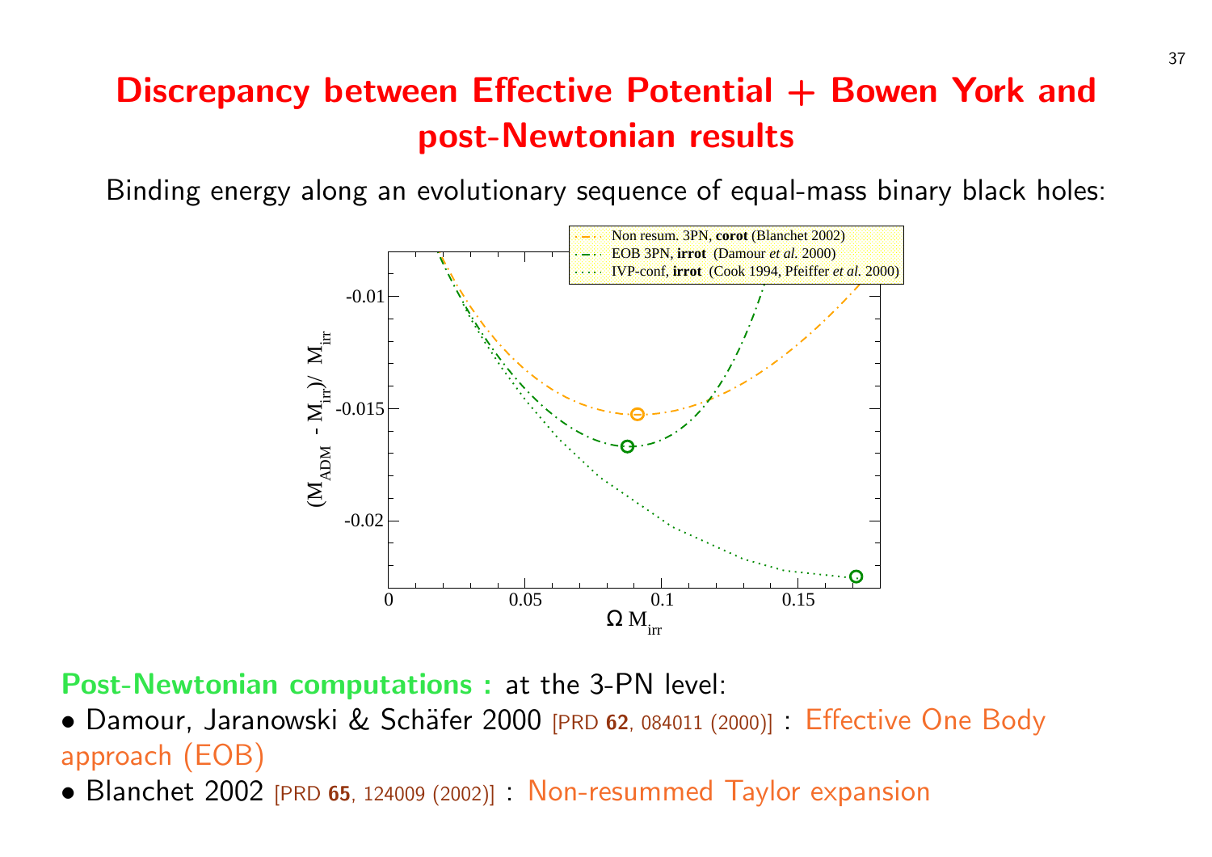# Discrepancy between Effective Potential + Bowen York and post-Newtonian results

Binding energy along an evolutionary sequence of equal-mass binary black holes:

Non resum. 3PN, **corot** (Blanchet 2002)
EOB 3PN, **irrot** (Damour *et al.* 2000)
IVP-conf, **irrot** (Cook 1994, Pfeiffer *et al.* 2000)

$(M_{ADM} - M_{irr})/ M_{irr}$

-0.01
-0.015
-0.02

0
0.05
0.1
0.15

$\Omega M_{irr}$

**Post-Newtonian computations :** at the 3-PN level:

- Damour, Jaranowski & Schäfer 2000 [PRD **62**, 084011 (2000)] : Effective One Body approach (EOB)
- Blanchet 2002 [PRD **65**, 124009 (2002)] : Non-resummed Taylor expansion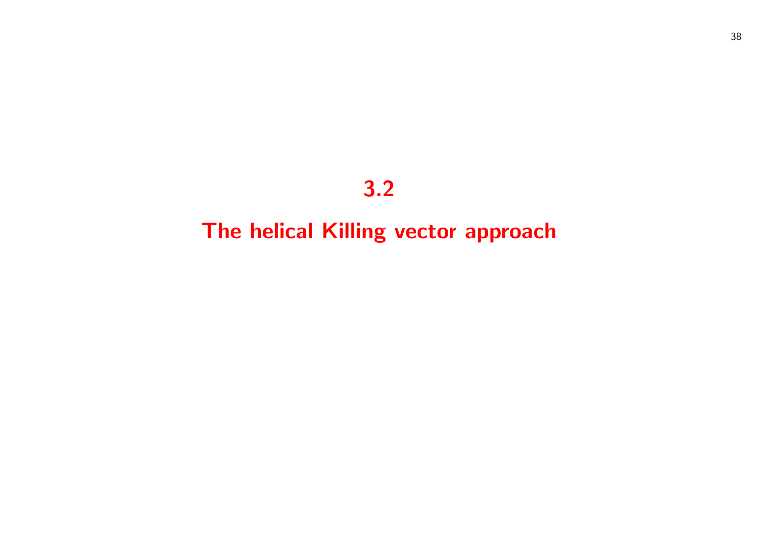# 3.2

# The helical Killing vector approach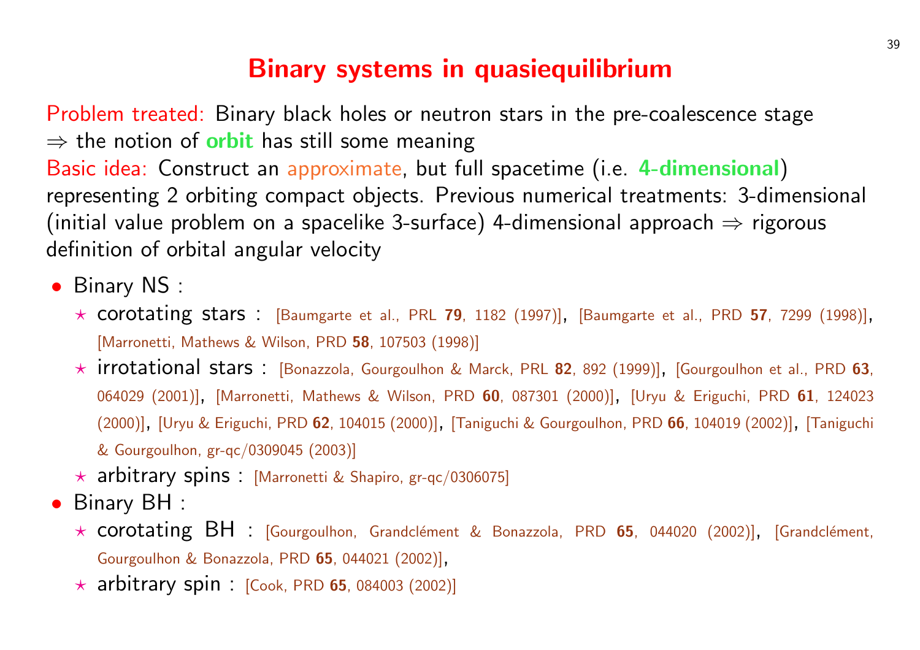# Binary systems in quasiequilibrium

Problem treated: Binary black holes or neutron stars in the pre-coalescence stage
$\Rightarrow$ the notion of **orbit** has still some meaning

Basic idea: Construct an approximate, but full spacetime (i.e. **4-dimensional**) representing 2 orbiting compact objects. Previous numerical treatments: 3-dimensional (initial value problem on a spacelike 3-surface) 4-dimensional approach $\Rightarrow$ rigorous definition of orbital angular velocity

- Binary NS :
  - ⋆ corotating stars : [Baumgarte et al., PRL **79**, 1182 (1997)], [Baumgarte et al., PRD **57**, 7299 (1998)], [Marronetti, Mathews & Wilson, PRD **58**, 107503 (1998)]
  - ⋆ irrotational stars : [Bonazzola, Gourgoulhon & Marck, PRL **82**, 892 (1999)], [Gourgoulhon et al., PRD **63**, 064029 (2001)], [Marronetti, Mathews & Wilson, PRD **60**, 087301 (2000)], [Uryu & Eriguchi, PRD **61**, 124023 (2000)], [Uryu & Eriguchi, PRD **62**, 104015 (2000)], [Taniguchi & Gourgoulhon, PRD **66**, 104019 (2002)], [Taniguchi & Gourgoulhon, gr-qc/0309045 (2003)]
  - ⋆ arbitrary spins : [Marronetti & Shapiro, gr-qc/0306075]
- Binary BH :
  - ⋆ corotating BH : [Gourgoulhon, Grandclément & Bonazzola, PRD **65**, 044020 (2002)], [Grandclément, Gourgoulhon & Bonazzola, PRD **65**, 044021 (2002)],
  - ⋆ arbitrary spin : [Cook, PRD **65**, 084003 (2002)]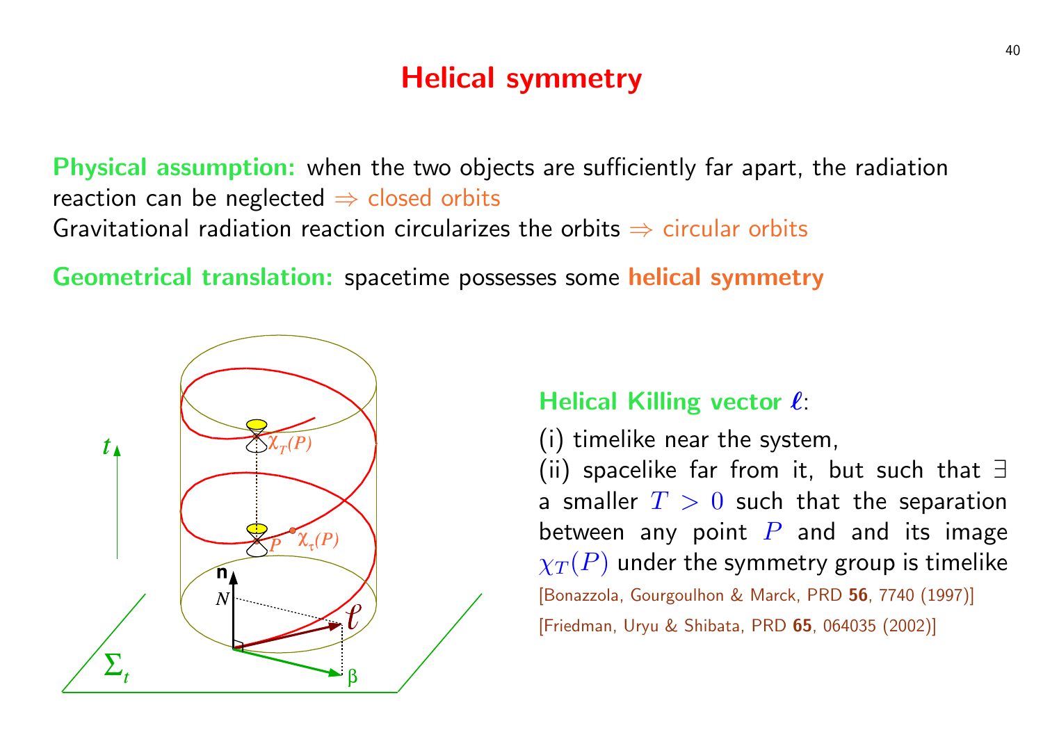# Helical symmetry

**Physical assumption:** when the two objects are sufficiently far apart, the radiation reaction can be neglected $\Rightarrow$ closed orbits

Gravitational radiation reaction circularizes the orbits $\Rightarrow$ circular orbits

**Geometrical translation:** spacetime possesses some **helical symmetry**

$t$

$\chi_T(P)$

$P$

$\chi_\tau(P)$

$\mathbf{n}$

$N$

$\ell$

$\Sigma_t$

$\beta$

**Helical Killing vector $\boldsymbol{\ell}$:**

(i) timelike near the system,

(ii) spacelike far from it, but such that $\exists$ a smaller $T > 0$ such that the separation between any point $P$ and and its image $\chi_T(P)$ under the symmetry group is timelike

[Bonazzola, Gourgoulhon & Marck, PRD **56**, 7740 (1997)]

[Friedman, Uryu & Shibata, PRD **65**, 064035 (2002)]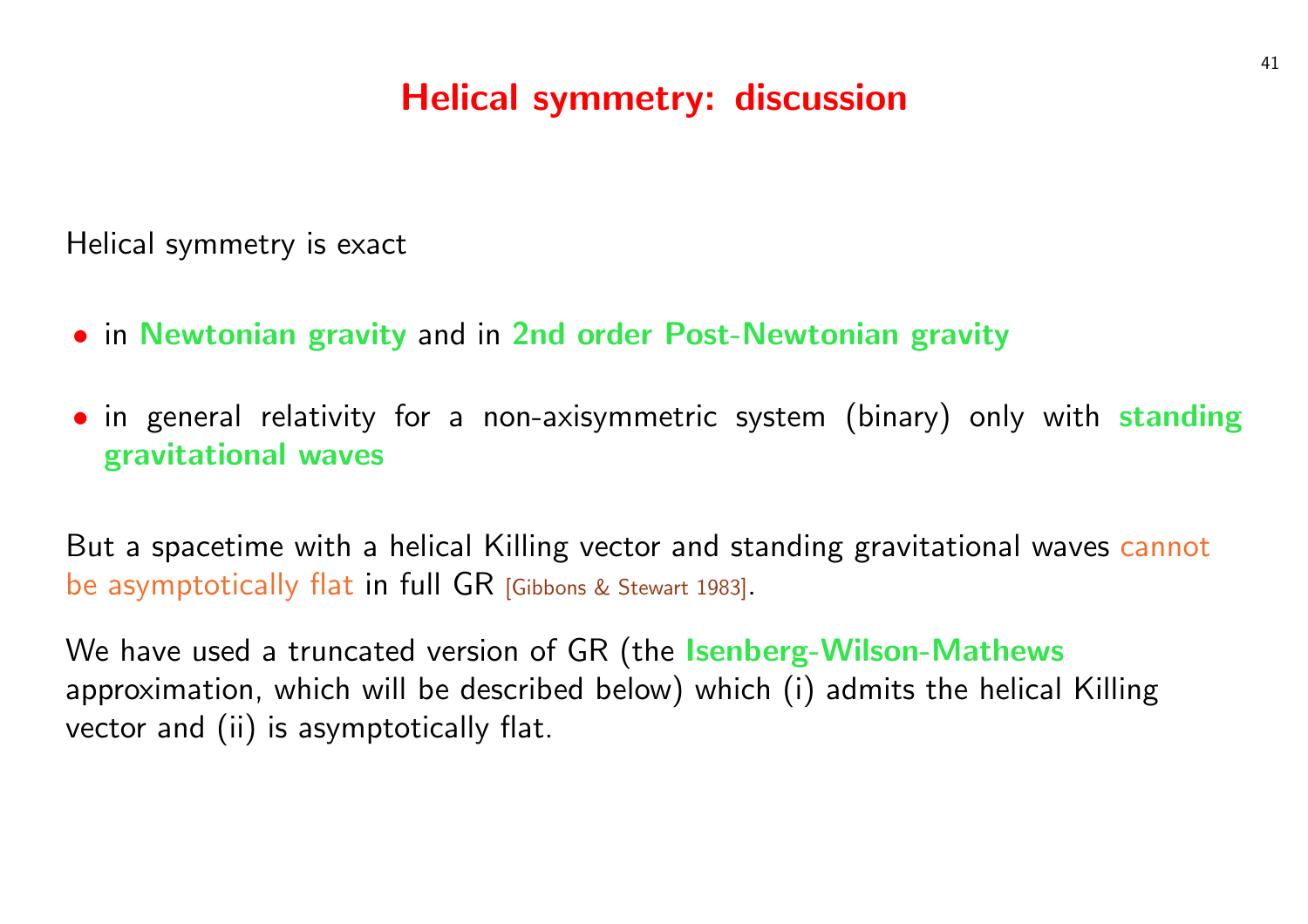# Helical symmetry: discussion

Helical symmetry is exact

- in **Newtonian gravity** and in **2nd order Post-Newtonian gravity**
- in general relativity for a non-axisymmetric system (binary) only with **standing gravitational waves**

But a spacetime with a helical Killing vector and standing gravitational waves cannot be asymptotically flat in full GR [Gibbons & Stewart 1983].

We have used a truncated version of GR (the **Isenberg-Wilson-Mathews** approximation, which will be described below) which (i) admits the helical Killing vector and (ii) is asymptotically flat.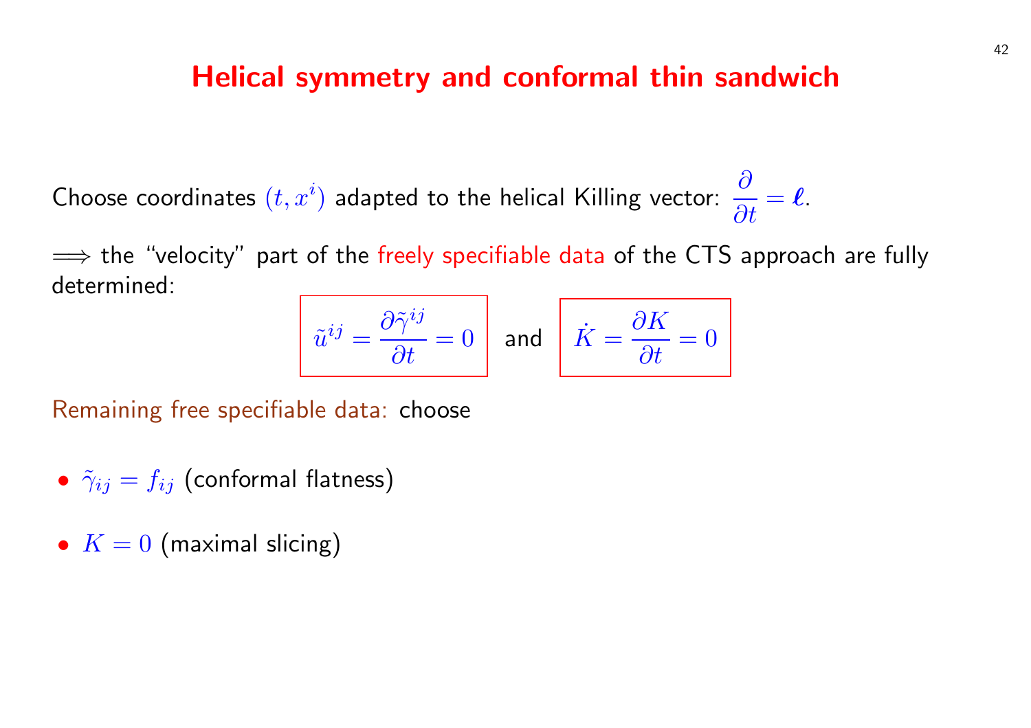# Helical symmetry and conformal thin sandwich

Choose coordinates $(t, x^i)$ adapted to the helical Killing vector: $\dfrac{\partial}{\partial t} = \boldsymbol{\ell}$.

$\Longrightarrow$ the "velocity" part of the freely specifiable data of the CTS approach are fully determined:

$$\boxed{\tilde{u}^{ij} = \frac{\partial \tilde{\gamma}^{ij}}{\partial t} = 0} \quad \text{and} \quad \boxed{\dot{K} = \frac{\partial K}{\partial t} = 0}$$

Remaining free specifiable data: choose

- $\tilde{\gamma}_{ij} = f_{ij}$ (conformal flatness)
- $K = 0$ (maximal slicing)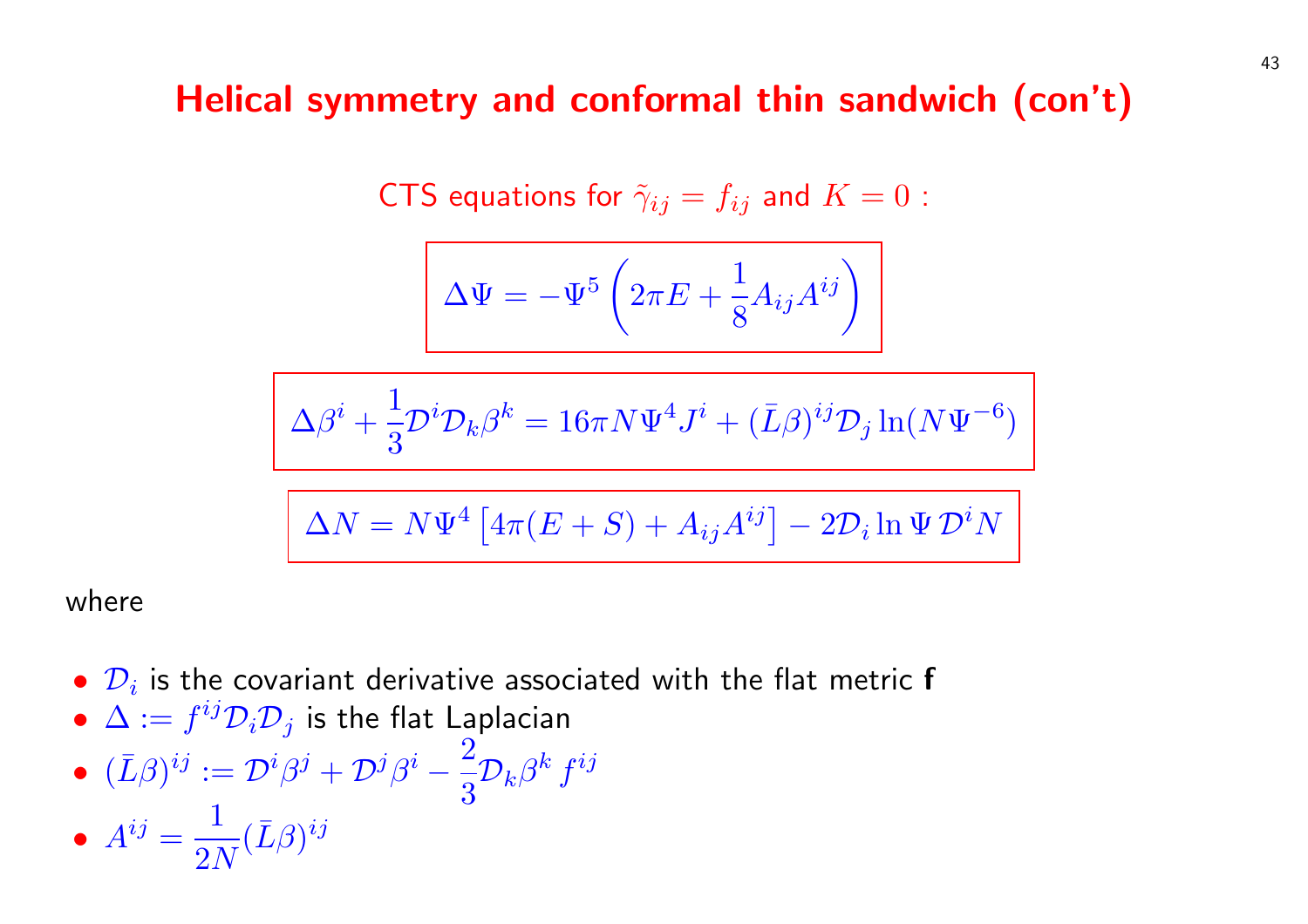# Helical symmetry and conformal thin sandwich (con't)

CTS equations for $\tilde{\gamma}_{ij} = f_{ij}$ and $K = 0$ :

$$\Delta\Psi = -\Psi^5 \left( 2\pi E + \frac{1}{8} A_{ij} A^{ij} \right)$$

$$\Delta\beta^i + \frac{1}{3}\mathcal{D}^i\mathcal{D}_k\beta^k = 16\pi N\Psi^4 J^i + (\bar{L}\beta)^{ij}\mathcal{D}_j \ln(N\Psi^{-6})$$

$$\Delta N = N\Psi^4 \left[ 4\pi(E+S) + A_{ij}A^{ij} \right] - 2\mathcal{D}_i \ln\Psi \, \mathcal{D}^i N$$

where

- $\mathcal{D}_i$ is the covariant derivative associated with the flat metric **f**
- $\Delta := f^{ij}\mathcal{D}_i\mathcal{D}_j$ is the flat Laplacian
- $(\bar{L}\beta)^{ij} := \mathcal{D}^i\beta^j + \mathcal{D}^j\beta^i - \frac{2}{3}\mathcal{D}_k\beta^k \, f^{ij}$
- $A^{ij} = \frac{1}{2N}(\bar{L}\beta)^{ij}$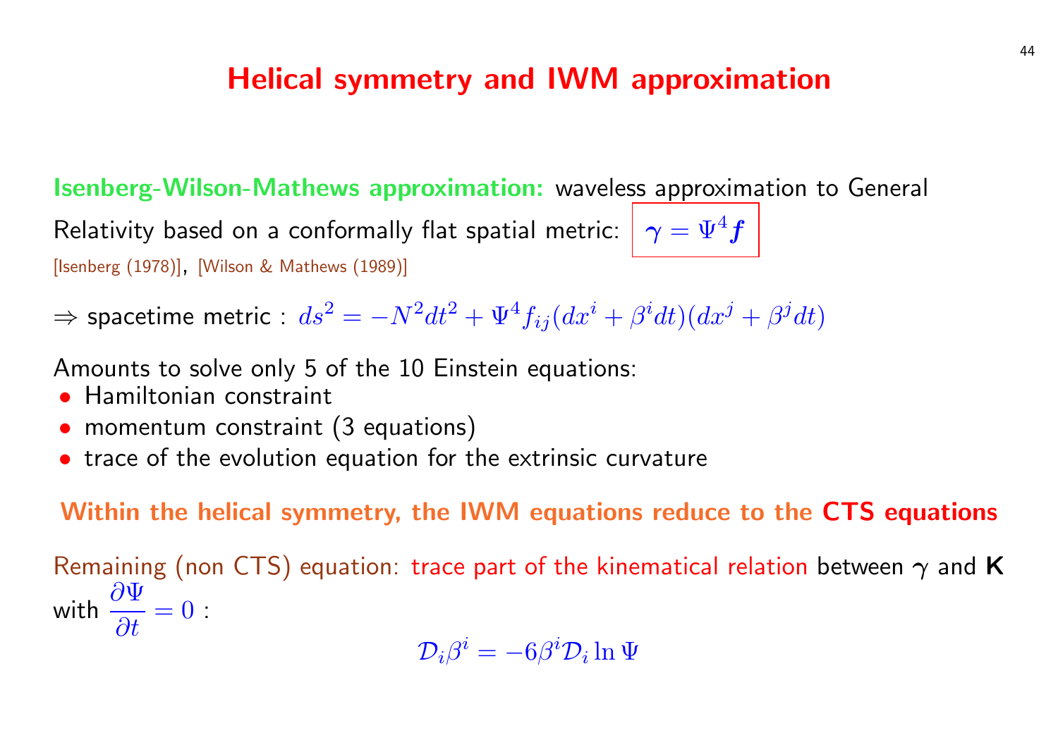# Helical symmetry and IWM approximation

**Isenberg-Wilson-Mathews approximation:** waveless approximation to General Relativity based on a conformally flat spatial metric: $\boldsymbol{\gamma} = \Psi^4 \boldsymbol{f}$

[Isenberg (1978)], [Wilson & Mathews (1989)]

$\Rightarrow$ spacetime metric : $ds^2 = -N^2 dt^2 + \Psi^4 f_{ij}(dx^i + \beta^i dt)(dx^j + \beta^j dt)$

Amounts to solve only 5 of the 10 Einstein equations:

- Hamiltonian constraint
- momentum constraint (3 equations)
- trace of the evolution equation for the extrinsic curvature

**Within the helical symmetry, the IWM equations reduce to the CTS equations**

Remaining (non CTS) equation: trace part of the kinematical relation between $\boldsymbol{\gamma}$ and $\mathbf{K}$ with $\dfrac{\partial \Psi}{\partial t} = 0$ :

$$\mathcal{D}_i \beta^i = -6 \beta^i \mathcal{D}_i \ln \Psi$$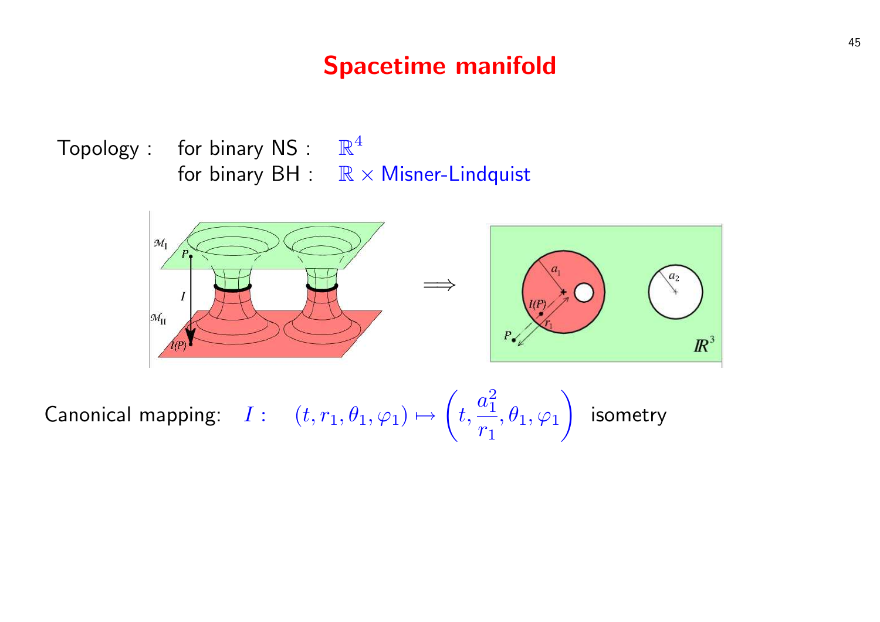# Spacetime manifold

Topology : for binary NS : $\mathbb{R}^4$
for binary BH : $\mathbb{R} \times$ Misner-Lindquist

$\mathcal{M}_{\rm I}$

$P$

$I$

$\mathcal{M}_{\rm II}$

$I(P)$

$\Longrightarrow$

$a_1$

$a_2$

$I(P)$

$r_1$

$P$

$I\!R^3$

Canonical mapping: $I: \quad (t, r_1, \theta_1, \varphi_1) \mapsto \left(t, \frac{a_1^2}{r_1}, \theta_1, \varphi_1\right)$ isometry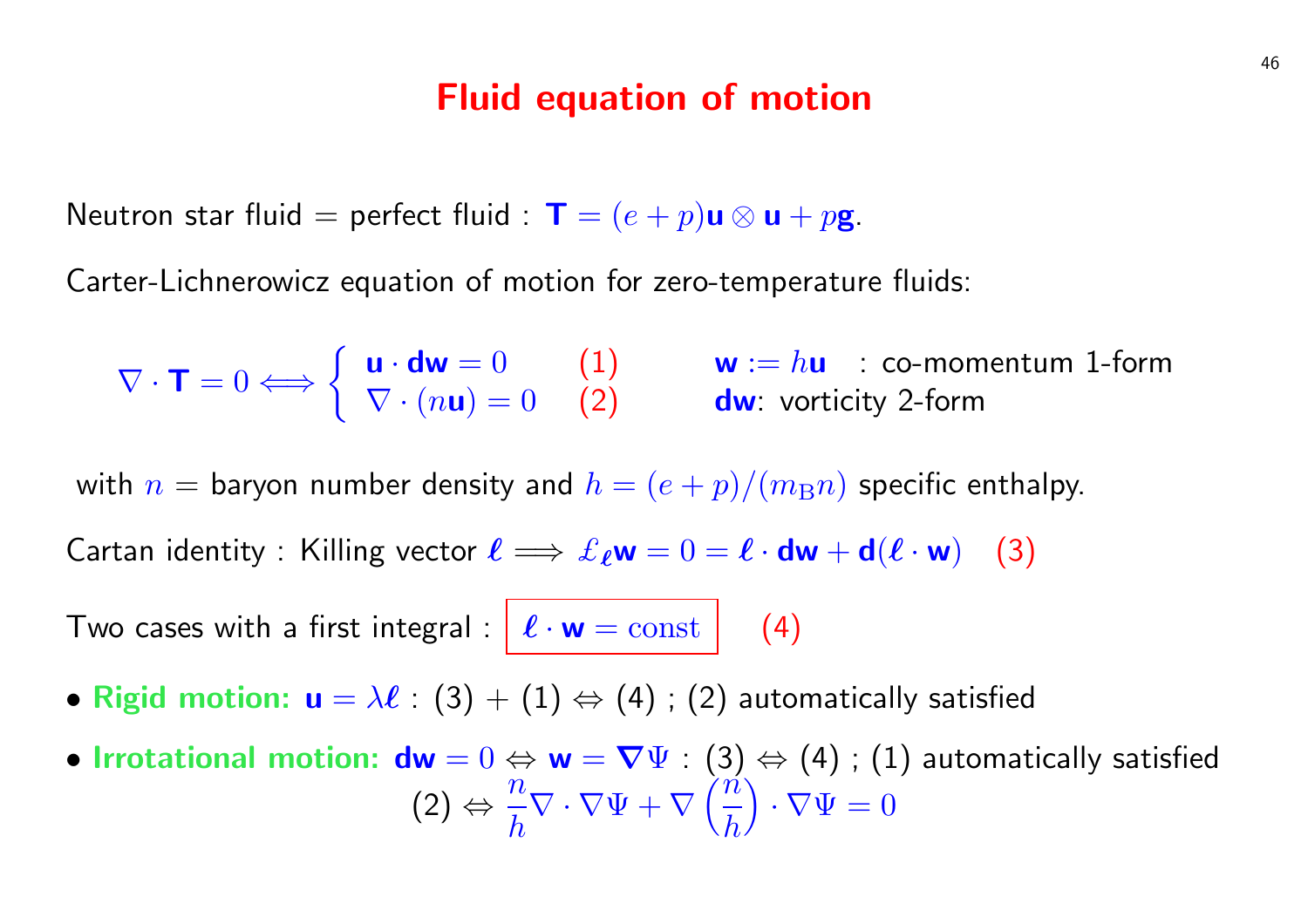# Fluid equation of motion

Neutron star fluid = perfect fluid : $\mathbf{T} = (e+p)\mathbf{u}\otimes\mathbf{u} + p\mathbf{g}$.

Carter-Lichnerowicz equation of motion for zero-temperature fluids:

$$\nabla\cdot\mathbf{T} = 0 \Longleftrightarrow \begin{cases} \mathbf{u}\cdot\mathbf{dw} = 0 & (1) \\ \nabla\cdot(n\mathbf{u}) = 0 & (2) \end{cases}$$

$\mathbf{w} := h\mathbf{u}$ : co-momentum 1-form

$\mathbf{dw}$: vorticity 2-form

with $n$ = baryon number density and $h = (e+p)/(m_{\rm B} n)$ specific enthalpy.

Cartan identity : Killing vector $\boldsymbol{\ell} \Longrightarrow \pounds_{\boldsymbol{\ell}}\mathbf{w} = 0 = \boldsymbol{\ell}\cdot\mathbf{dw} + \mathbf{d}(\boldsymbol{\ell}\cdot\mathbf{w})$ (3)

Two cases with a first integral : $\boxed{\boldsymbol{\ell}\cdot\mathbf{w} = \text{const}}$ (4)

- **Rigid motion:** $\mathbf{u} = \lambda\boldsymbol{\ell}$ : (3) + (1) $\Leftrightarrow$ (4) ; (2) automatically satisfied
- **Irrotational motion:** $\mathbf{dw} = 0 \Leftrightarrow \mathbf{w} = \boldsymbol{\nabla}\Psi$ : (3) $\Leftrightarrow$ (4) ; (1) automatically satisfied

$$(2) \Leftrightarrow \frac{n}{h}\nabla\cdot\nabla\Psi + \nabla\left(\frac{n}{h}\right)\cdot\nabla\Psi = 0$$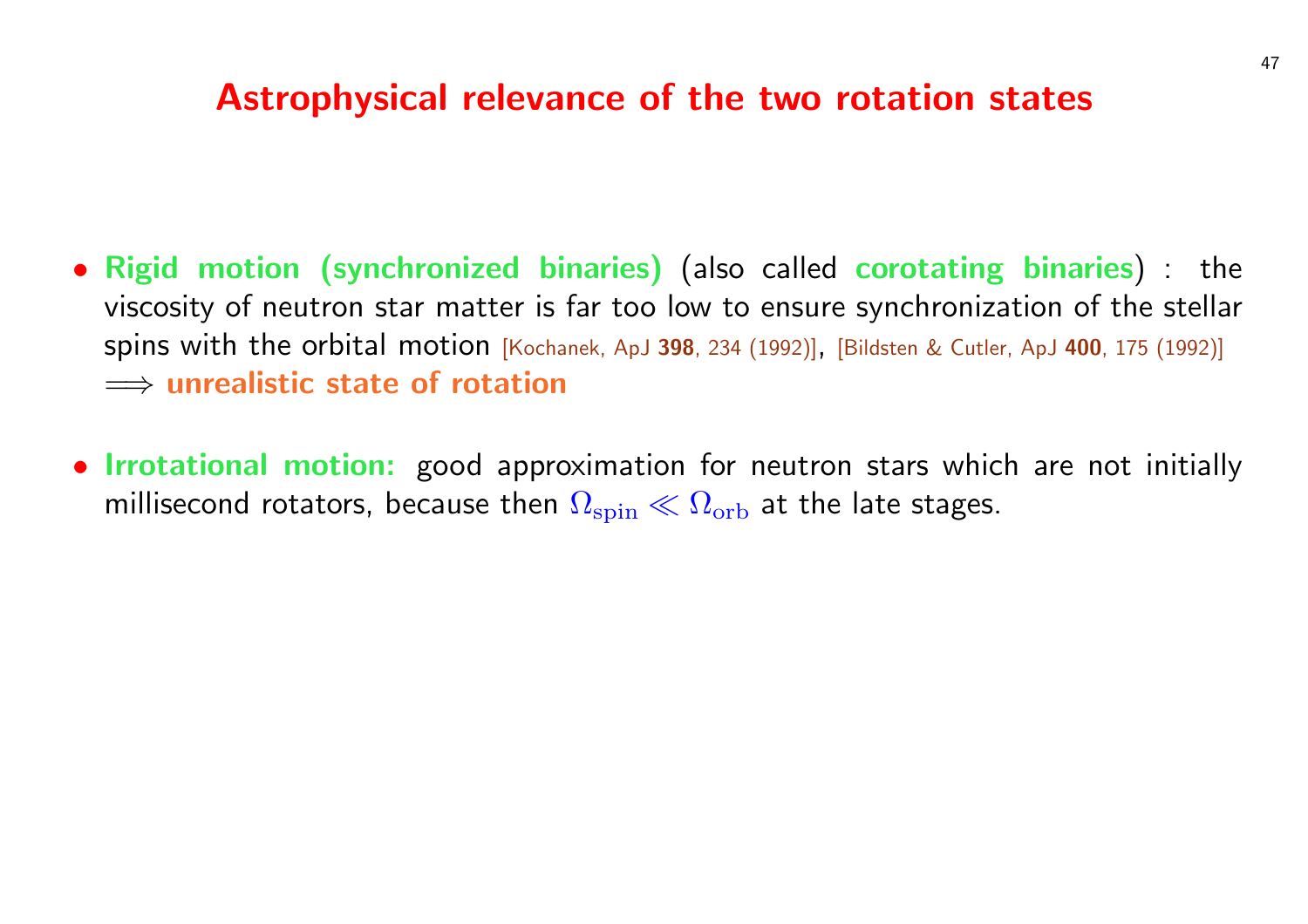# Astrophysical relevance of the two rotation states

- **Rigid motion (synchronized binaries)** (also called **corotating binaries**) : the viscosity of neutron star matter is far too low to ensure synchronization of the stellar spins with the orbital motion [Kochanek, ApJ **398**, 234 (1992)], [Bildsten & Cutler, ApJ **400**, 175 (1992)] $\Longrightarrow$ **unrealistic state of rotation**

- **Irrotational motion:** good approximation for neutron stars which are not initially millisecond rotators, because then $\Omega_{\rm spin} \ll \Omega_{\rm orb}$ at the late stages.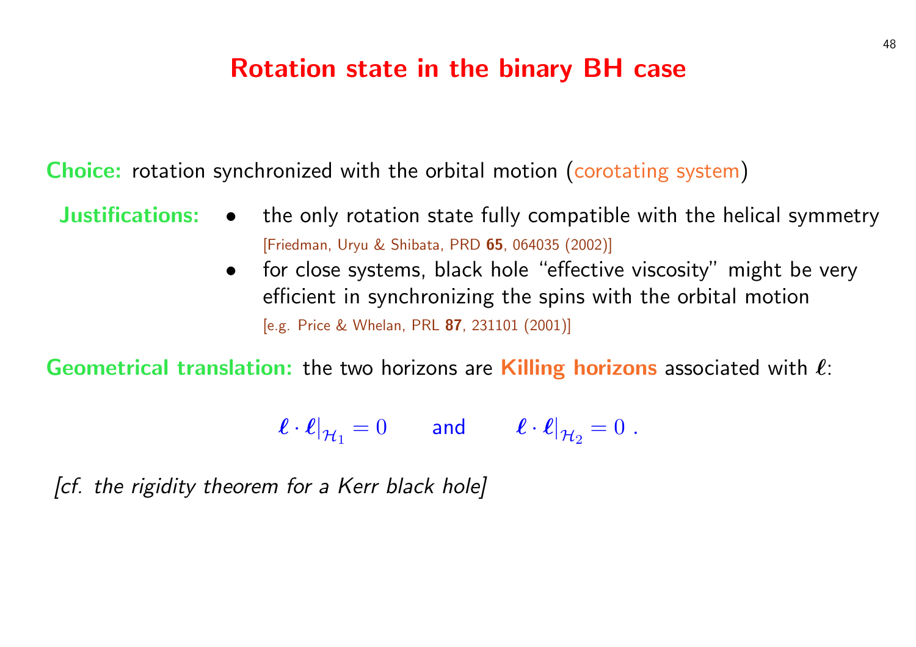# Rotation state in the binary BH case

**Choice:** rotation synchronized with the orbital motion (corotating system)

**Justifications:**

- the only rotation state fully compatible with the helical symmetry
  [Friedman, Uryu & Shibata, PRD **65**, 064035 (2002)]
- for close systems, black hole "effective viscosity" might be very efficient in synchronizing the spins with the orbital motion
  [e.g. Price & Whelan, PRL **87**, 231101 (2001)]

**Geometrical translation:** the two horizons are **Killing horizons** associated with $\boldsymbol{\ell}$:

$$\boldsymbol{\ell} \cdot \boldsymbol{\ell}|_{\mathcal{H}_1} = 0 \qquad \text{and} \qquad \boldsymbol{\ell} \cdot \boldsymbol{\ell}|_{\mathcal{H}_2} = 0 \ .$$

*[cf. the rigidity theorem for a Kerr black hole]*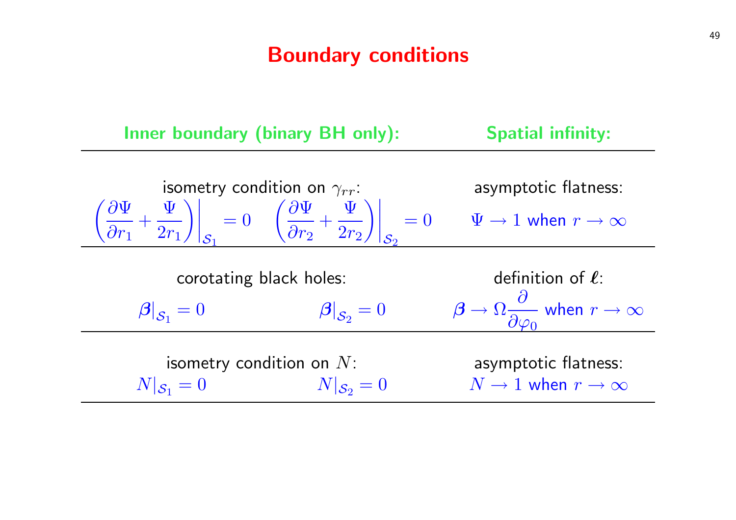# Boundary conditions

| Inner boundary (binary BH only): | | Spatial infinity: |
|---|---|---|
| isometry condition on $\gamma_{rr}$: $\left.\left(\dfrac{\partial\Psi}{\partial r_1} + \dfrac{\Psi}{2r_1}\right)\right\vert_{\mathcal{S}_1} = 0$ | $\left.\left(\dfrac{\partial\Psi}{\partial r_2} + \dfrac{\Psi}{2r_2}\right)\right\vert_{\mathcal{S}_2} = 0$ | asymptotic flatness: $\Psi \to 1$ when $r \to \infty$ |
| corotating black holes: $\boldsymbol{\beta}\vert_{\mathcal{S}_1} = 0$ | $\boldsymbol{\beta}\vert_{\mathcal{S}_2} = 0$ | definition of $\boldsymbol{\ell}$: $\boldsymbol{\beta} \to \Omega \dfrac{\partial}{\partial\varphi_0}$ when $r \to \infty$ |
| isometry condition on $N$: $N\vert_{\mathcal{S}_1} = 0$ | $N\vert_{\mathcal{S}_2} = 0$ | asymptotic flatness: $N \to 1$ when $r \to \infty$ |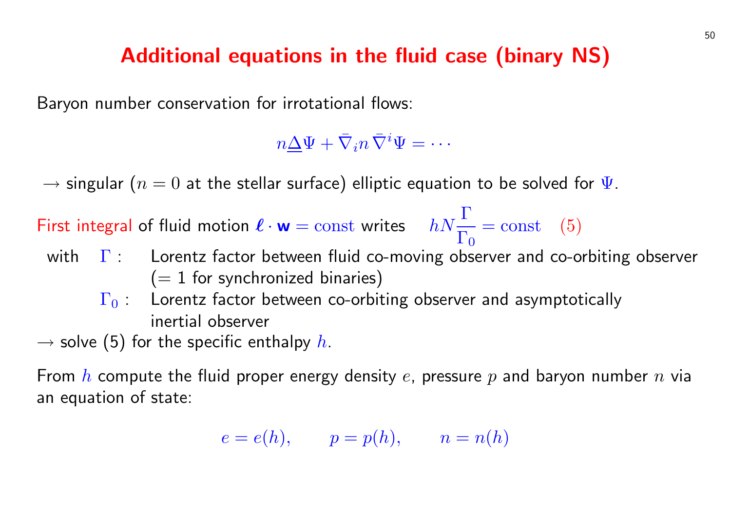# Additional equations in the fluid case (binary NS)

Baryon number conservation for irrotational flows:

$$n\underline{\Delta}\Psi + \bar{\nabla}_i n \, \bar{\nabla}^i \Psi = \cdots$$

$\rightarrow$ singular ($n = 0$ at the stellar surface) elliptic equation to be solved for $\Psi$.

First integral of fluid motion $\boldsymbol{\ell} \cdot \mathbf{w} = \mathrm{const}$ writes $\quad hN\dfrac{\Gamma}{\Gamma_0} = \mathrm{const} \quad (5)$

with
- $\Gamma$ : Lorentz factor between fluid co-moving observer and co-orbiting observer ($= 1$ for synchronized binaries)
- $\Gamma_0$ : Lorentz factor between co-orbiting observer and asymptotically inertial observer

$\rightarrow$ solve (5) for the specific enthalpy $h$.

From $h$ compute the fluid proper energy density $e$, pressure $p$ and baryon number $n$ via an equation of state:

$$e = e(h), \qquad p = p(h), \qquad n = n(h)$$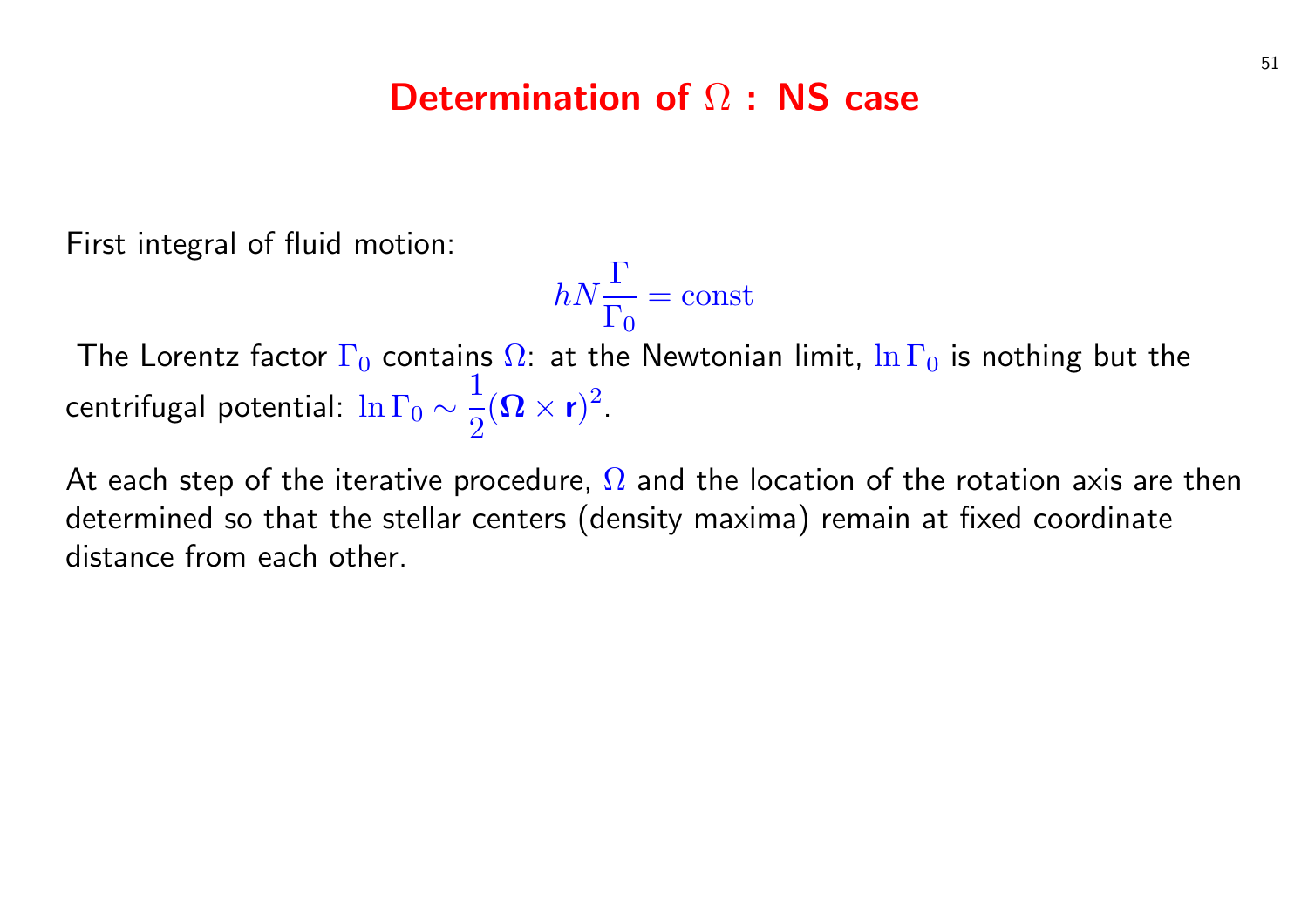# Determination of $\Omega$ : NS case

First integral of fluid motion:

$$hN\frac{\Gamma}{\Gamma_0} = \mathrm{const}$$

The Lorentz factor $\Gamma_0$ contains $\Omega$: at the Newtonian limit, $\ln \Gamma_0$ is nothing but the centrifugal potential: $\ln \Gamma_0 \sim \frac{1}{2}(\mathbf{\Omega} \times \mathbf{r})^2$.

At each step of the iterative procedure, $\Omega$ and the location of the rotation axis are then determined so that the stellar centers (density maxima) remain at fixed coordinate distance from each other.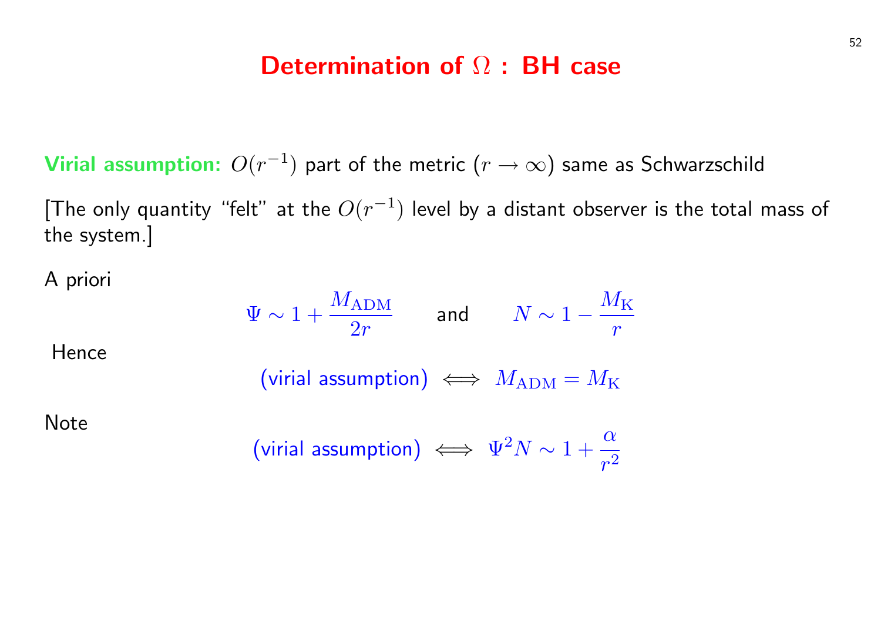# Determination of $\Omega$ : BH case

**Virial assumption:** $O(r^{-1})$ part of the metric ($r \to \infty$) same as Schwarzschild

[The only quantity "felt" at the $O(r^{-1})$ level by a distant observer is the total mass of the system.]

A priori

$$\Psi \sim 1 + \frac{M_{\rm ADM}}{2r} \qquad \text{and} \qquad N \sim 1 - \frac{M_{\rm K}}{r}$$

Hence

$$\text{(virial assumption)} \iff M_{\rm ADM} = M_{\rm K}$$

Note

$$\text{(virial assumption)} \iff \Psi^2 N \sim 1 + \frac{\alpha}{r^2}$$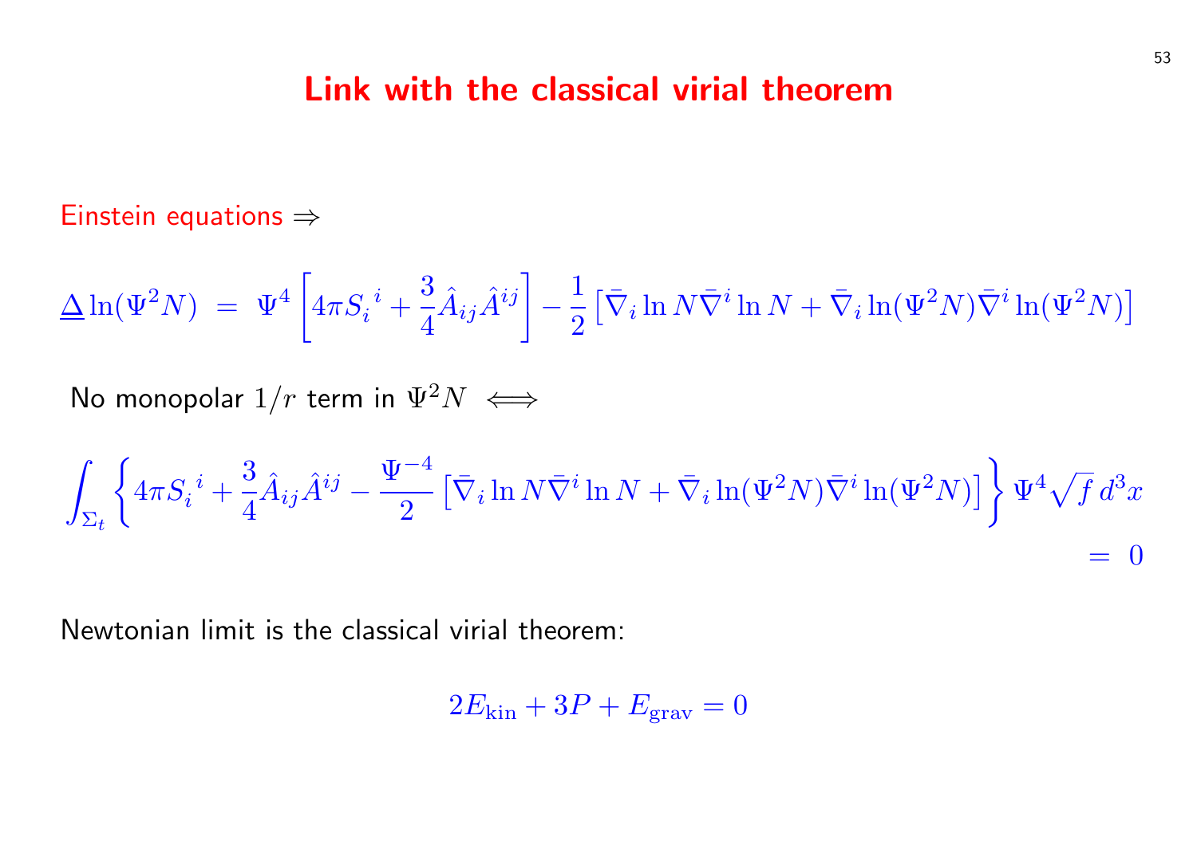# Link with the classical virial theorem

Einstein equations $\Rightarrow$

$$\underline{\Delta} \ln(\Psi^2 N) \ = \ \Psi^4 \left[ 4\pi S_i^{\ i} + \frac{3}{4} \hat{A}_{ij} \hat{A}^{ij} \right] - \frac{1}{2} \left[ \bar{\nabla}_i \ln N \bar{\nabla}^i \ln N + \bar{\nabla}_i \ln(\Psi^2 N) \bar{\nabla}^i \ln(\Psi^2 N) \right]$$

No monopolar $1/r$ term in $\Psi^2 N \iff$

$$\int_{\Sigma_t} \left\{ 4\pi S_i^{\ i} + \frac{3}{4} \hat{A}_{ij} \hat{A}^{ij} - \frac{\Psi^{-4}}{2} \left[ \bar{\nabla}_i \ln N \bar{\nabla}^i \ln N + \bar{\nabla}_i \ln(\Psi^2 N) \bar{\nabla}^i \ln(\Psi^2 N) \right] \right\} \Psi^4 \sqrt{f} \, d^3x \ = \ 0$$

Newtonian limit is the classical virial theorem:

$$2E_{\rm kin} + 3P + E_{\rm grav} = 0$$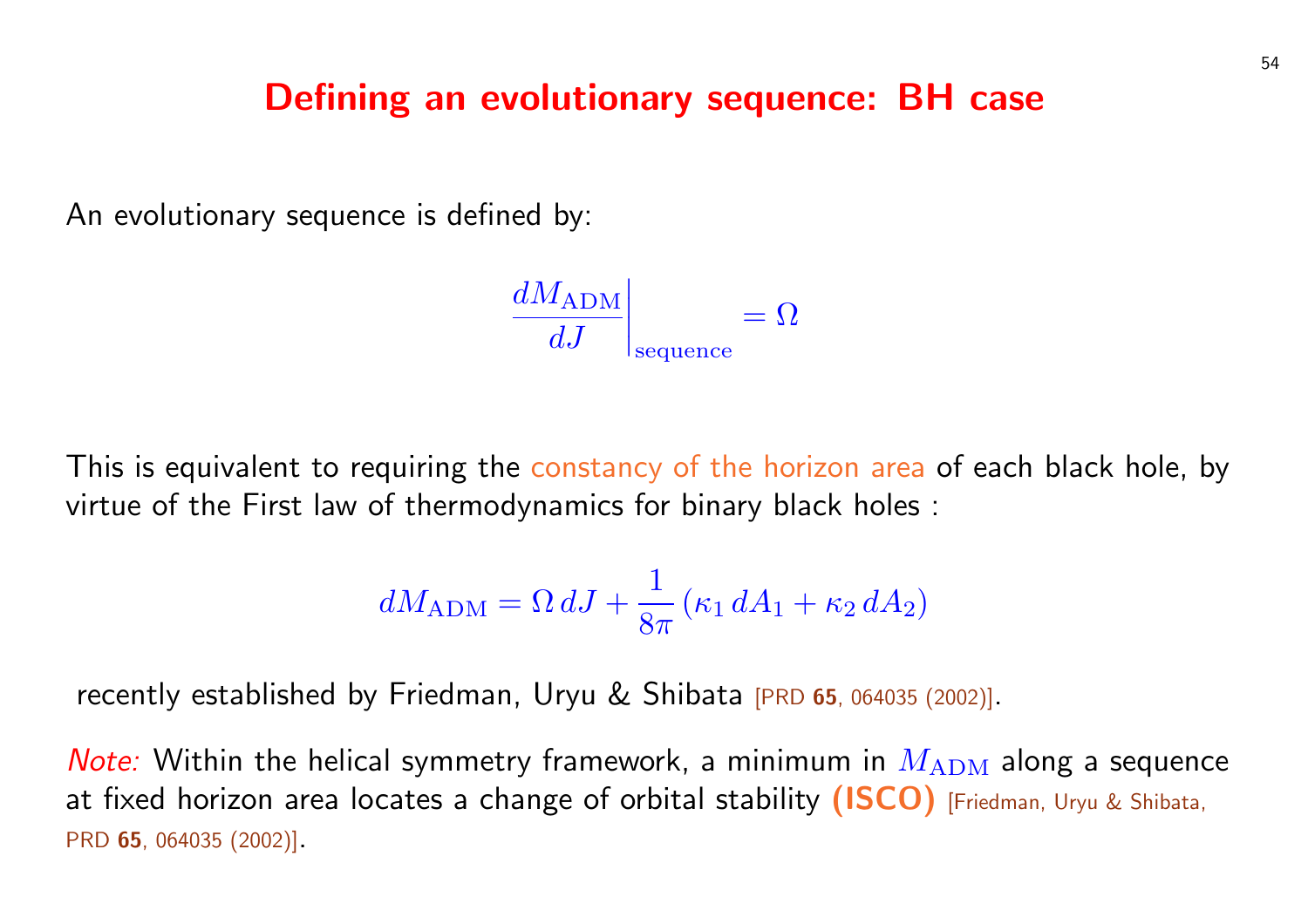# Defining an evolutionary sequence: BH case

An evolutionary sequence is defined by:

$$\left. \frac{dM_{\rm ADM}}{dJ} \right|_{\rm sequence} = \Omega$$

This is equivalent to requiring the constancy of the horizon area of each black hole, by virtue of the First law of thermodynamics for binary black holes :

$$dM_{\rm ADM} = \Omega \, dJ + \frac{1}{8\pi} \left( \kappa_1 \, dA_1 + \kappa_2 \, dA_2 \right)$$

recently established by Friedman, Uryu & Shibata [PRD **65**, 064035 (2002)].

*Note:* Within the helical symmetry framework, a minimum in $M_{\rm ADM}$ along a sequence at fixed horizon area locates a change of orbital stability **(ISCO)** [Friedman, Uryu & Shibata, PRD **65**, 064035 (2002)].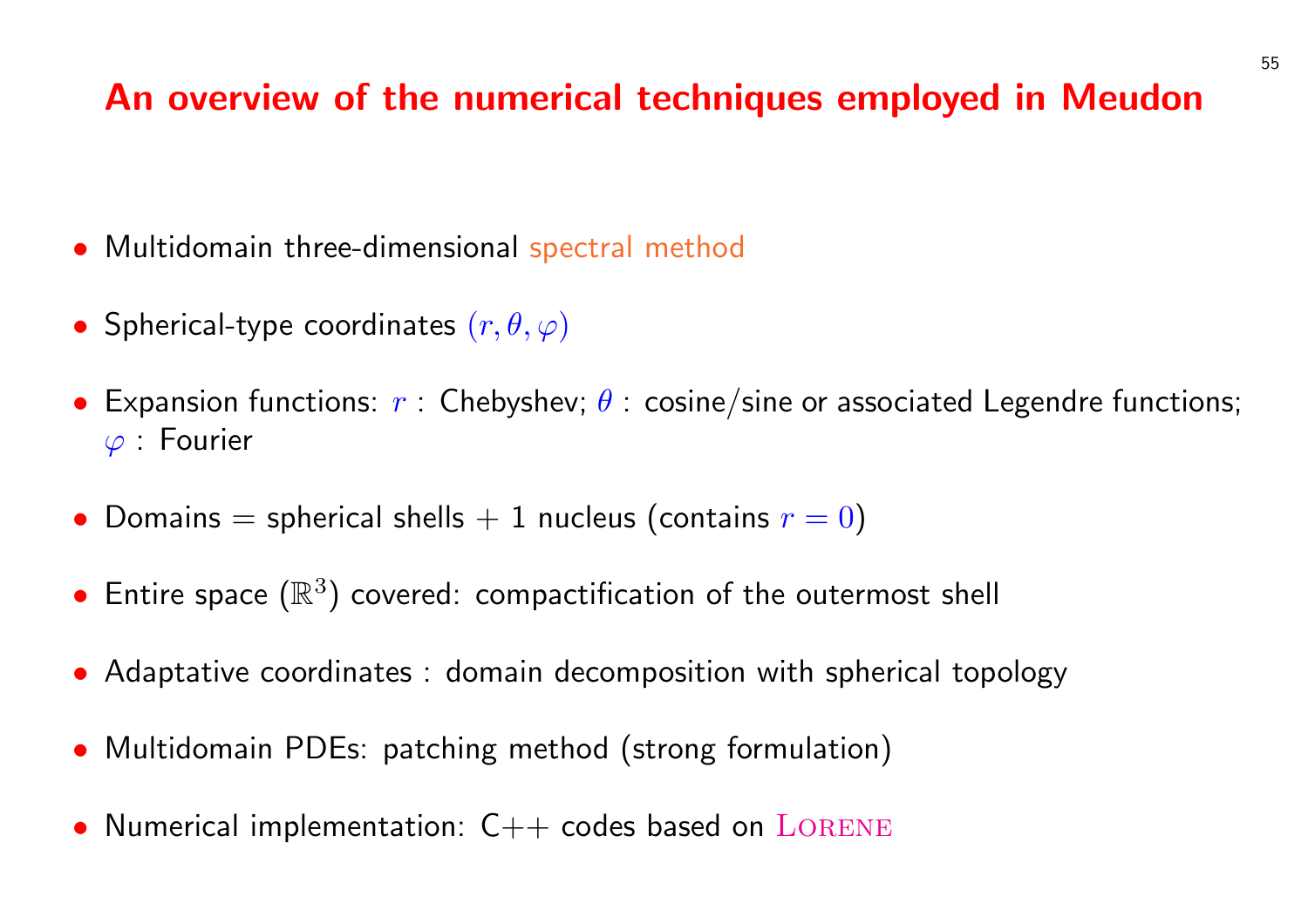# An overview of the numerical techniques employed in Meudon

- Multidomain three-dimensional spectral method
- Spherical-type coordinates $(r, \theta, \varphi)$
- Expansion functions: $r$ : Chebyshev; $\theta$ : cosine/sine or associated Legendre functions; $\varphi$ : Fourier
- Domains = spherical shells + 1 nucleus (contains $r = 0$)
- Entire space ($\mathbb{R}^3$) covered: compactification of the outermost shell
- Adaptative coordinates : domain decomposition with spherical topology
- Multidomain PDEs: patching method (strong formulation)
- Numerical implementation: C++ codes based on LORENE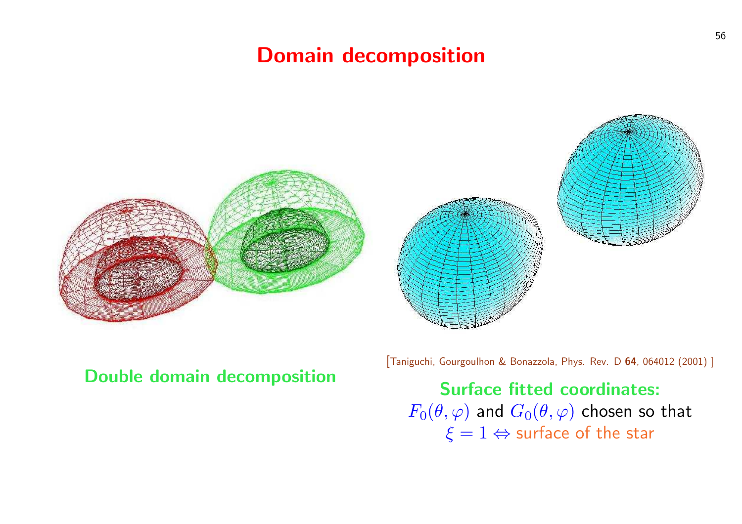# Domain decomposition

**Double domain decomposition**

[Taniguchi, Gourgoulhon & Bonazzola, Phys. Rev. D **64**, 064012 (2001) ]

**Surface fitted coordinates:**
$F_0(\theta, \varphi)$ and $G_0(\theta, \varphi)$ chosen so that
$\xi = 1 \Leftrightarrow$ surface of the star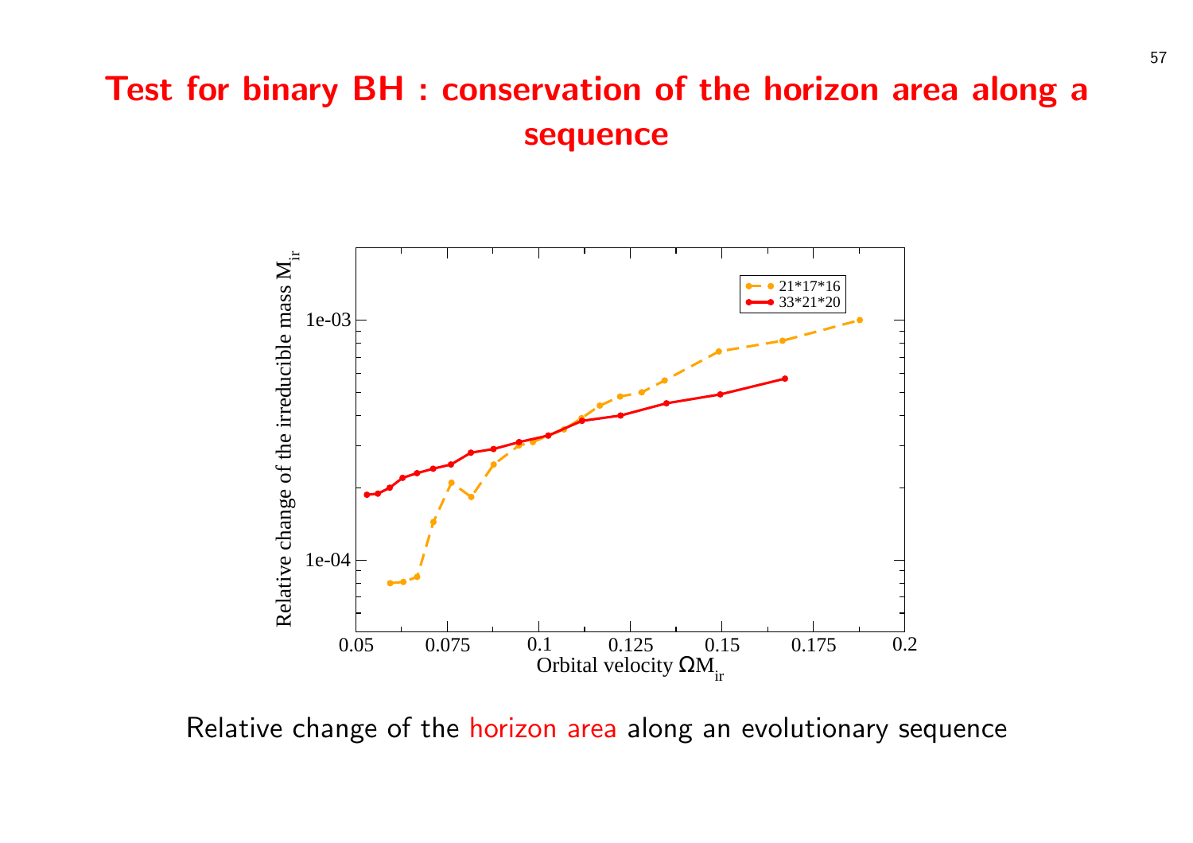# Test for binary BH : conservation of the horizon area along a sequence

Relative change of the irreducible mass $M_{ir}$

1e-03

1e-04

0.05 0.075 0.1 0.125 0.15 0.175 0.2

Orbital velocity $\Omega M_{ir}$

21*17*16

33*21*20

Relative change of the horizon area along an evolutionary sequence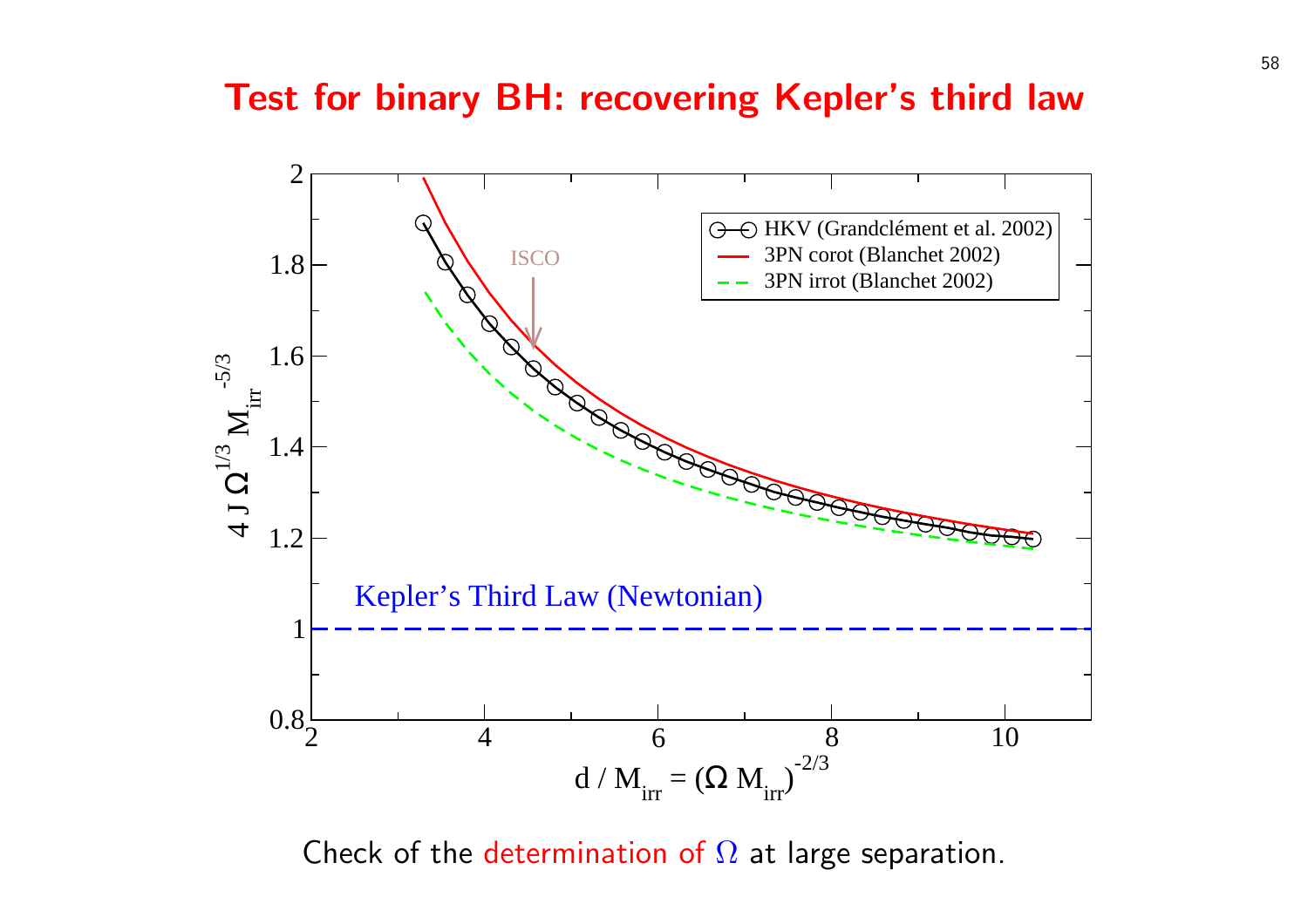# Test for binary BH: recovering Kepler's third law

$4\,J\,\Omega^{1/3}\,M_{irr}^{-5/3}$

2

1.8

1.6

1.4

1.2

1

0.8

$d / M_{irr} = (\Omega\, M_{irr})^{-2/3}$

2

4

6

8

10

HKV (Grandclément et al. 2002)

3PN corot (Blanchet 2002)

3PN irrot (Blanchet 2002)

ISCO

Kepler's Third Law (Newtonian)

Check of the determination of $\Omega$ at large separation.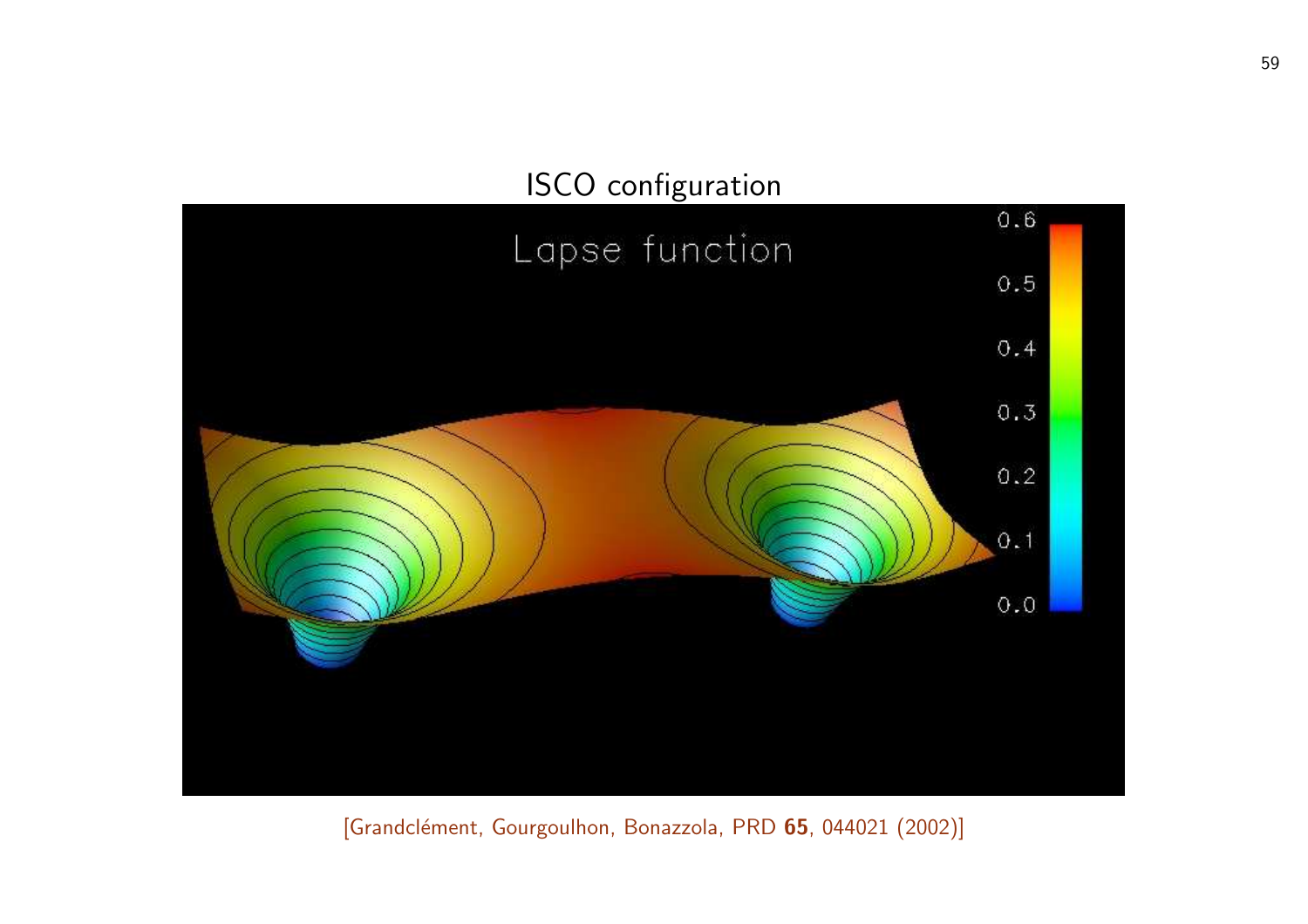## ISCO configuration

Lapse function

0.6

0.5

0.4

0.3

0.2

0.1

0.0

[Grandclément, Gourgoulhon, Bonazzola, PRD **65**, 044021 (2002)]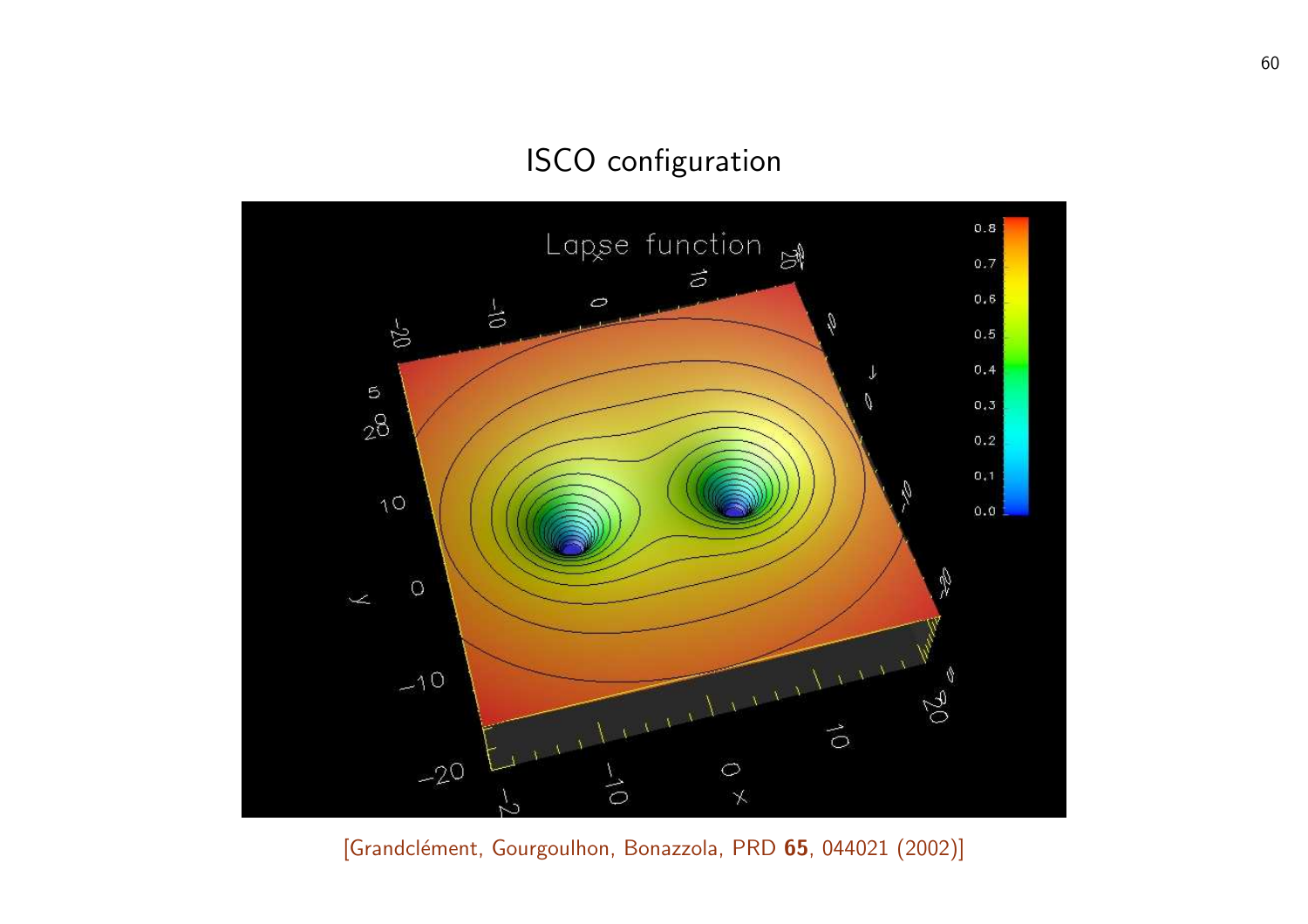# ISCO configuration

Lapse function

0.8
0.7
0.6
0.5
0.4
0.3
0.2
0.1
0.0

[Grandclément, Gourgoulhon, Bonazzola, PRD **65**, 044021 (2002)]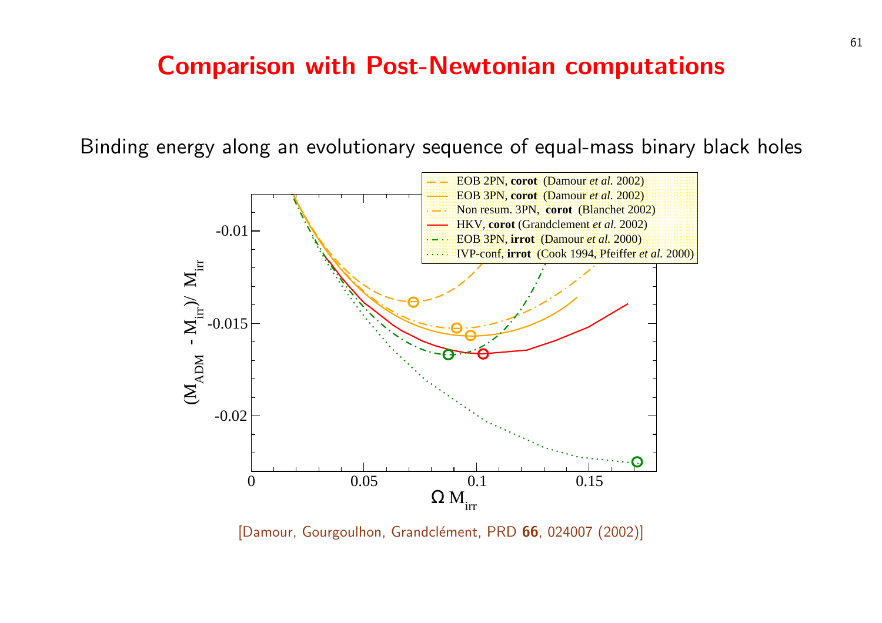# Comparison with Post-Newtonian computations

Binding energy along an evolutionary sequence of equal-mass binary black holes

[Damour, Gourgoulhon, Grandclément, PRD **66**, 024007 (2002)]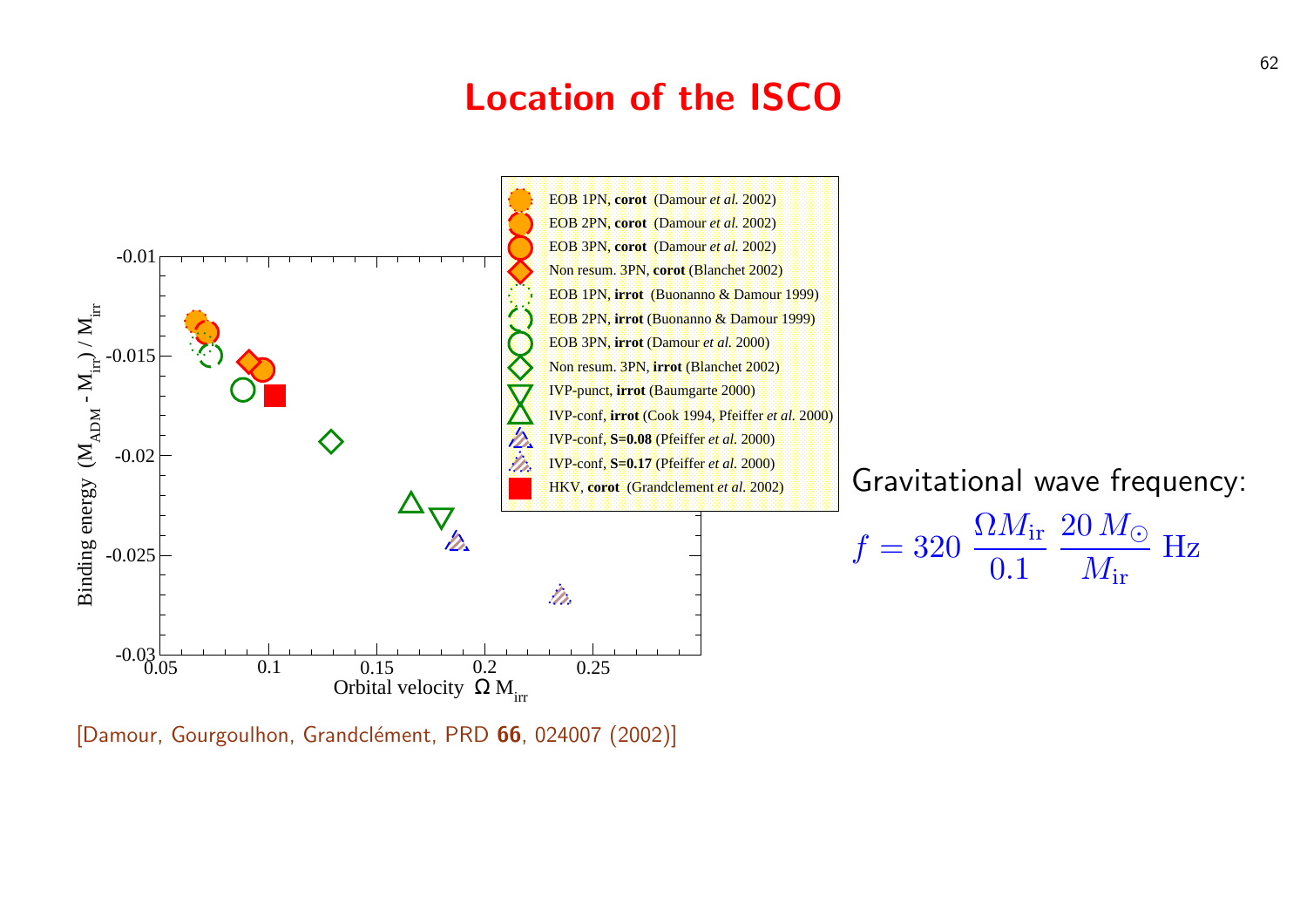# Location of the ISCO

Binding energy $(M_{ADM} - M_{irr}) / M_{irr}$

-0.01
-0.015
-0.02
-0.025
-0.03

Orbital velocity $\Omega M_{irr}$

0.05
0.1
0.15
0.2
0.25

EOB 1PN, **corot** (Damour *et al.* 2002)
EOB 2PN, **corot** (Damour *et al.* 2002)
EOB 3PN, **corot** (Damour *et al.* 2002)
Non resum. 3PN, **corot** (Blanchet 2002)
EOB 1PN, **irrot** (Buonanno & Damour 1999)
EOB 2PN, **irrot** (Buonanno & Damour 1999)
EOB 3PN, **irrot** (Damour *et al.* 2000)
Non resum. 3PN, **irrot** (Blanchet 2002)
IVP-punct, **irrot** (Baumgarte 2000)
IVP-conf, **irrot** (Cook 1994, Pfeiffer *et al.* 2000)
IVP-conf, **S=0.08** (Pfeiffer *et al.* 2000)
IVP-conf, **S=0.17** (Pfeiffer *et al.* 2000)
HKV, **corot** (Grandclement *et al.* 2002)

Gravitational wave frequency:

$$f = 320 \, \frac{\Omega M_{\rm ir}}{0.1} \, \frac{20 \, M_\odot}{M_{\rm ir}} \; {\rm Hz}$$

[Damour, Gourgoulhon, Grandclément, PRD **66**, 024007 (2002)]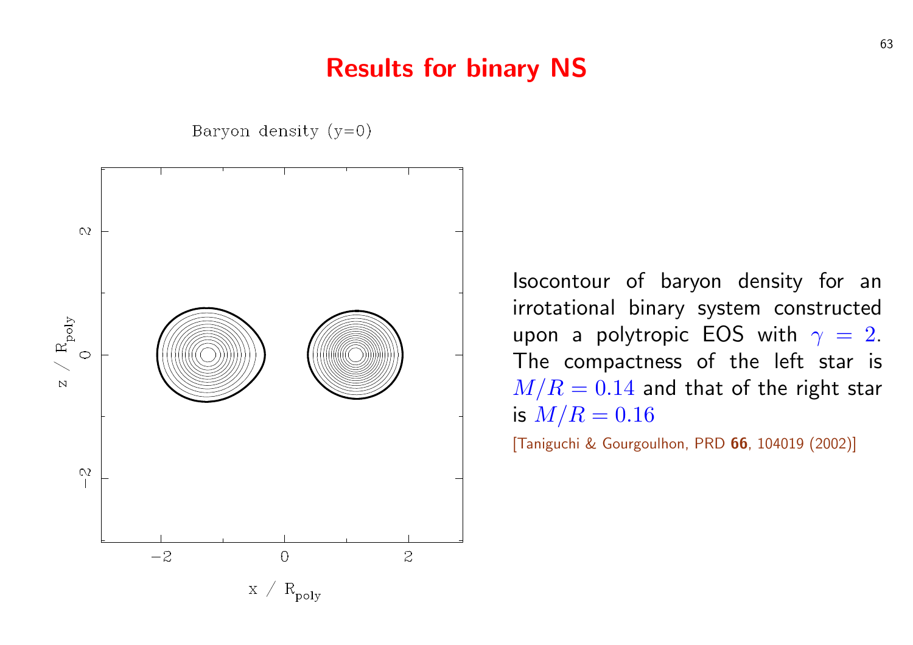# Results for binary NS

Baryon density (y=0)

z / R$_{\text{poly}}$

2

0

−2

−2

0

2

x / R$_{\text{poly}}$

Isocontour of baryon density for an irrotational binary system constructed upon a polytropic EOS with $\gamma = 2$. The compactness of the left star is $M/R = 0.14$ and that of the right star is $M/R = 0.16$

[Taniguchi & Gourgoulhon, PRD **66**, 104019 (2002)]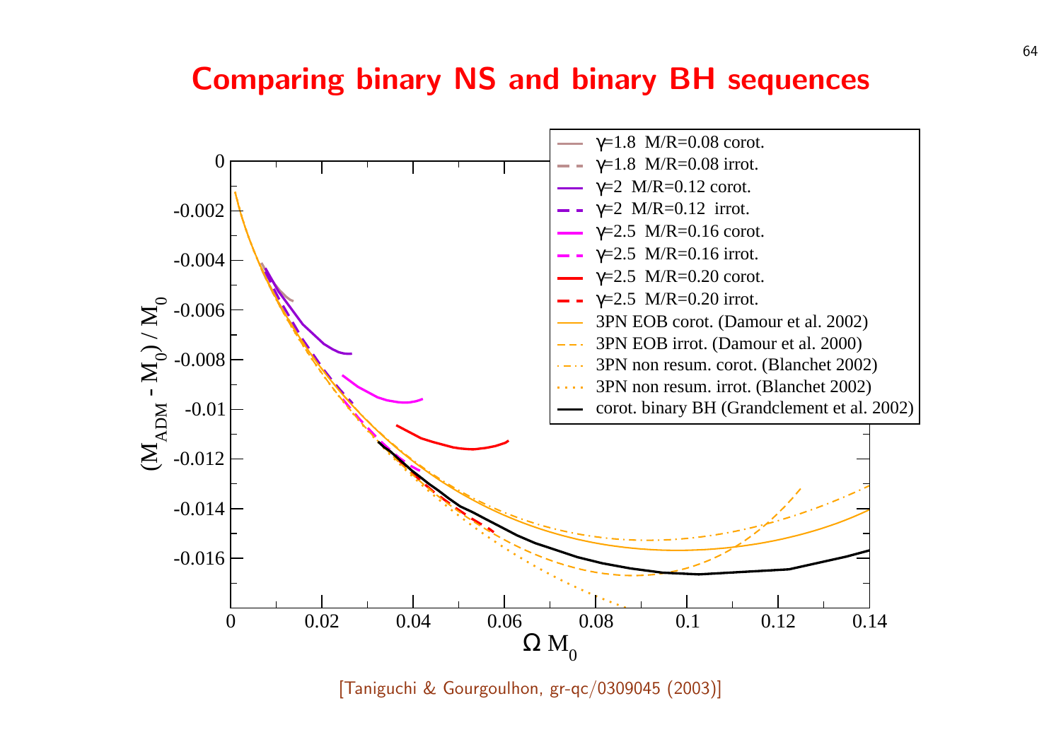# Comparing binary NS and binary BH sequences

$(M_{ADM} - M_0) / M_0$

0
-0.002
-0.004
-0.006
-0.008
-0.01
-0.012
-0.014
-0.016

$\Omega\, M_0$

0
0.02
0.04
0.06
0.08
0.1
0.12
0.14

$\gamma$=1.8 M/R=0.08 corot.
$\gamma$=1.8 M/R=0.08 irrot.
$\gamma$=2 M/R=0.12 corot.
$\gamma$=2 M/R=0.12 irrot.
$\gamma$=2.5 M/R=0.16 corot.
$\gamma$=2.5 M/R=0.16 irrot.
$\gamma$=2.5 M/R=0.20 corot.
$\gamma$=2.5 M/R=0.20 irrot.
3PN EOB corot. (Damour et al. 2002)
3PN EOB irrot. (Damour et al. 2000)
3PN non resum. corot. (Blanchet 2002)
3PN non resum. irrot. (Blanchet 2002)
corot. binary BH (Grandclement et al. 2002)

[Taniguchi & Gourgoulhon, gr-qc/0309045 (2003)]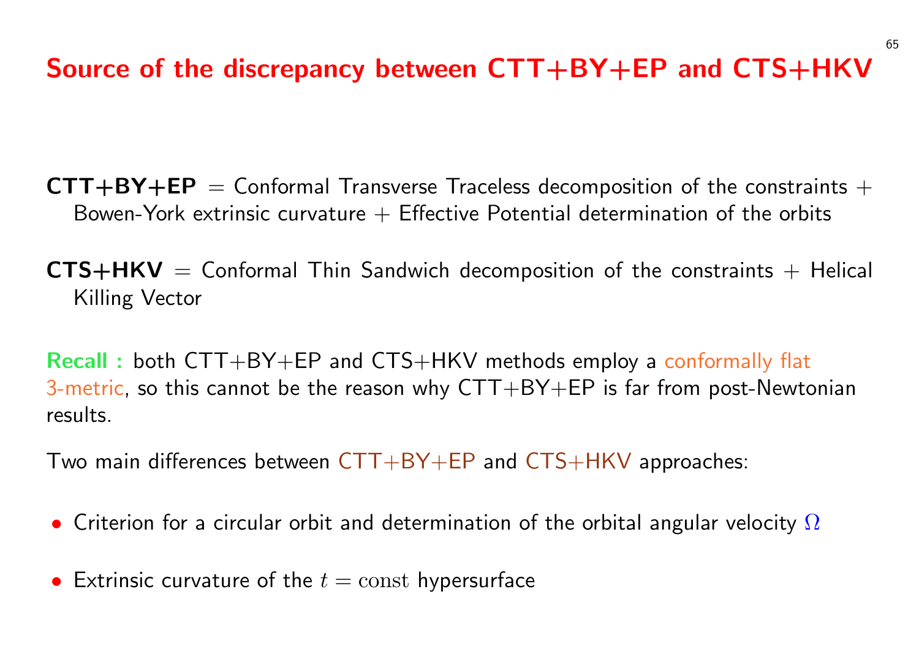# Source of the discrepancy between CTT+BY+EP and CTS+HKV

**CTT+BY+EP** = Conformal Transverse Traceless decomposition of the constraints + Bowen-York extrinsic curvature + Effective Potential determination of the orbits

**CTS+HKV** = Conformal Thin Sandwich decomposition of the constraints + Helical Killing Vector

**Recall :** both CTT+BY+EP and CTS+HKV methods employ a conformally flat 3-metric, so this cannot be the reason why CTT+BY+EP is far from post-Newtonian results.

Two main differences between CTT+BY+EP and CTS+HKV approaches:

- Criterion for a circular orbit and determination of the orbital angular velocity $\Omega$
- Extrinsic curvature of the $t = \mathrm{const}$ hypersurface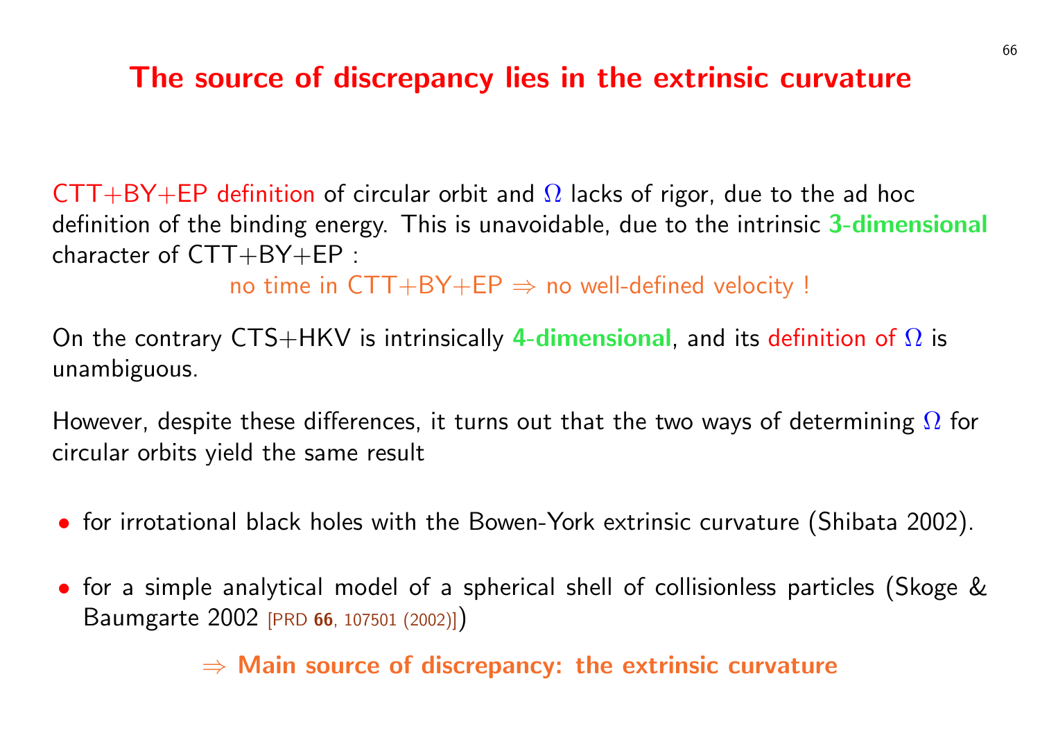# The source of discrepancy lies in the extrinsic curvature

CTT+BY+EP definition of circular orbit and $\Omega$ lacks of rigor, due to the ad hoc definition of the binding energy. This is unavoidable, due to the intrinsic **3-dimensional** character of CTT+BY+EP :

no time in CTT+BY+EP $\Rightarrow$ no well-defined velocity !

On the contrary CTS+HKV is intrinsically **4-dimensional**, and its definition of $\Omega$ is unambiguous.

However, despite these differences, it turns out that the two ways of determining $\Omega$ for circular orbits yield the same result

- for irrotational black holes with the Bowen-York extrinsic curvature (Shibata 2002).
- for a simple analytical model of a spherical shell of collisionless particles (Skoge & Baumgarte 2002 [PRD **66**, 107501 (2002)])

$\Rightarrow$ **Main source of discrepancy: the extrinsic curvature**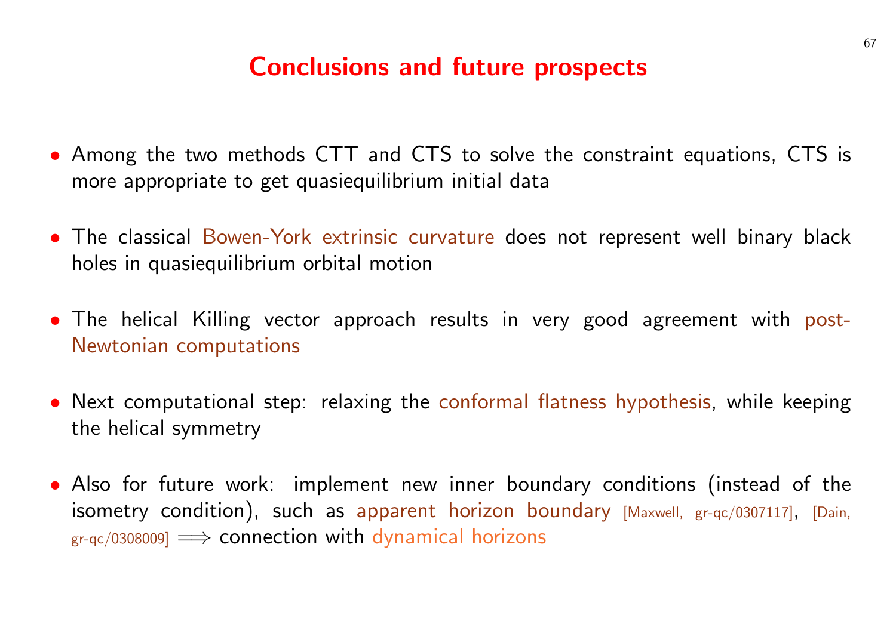# Conclusions and future prospects

- Among the two methods CTT and CTS to solve the constraint equations, CTS is more appropriate to get quasiequilibrium initial data
- The classical Bowen-York extrinsic curvature does not represent well binary black holes in quasiequilibrium orbital motion
- The helical Killing vector approach results in very good agreement with post-Newtonian computations
- Next computational step: relaxing the conformal flatness hypothesis, while keeping the helical symmetry
- Also for future work: implement new inner boundary conditions (instead of the isometry condition), such as apparent horizon boundary [Maxwell, gr-qc/0307117], [Dain, gr-qc/0308009] $\Longrightarrow$ connection with dynamical horizons